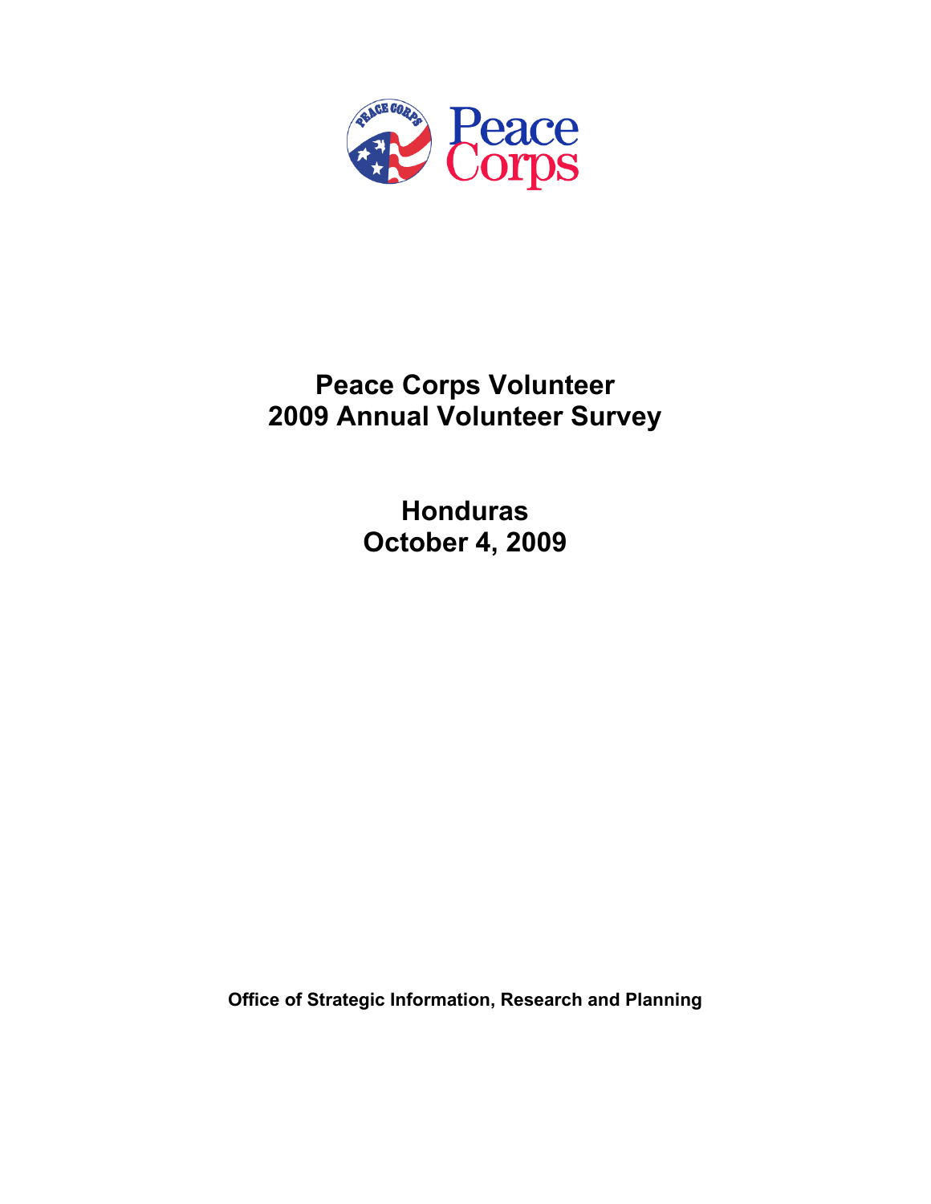# Peace Corps Volunteer
# 2009 Annual Volunteer Survey

## Honduras
## October 4, 2009

**Office of Strategic Information, Research and Planning**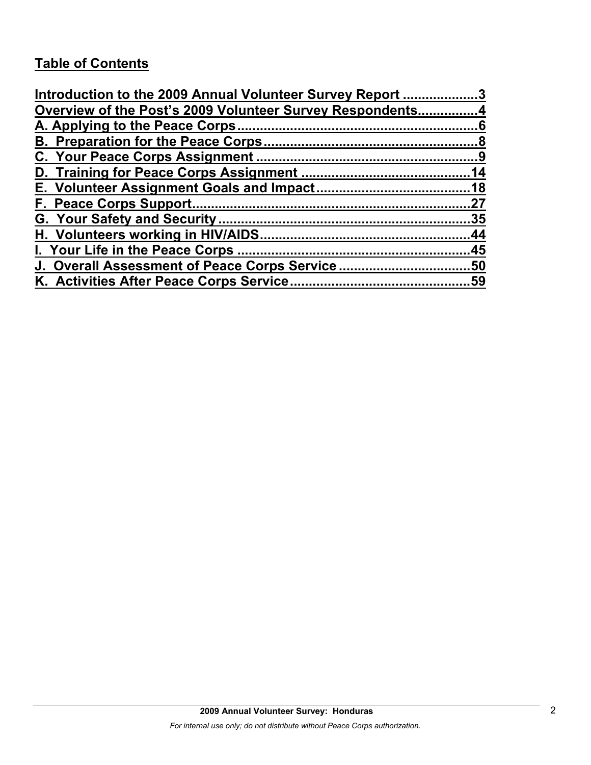## Table of Contents

Introduction to the 2009 Annual Volunteer Survey Report ....................3
Overview of the Post's 2009 Volunteer Survey Respondents...............4
A. Applying to the Peace Corps...............................................................6
B. Preparation for the Peace Corps.........................................................8
C. Your Peace Corps Assignment ...........................................................9
D. Training for Peace Corps Assignment ............................................14
E. Volunteer Assignment Goals and Impact........................................18
F. Peace Corps Support.........................................................................27
G. Your Safety and Security...................................................................35
H. Volunteers working in HIV/AIDS.......................................................44
I. Your Life in the Peace Corps .............................................................45
J. Overall Assessment of Peace Corps Service ..................................50
K. Activities After Peace Corps Service...............................................59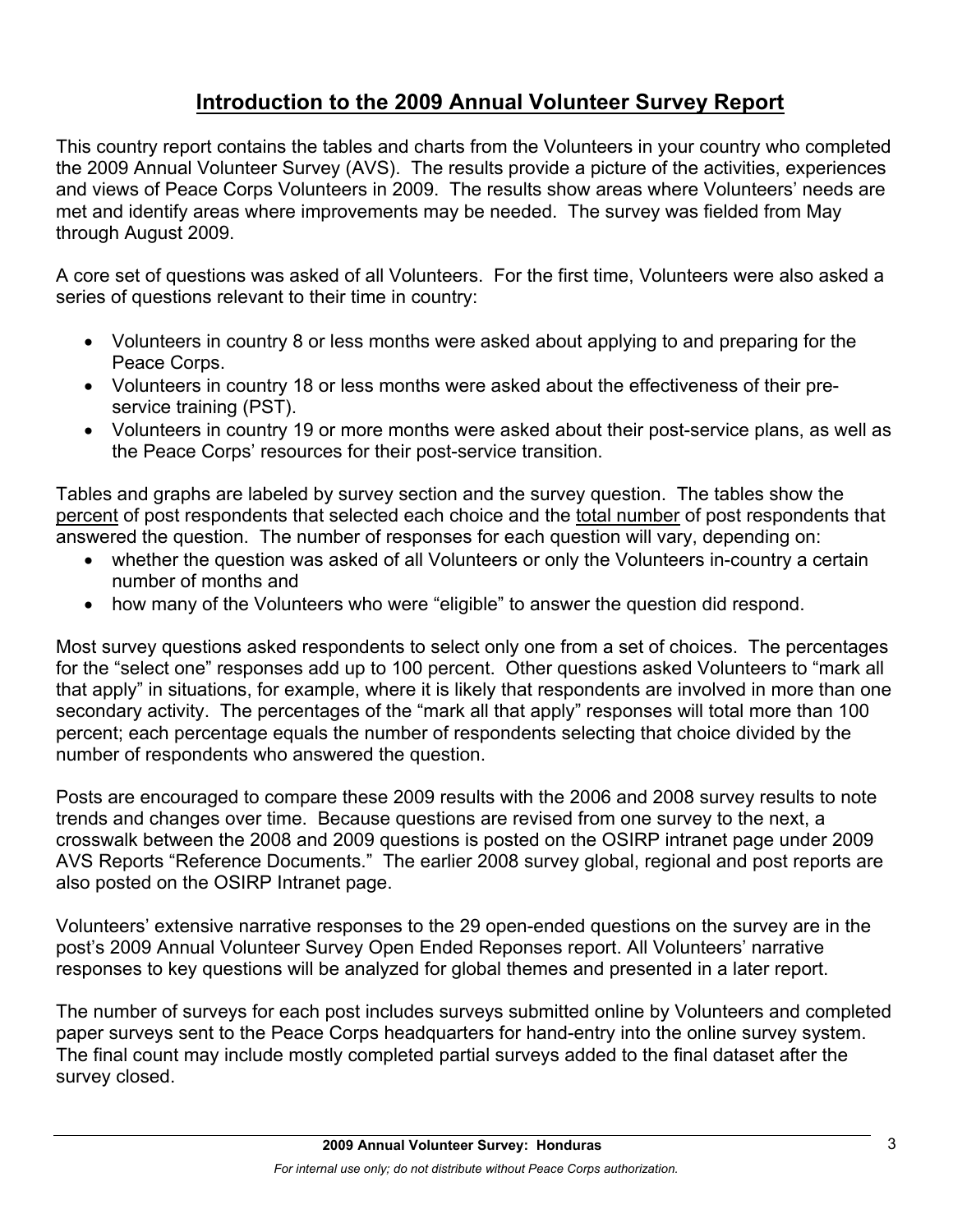# Introduction to the 2009 Annual Volunteer Survey Report

This country report contains the tables and charts from the Volunteers in your country who completed the 2009 Annual Volunteer Survey (AVS). The results provide a picture of the activities, experiences and views of Peace Corps Volunteers in 2009. The results show areas where Volunteers' needs are met and identify areas where improvements may be needed. The survey was fielded from May through August 2009.

A core set of questions was asked of all Volunteers. For the first time, Volunteers were also asked a series of questions relevant to their time in country:

- Volunteers in country 8 or less months were asked about applying to and preparing for the Peace Corps.
- Volunteers in country 18 or less months were asked about the effectiveness of their pre-service training (PST).
- Volunteers in country 19 or more months were asked about their post-service plans, as well as the Peace Corps' resources for their post-service transition.

Tables and graphs are labeled by survey section and the survey question. The tables show the percent of post respondents that selected each choice and the total number of post respondents that answered the question. The number of responses for each question will vary, depending on:

- whether the question was asked of all Volunteers or only the Volunteers in-country a certain number of months and
- how many of the Volunteers who were "eligible" to answer the question did respond.

Most survey questions asked respondents to select only one from a set of choices. The percentages for the "select one" responses add up to 100 percent. Other questions asked Volunteers to "mark all that apply" in situations, for example, where it is likely that respondents are involved in more than one secondary activity. The percentages of the "mark all that apply" responses will total more than 100 percent; each percentage equals the number of respondents selecting that choice divided by the number of respondents who answered the question.

Posts are encouraged to compare these 2009 results with the 2006 and 2008 survey results to note trends and changes over time. Because questions are revised from one survey to the next, a crosswalk between the 2008 and 2009 questions is posted on the OSIRP intranet page under 2009 AVS Reports "Reference Documents." The earlier 2008 survey global, regional and post reports are also posted on the OSIRP Intranet page.

Volunteers' extensive narrative responses to the 29 open-ended questions on the survey are in the post's 2009 Annual Volunteer Survey Open Ended Reponses report. All Volunteers' narrative responses to key questions will be analyzed for global themes and presented in a later report.

The number of surveys for each post includes surveys submitted online by Volunteers and completed paper surveys sent to the Peace Corps headquarters for hand-entry into the online survey system. The final count may include mostly completed partial surveys added to the final dataset after the survey closed.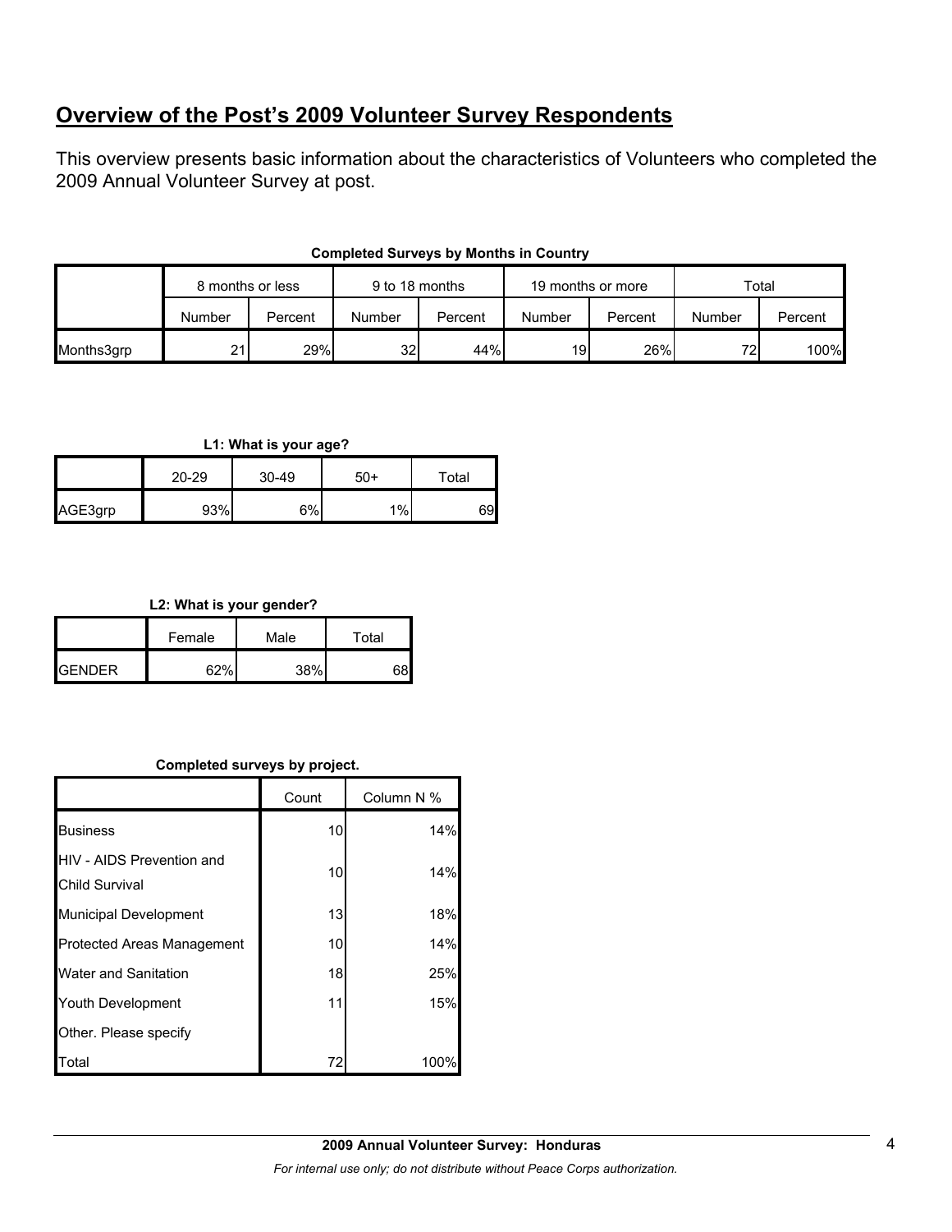## **Overview of the Post's 2009 Volunteer Survey Respondents**

This overview presents basic information about the characteristics of Volunteers who completed the 2009 Annual Volunteer Survey at post.

**Completed Surveys by Months in Country**

| | 8 months or less | | 9 to 18 months | | 19 months or more | | Total | |
|---|---|---|---|---|---|---|---|---|
| | Number | Percent | Number | Percent | Number | Percent | Number | Percent |
| Months3grp | 21 | 29% | 32 | 44% | 19 | 26% | 72 | 100% |

**L1: What is your age?**

| | 20-29 | 30-49 | 50+ | Total |
|---|---|---|---|---|
| AGE3grp | 93% | 6% | 1% | 69 |

**L2: What is your gender?**

| | Female | Male | Total |
|---|---|---|---|
| GENDER | 62% | 38% | 68 |

**Completed surveys by project.**

| | Count | Column N % |
|---|---|---|
| Business | 10 | 14% |
| HIV - AIDS Prevention and Child Survival | 10 | 14% |
| Municipal Development | 13 | 18% |
| Protected Areas Management | 10 | 14% |
| Water and Sanitation | 18 | 25% |
| Youth Development | 11 | 15% |
| Other. Please specify | | |
| Total | 72 | 100% |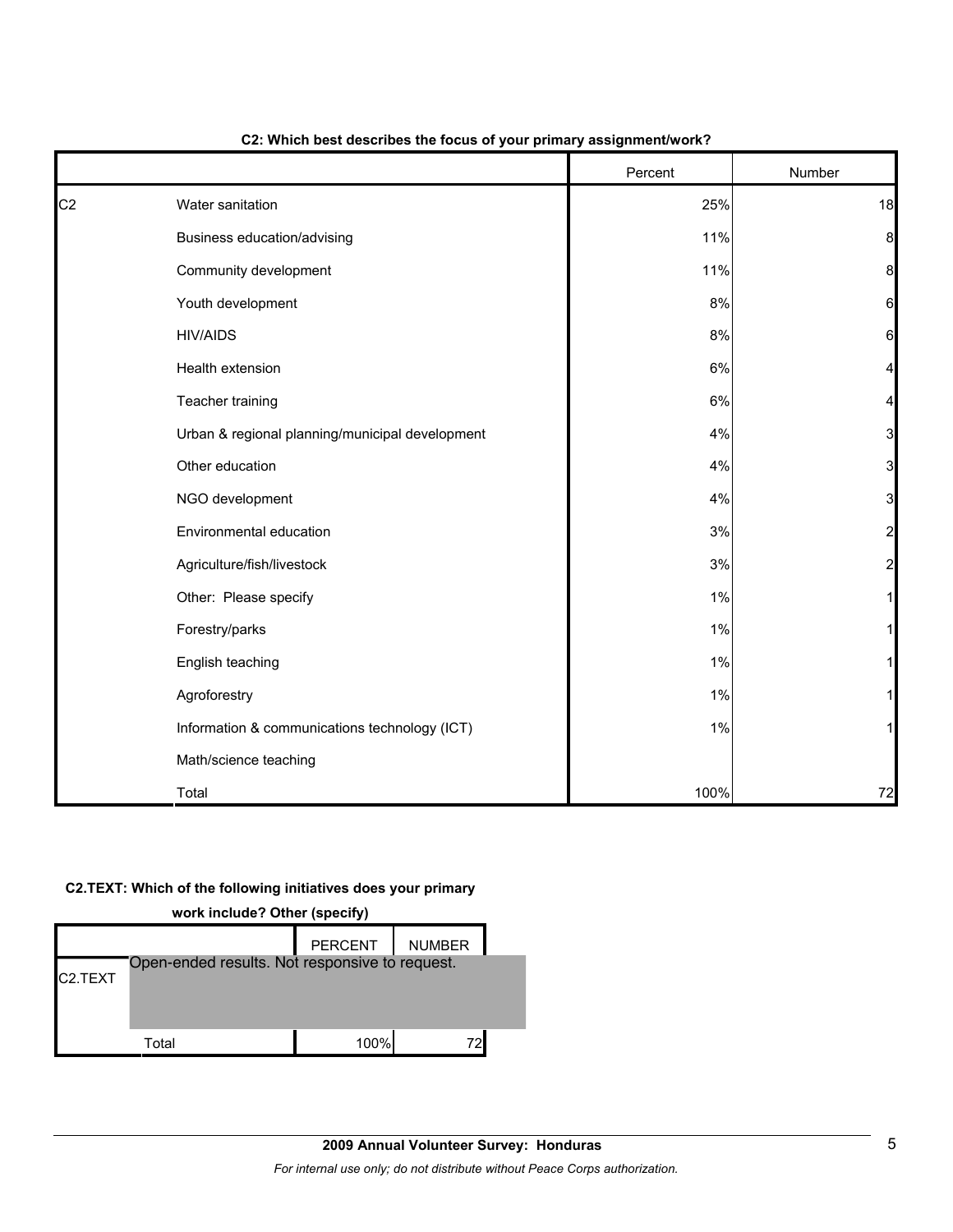**C2: Which best describes the focus of your primary assignment/work?**

| | | Percent | Number |
|---|---|---|---|
| C2 | Water sanitation | 25% | 18 |
| | Business education/advising | 11% | 8 |
| | Community development | 11% | 8 |
| | Youth development | 8% | 6 |
| | HIV/AIDS | 8% | 6 |
| | Health extension | 6% | 4 |
| | Teacher training | 6% | 4 |
| | Urban & regional planning/municipal development | 4% | 3 |
| | Other education | 4% | 3 |
| | NGO development | 4% | 3 |
| | Environmental education | 3% | 2 |
| | Agriculture/fish/livestock | 3% | 2 |
| | Other: Please specify | 1% | 1 |
| | Forestry/parks | 1% | 1 |
| | English teaching | 1% | 1 |
| | Agroforestry | 1% | 1 |
| | Information & communications technology (ICT) | 1% | 1 |
| | Math/science teaching | | |
| | Total | 100% | 72 |

**C2.TEXT: Which of the following initiatives does your primary work include? Other (specify)**

| | | PERCENT | NUMBER |
|---|---|---|---|
| C2.TEXT | Open-ended results. Not responsive to request. | | |
| | Total | 100% | 72 |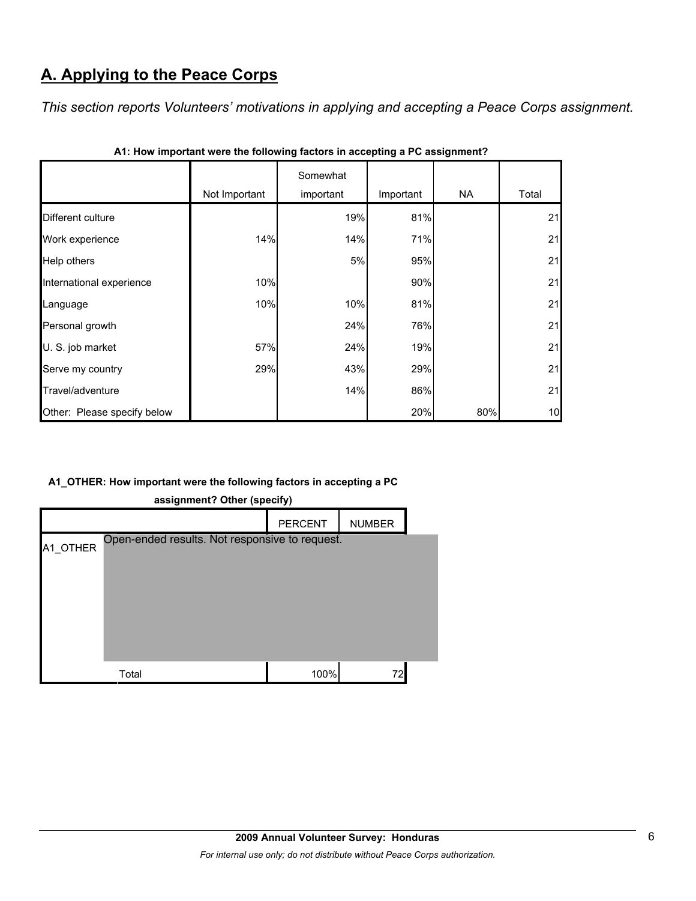## A. Applying to the Peace Corps

*This section reports Volunteers' motivations in applying and accepting a Peace Corps assignment.*

**A1: How important were the following factors in accepting a PC assignment?**

| | Not Important | Somewhat important | Important | NA | Total |
|---|---|---|---|---|---|
| Different culture | | 19% | 81% | | 21 |
| Work experience | 14% | 14% | 71% | | 21 |
| Help others | | 5% | 95% | | 21 |
| International experience | 10% | | 90% | | 21 |
| Language | 10% | 10% | 81% | | 21 |
| Personal growth | | 24% | 76% | | 21 |
| U. S. job market | 57% | 24% | 19% | | 21 |
| Serve my country | 29% | 43% | 29% | | 21 |
| Travel/adventure | | 14% | 86% | | 21 |
| Other: Please specify below | | | 20% | 80% | 10 |

**A1_OTHER: How important were the following factors in accepting a PC assignment? Other (specify)**

| | | PERCENT | NUMBER |
|---|---|---|---|
| A1_OTHER | Open-ended results. Not responsive to request. | | |
| | Total | 100% | 72 |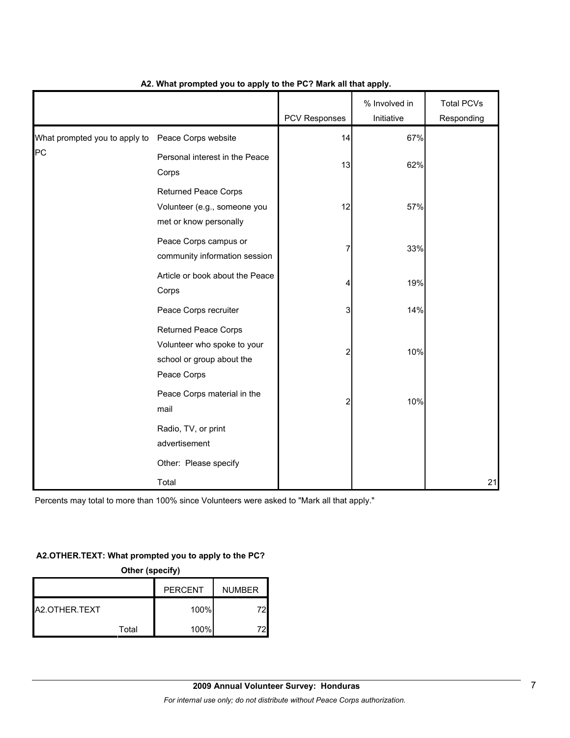**A2. What prompted you to apply to the PC? Mark all that apply.**

| | | PCV Responses | % Involved in Initiative | Total PCVs Responding |
|---|---|---|---|---|
| What prompted you to apply to PC | Peace Corps website | 14 | 67% | |
| | Personal interest in the Peace Corps | 13 | 62% | |
| | Returned Peace Corps Volunteer (e.g., someone you met or know personally | 12 | 57% | |
| | Peace Corps campus or community information session | 7 | 33% | |
| | Article or book about the Peace Corps | 4 | 19% | |
| | Peace Corps recruiter | 3 | 14% | |
| | Returned Peace Corps Volunteer who spoke to your school or group about the Peace Corps | 2 | 10% | |
| | Peace Corps material in the mail | 2 | 10% | |
| | Radio, TV, or print advertisement | | | |
| | Other: Please specify | | | |
| | Total | | | 21 |

Percents may total to more than 100% since Volunteers were asked to "Mark all that apply."

**A2.OTHER.TEXT: What prompted you to apply to the PC? Other (specify)**

| | | PERCENT | NUMBER |
|---|---|---|---|
| A2.OTHER.TEXT | | 100% | 72 |
| | Total | 100% | 72 |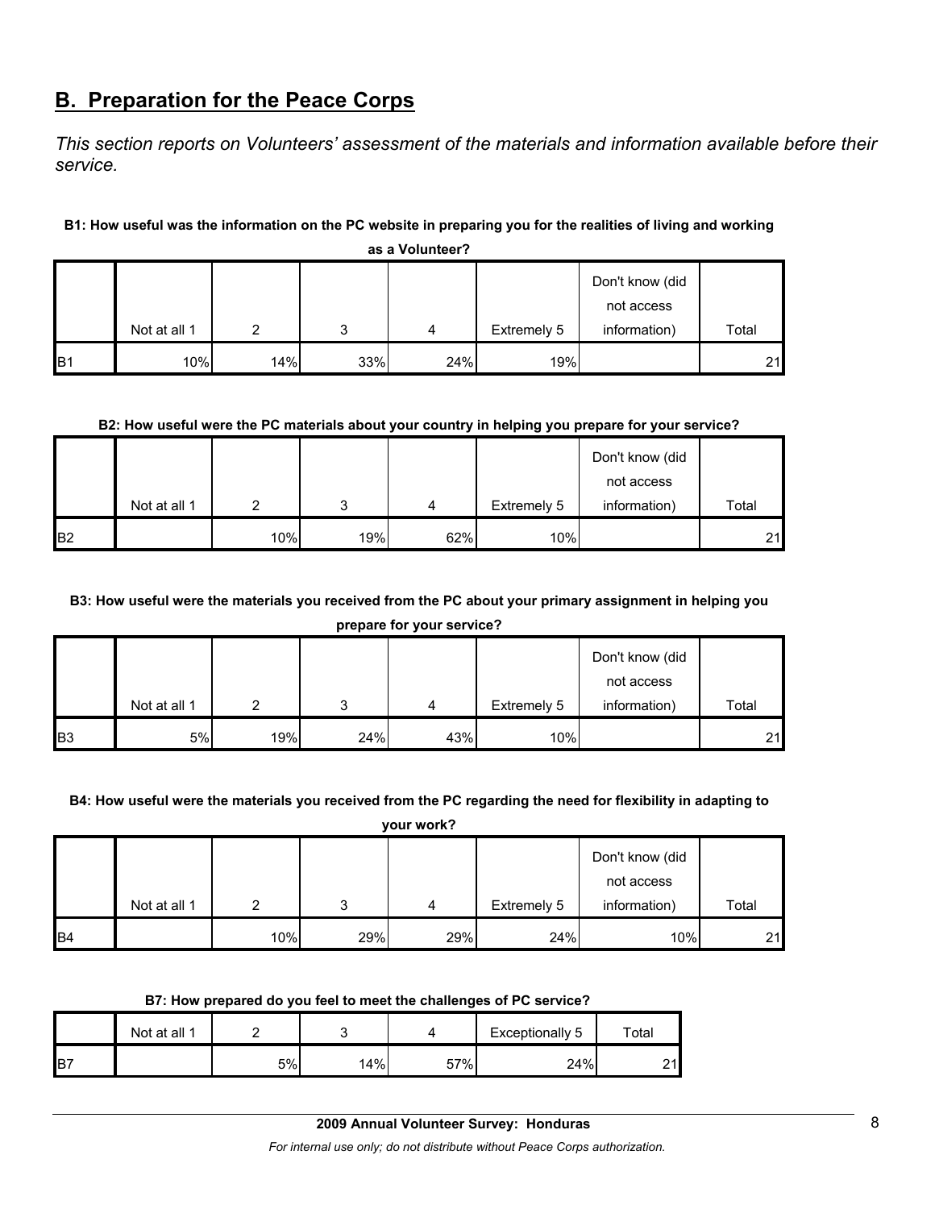## B. Preparation for the Peace Corps

*This section reports on Volunteers' assessment of the materials and information available before their service.*

**B1: How useful was the information on the PC website in preparing you for the realities of living and working as a Volunteer?**

| | Not at all 1 | 2 | 3 | 4 | Extremely 5 | Don't know (did not access information) | Total |
|---|---|---|---|---|---|---|---|
| B1 | 10% | 14% | 33% | 24% | 19% | | 21 |

**B2: How useful were the PC materials about your country in helping you prepare for your service?**

| | Not at all 1 | 2 | 3 | 4 | Extremely 5 | Don't know (did not access information) | Total |
|---|---|---|---|---|---|---|---|
| B2 | | 10% | 19% | 62% | 10% | | 21 |

**B3: How useful were the materials you received from the PC about your primary assignment in helping you prepare for your service?**

| | Not at all 1 | 2 | 3 | 4 | Extremely 5 | Don't know (did not access information) | Total |
|---|---|---|---|---|---|---|---|
| B3 | 5% | 19% | 24% | 43% | 10% | | 21 |

**B4: How useful were the materials you received from the PC regarding the need for flexibility in adapting to your work?**

| | Not at all 1 | 2 | 3 | 4 | Extremely 5 | Don't know (did not access information) | Total |
|---|---|---|---|---|---|---|---|
| B4 | | 10% | 29% | 29% | 24% | 10% | 21 |

**B7: How prepared do you feel to meet the challenges of PC service?**

| | Not at all 1 | 2 | 3 | 4 | Exceptionally 5 | Total |
|---|---|---|---|---|---|---|
| B7 | | 5% | 14% | 57% | 24% | 21 |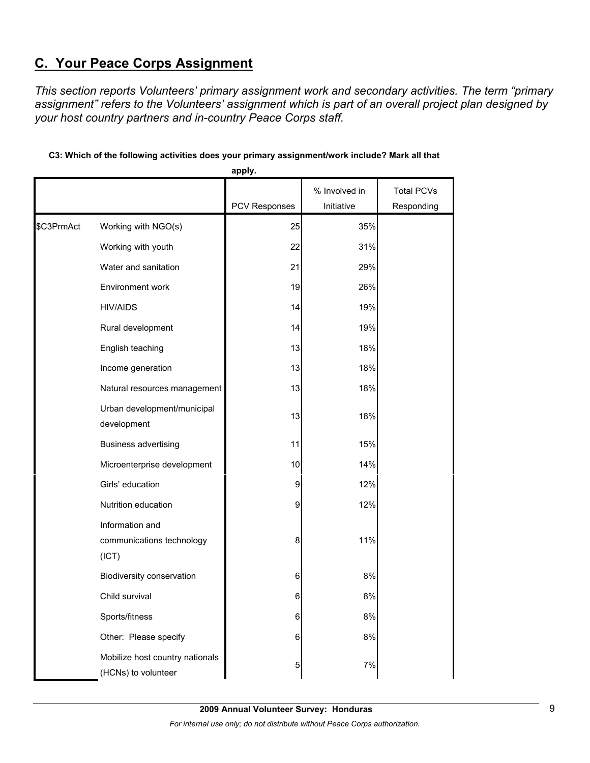## C. Your Peace Corps Assignment

*This section reports Volunteers' primary assignment work and secondary activities. The term "primary assignment" refers to the Volunteers' assignment which is part of an overall project plan designed by your host country partners and in-country Peace Corps staff.*

**C3: Which of the following activities does your primary assignment/work include? Mark all that apply.**

| | | PCV Responses | % Involved in Initiative | Total PCVs Responding |
|---|---|---|---|---|
| $C3PrmAct | Working with NGO(s) | 25 | 35% | |
| | Working with youth | 22 | 31% | |
| | Water and sanitation | 21 | 29% | |
| | Environment work | 19 | 26% | |
| | HIV/AIDS | 14 | 19% | |
| | Rural development | 14 | 19% | |
| | English teaching | 13 | 18% | |
| | Income generation | 13 | 18% | |
| | Natural resources management | 13 | 18% | |
| | Urban development/municipal development | 13 | 18% | |
| | Business advertising | 11 | 15% | |
| | Microenterprise development | 10 | 14% | |
| | Girls' education | 9 | 12% | |
| | Nutrition education | 9 | 12% | |
| | Information and communications technology (ICT) | 8 | 11% | |
| | Biodiversity conservation | 6 | 8% | |
| | Child survival | 6 | 8% | |
| | Sports/fitness | 6 | 8% | |
| | Other: Please specify | 6 | 8% | |
| | Mobilize host country nationals (HCNs) to volunteer | 5 | 7% | |

**2009 Annual Volunteer Survey: Honduras**

*For internal use only; do not distribute without Peace Corps authorization.*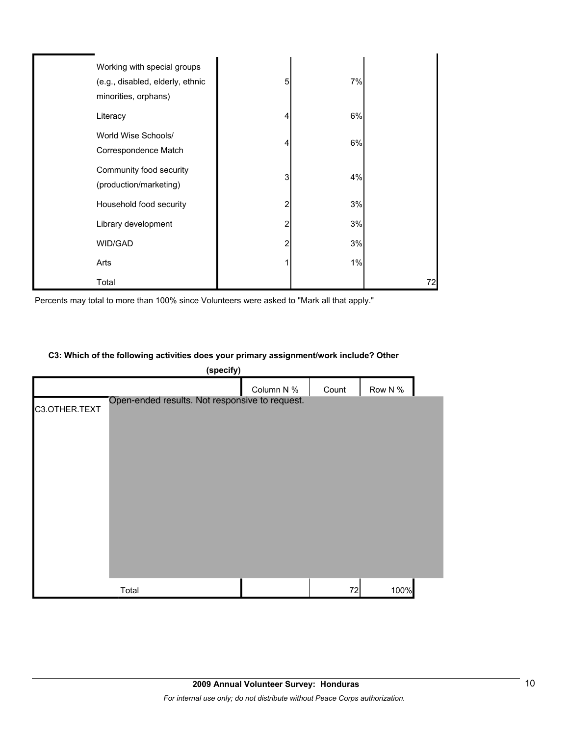| | | | |
|---|---|---|---|
| Working with special groups (e.g., disabled, elderly, ethnic minorities, orphans) | 5 | 7% | |
| Literacy | 4 | 6% | |
| World Wise Schools/ Correspondence Match | 4 | 6% | |
| Community food security (production/marketing) | 3 | 4% | |
| Household food security | 2 | 3% | |
| Library development | 2 | 3% | |
| WID/GAD | 2 | 3% | |
| Arts | 1 | 1% | |
| Total | | | 72 |

Percents may total to more than 100% since Volunteers were asked to "Mark all that apply."

**C3: Which of the following activities does your primary assignment/work include? Other (specify)**

| | | Column N % | Count | Row N % |
|---|---|---|---|---|
| C3.OTHER.TEXT | Open-ended results. Not responsive to request. | | | |
| | Total | | 72 | 100% |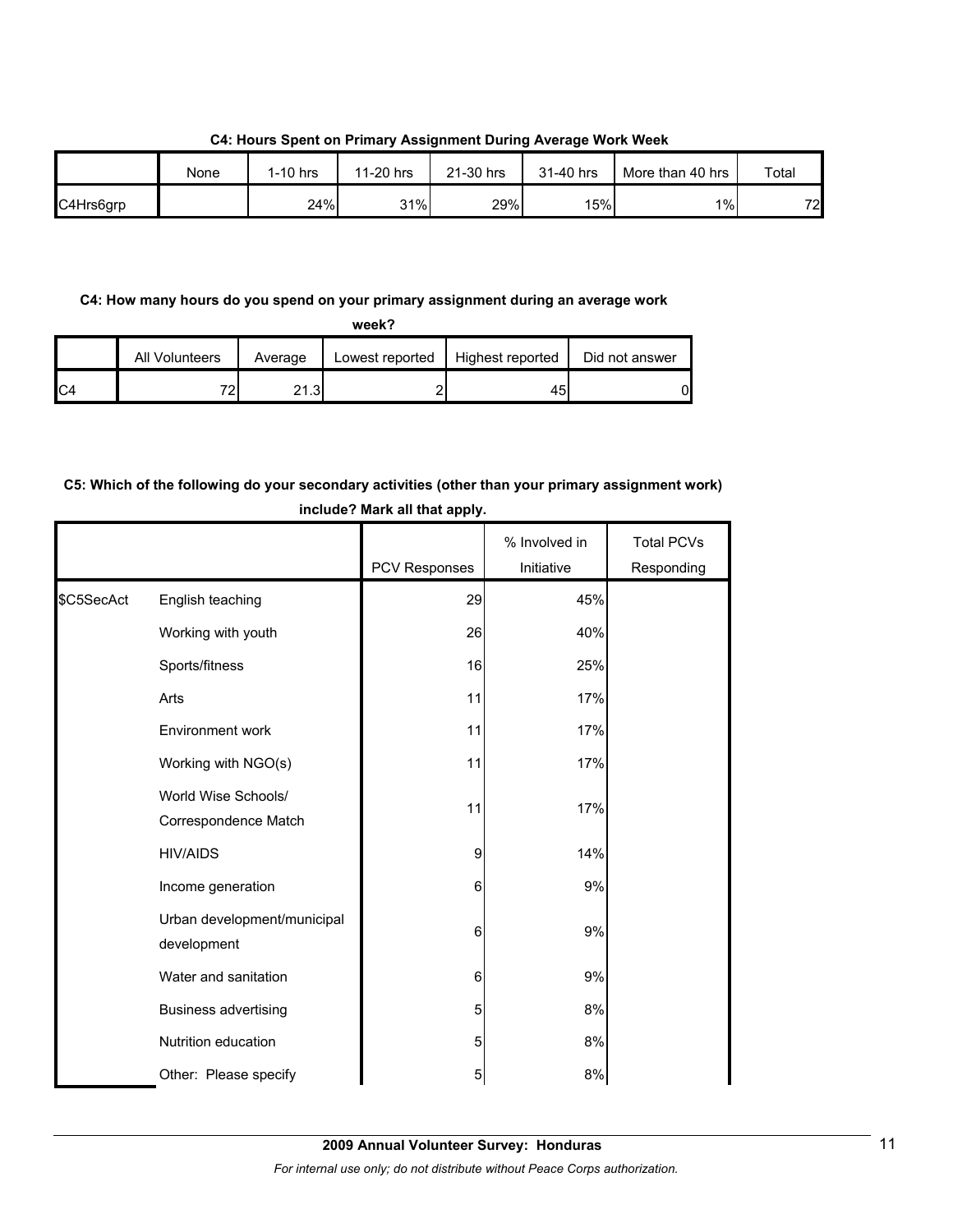**C4: Hours Spent on Primary Assignment During Average Work Week**

| | None | 1-10 hrs | 11-20 hrs | 21-30 hrs | 31-40 hrs | More than 40 hrs | Total |
|---|---|---|---|---|---|---|---|
| C4Hrs6grp | | 24% | 31% | 29% | 15% | 1% | 72 |

**C4: How many hours do you spend on your primary assignment during an average work week?**

| | All Volunteers | Average | Lowest reported | Highest reported | Did not answer |
|---|---|---|---|---|---|
| C4 | 72 | 21.3 | 2 | 45 | 0 |

**C5: Which of the following do your secondary activities (other than your primary assignment work) include? Mark all that apply.**

| | | PCV Responses | % Involved in Initiative | Total PCVs Responding |
|---|---|---|---|---|
| $C5SecAct | English teaching | 29 | 45% | |
| | Working with youth | 26 | 40% | |
| | Sports/fitness | 16 | 25% | |
| | Arts | 11 | 17% | |
| | Environment work | 11 | 17% | |
| | Working with NGO(s) | 11 | 17% | |
| | World Wise Schools/ Correspondence Match | 11 | 17% | |
| | HIV/AIDS | 9 | 14% | |
| | Income generation | 6 | 9% | |
| | Urban development/municipal development | 6 | 9% | |
| | Water and sanitation | 6 | 9% | |
| | Business advertising | 5 | 8% | |
| | Nutrition education | 5 | 8% | |
| | Other: Please specify | 5 | 8% | |

**2009 Annual Volunteer Survey: Honduras**

*For internal use only; do not distribute without Peace Corps authorization.*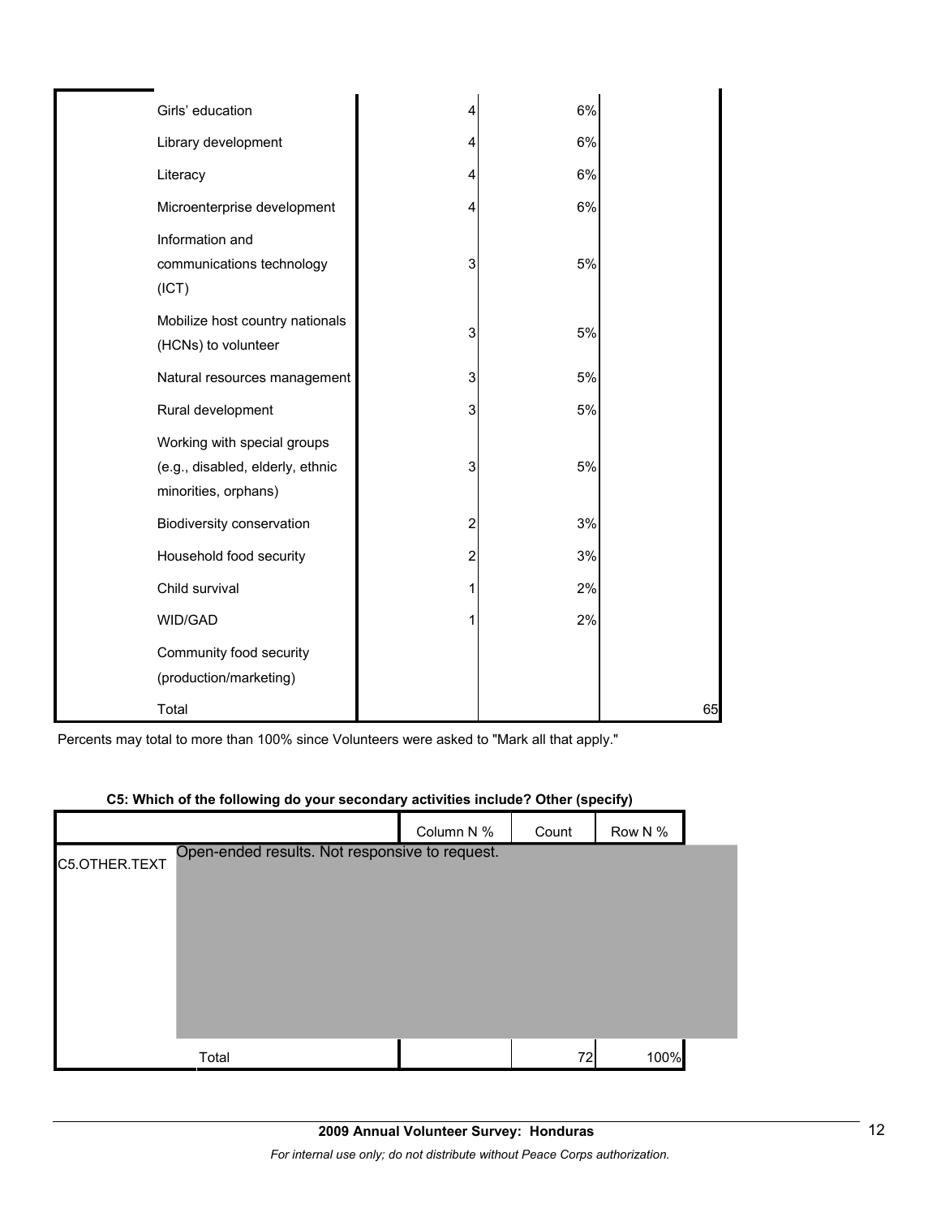| | | | | |
|---|---|---|---|---|
| | Girls' education | 4 | 6% | |
| | Library development | 4 | 6% | |
| | Literacy | 4 | 6% | |
| | Microenterprise development | 4 | 6% | |
| | Information and communications technology (ICT) | 3 | 5% | |
| | Mobilize host country nationals (HCNs) to volunteer | 3 | 5% | |
| | Natural resources management | 3 | 5% | |
| | Rural development | 3 | 5% | |
| | Working with special groups (e.g., disabled, elderly, ethnic minorities, orphans) | 3 | 5% | |
| | Biodiversity conservation | 2 | 3% | |
| | Household food security | 2 | 3% | |
| | Child survival | 1 | 2% | |
| | WID/GAD | 1 | 2% | |
| | Community food security (production/marketing) | | | |
| | Total | | | 65 |

Percents may total to more than 100% since Volunteers were asked to "Mark all that apply."

**C5: Which of the following do your secondary activities include? Other (specify)**

| | | Column N % | Count | Row N % |
|---|---|---|---|---|
| C5.OTHER.TEXT | Open-ended results. Not responsive to request. | | | |
| | Total | | 72 | 100% |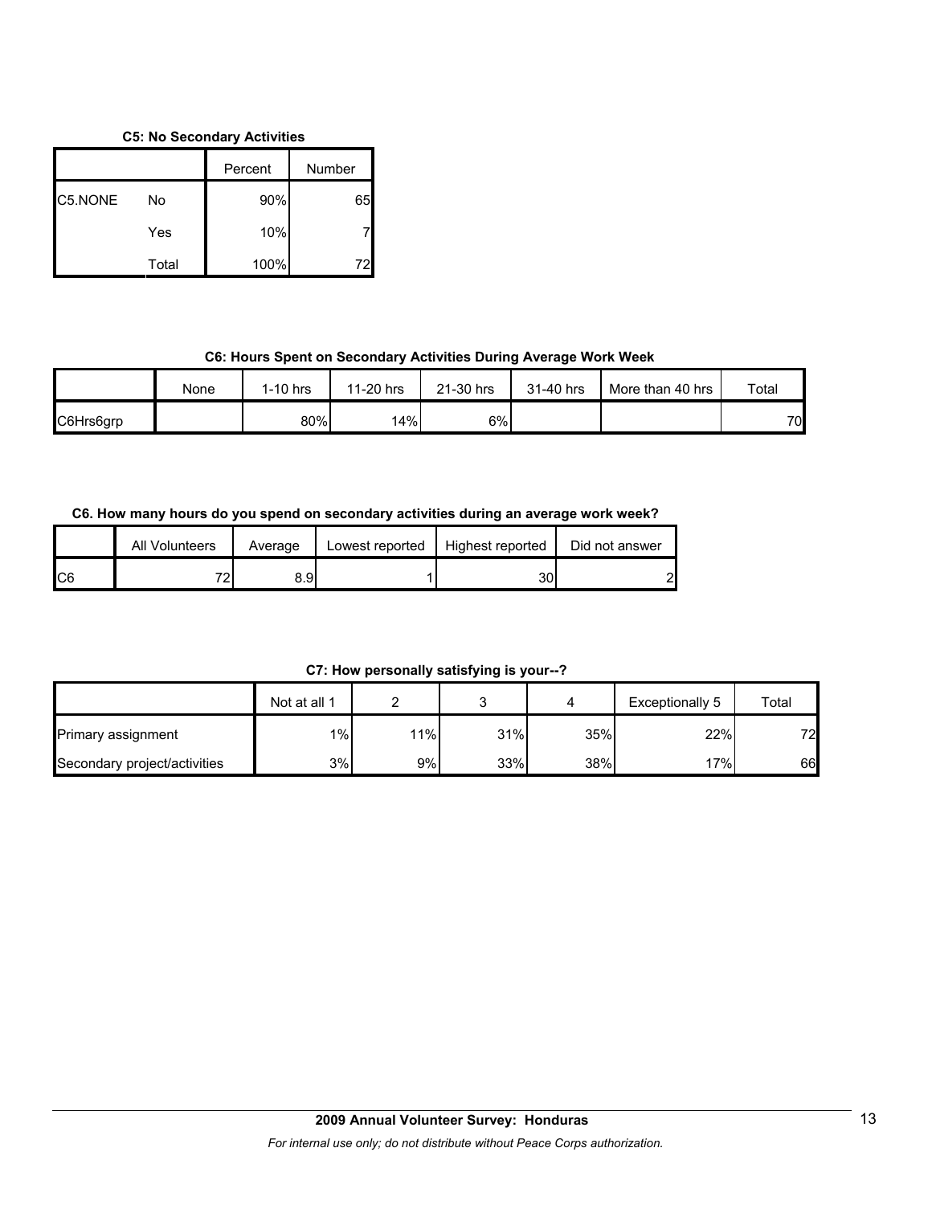**C5: No Secondary Activities**

| | | Percent | Number |
|---|---|---|---|
| C5.NONE | No | 90% | 65 |
| | Yes | 10% | 7 |
| | Total | 100% | 72 |

**C6: Hours Spent on Secondary Activities During Average Work Week**

| | None | 1-10 hrs | 11-20 hrs | 21-30 hrs | 31-40 hrs | More than 40 hrs | Total |
|---|---|---|---|---|---|---|---|
| C6Hrs6grp | | 80% | 14% | 6% | | | 70 |

**C6. How many hours do you spend on secondary activities during an average work week?**

| | All Volunteers | Average | Lowest reported | Highest reported | Did not answer |
|---|---|---|---|---|---|
| C6 | 72 | 8.9 | 1 | 30 | 2 |

**C7: How personally satisfying is your--?**

| | Not at all 1 | 2 | 3 | 4 | Exceptionally 5 | Total |
|---|---|---|---|---|---|---|
| Primary assignment | 1% | 11% | 31% | 35% | 22% | 72 |
| Secondary project/activities | 3% | 9% | 33% | 38% | 17% | 66 |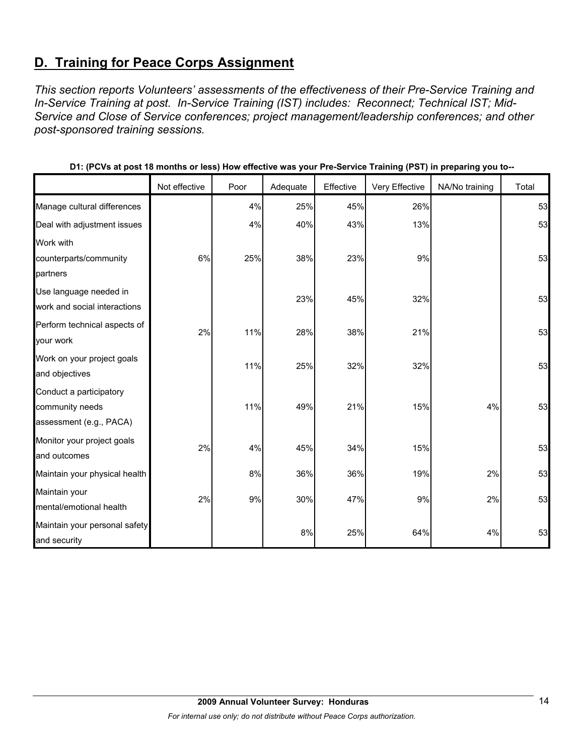## D. Training for Peace Corps Assignment

*This section reports Volunteers' assessments of the effectiveness of their Pre-Service Training and In-Service Training at post. In-Service Training (IST) includes: Reconnect; Technical IST; Mid-Service and Close of Service conferences; project management/leadership conferences; and other post-sponsored training sessions.*

**D1: (PCVs at post 18 months or less) How effective was your Pre-Service Training (PST) in preparing you to--**

| | Not effective | Poor | Adequate | Effective | Very Effective | NA/No training | Total |
|---|---|---|---|---|---|---|---|
| Manage cultural differences | | 4% | 25% | 45% | 26% | | 53 |
| Deal with adjustment issues | | 4% | 40% | 43% | 13% | | 53 |
| Work with counterparts/community partners | 6% | 25% | 38% | 23% | 9% | | 53 |
| Use language needed in work and social interactions | | | 23% | 45% | 32% | | 53 |
| Perform technical aspects of your work | 2% | 11% | 28% | 38% | 21% | | 53 |
| Work on your project goals and objectives | | 11% | 25% | 32% | 32% | | 53 |
| Conduct a participatory community needs assessment (e.g., PACA) | | 11% | 49% | 21% | 15% | 4% | 53 |
| Monitor your project goals and outcomes | 2% | 4% | 45% | 34% | 15% | | 53 |
| Maintain your physical health | | 8% | 36% | 36% | 19% | 2% | 53 |
| Maintain your mental/emotional health | 2% | 9% | 30% | 47% | 9% | 2% | 53 |
| Maintain your personal safety and security | | | 8% | 25% | 64% | 4% | 53 |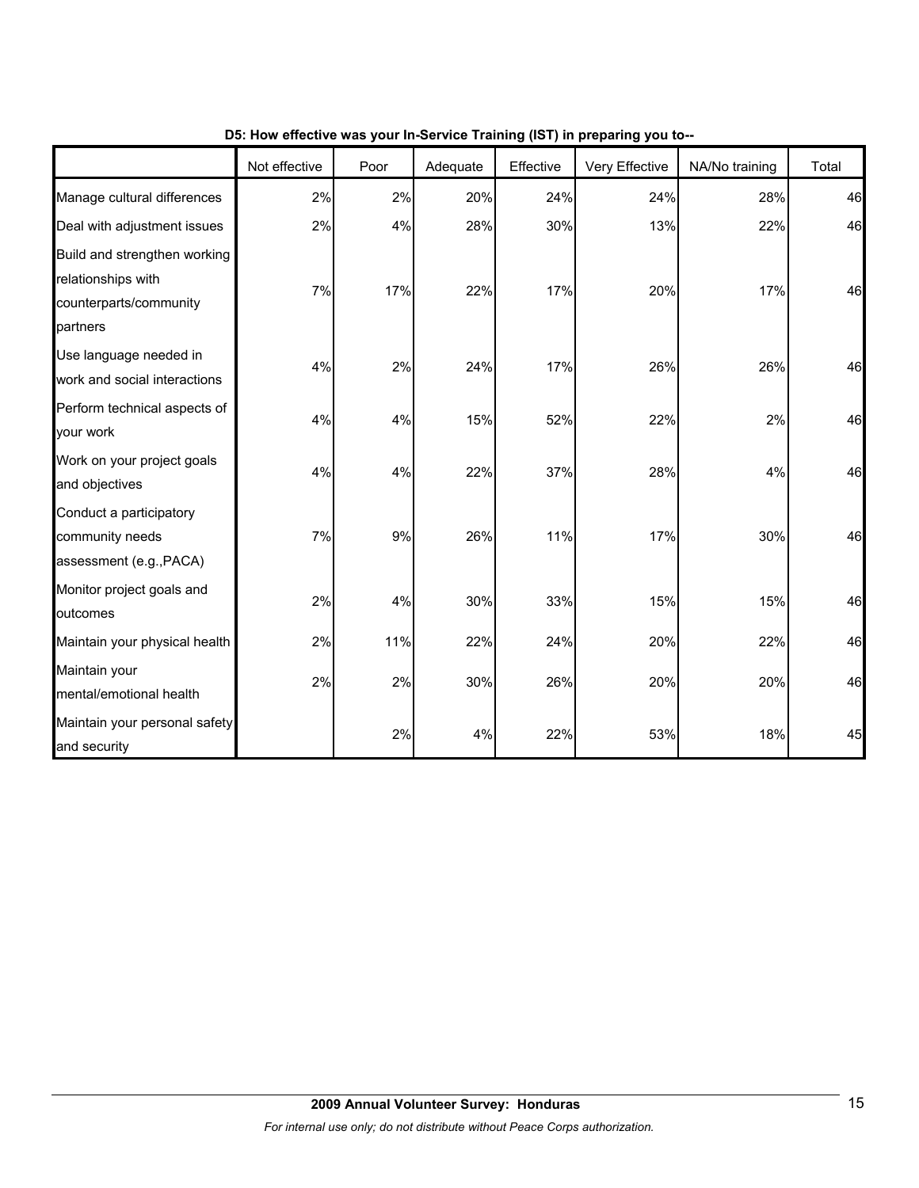**D5: How effective was your In-Service Training (IST) in preparing you to--**

| | Not effective | Poor | Adequate | Effective | Very Effective | NA/No training | Total |
|---|---|---|---|---|---|---|---|
| Manage cultural differences | 2% | 2% | 20% | 24% | 24% | 28% | 46 |
| Deal with adjustment issues | 2% | 4% | 28% | 30% | 13% | 22% | 46 |
| Build and strengthen working relationships with counterparts/community partners | 7% | 17% | 22% | 17% | 20% | 17% | 46 |
| Use language needed in work and social interactions | 4% | 2% | 24% | 17% | 26% | 26% | 46 |
| Perform technical aspects of your work | 4% | 4% | 15% | 52% | 22% | 2% | 46 |
| Work on your project goals and objectives | 4% | 4% | 22% | 37% | 28% | 4% | 46 |
| Conduct a participatory community needs assessment (e.g.,PACA) | 7% | 9% | 26% | 11% | 17% | 30% | 46 |
| Monitor project goals and outcomes | 2% | 4% | 30% | 33% | 15% | 15% | 46 |
| Maintain your physical health | 2% | 11% | 22% | 24% | 20% | 22% | 46 |
| Maintain your mental/emotional health | 2% | 2% | 30% | 26% | 20% | 20% | 46 |
| Maintain your personal safety and security | | 2% | 4% | 22% | 53% | 18% | 45 |

**2009 Annual Volunteer Survey: Honduras**

*For internal use only; do not distribute without Peace Corps authorization.*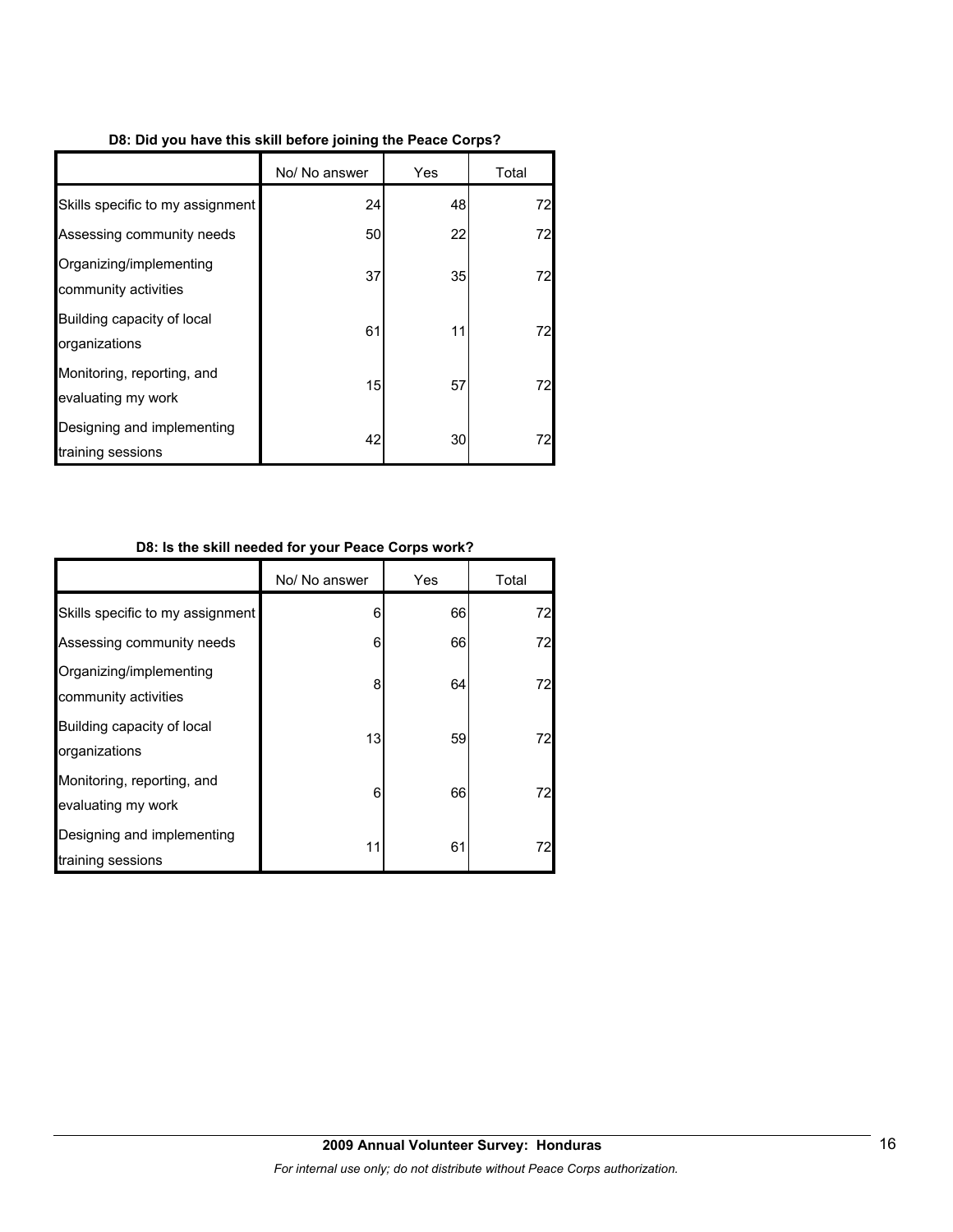**D8: Did you have this skill before joining the Peace Corps?**

| | No/ No answer | Yes | Total |
|---|---|---|---|
| Skills specific to my assignment | 24 | 48 | 72 |
| Assessing community needs | 50 | 22 | 72 |
| Organizing/implementing community activities | 37 | 35 | 72 |
| Building capacity of local organizations | 61 | 11 | 72 |
| Monitoring, reporting, and evaluating my work | 15 | 57 | 72 |
| Designing and implementing training sessions | 42 | 30 | 72 |

**D8: Is the skill needed for your Peace Corps work?**

| | No/ No answer | Yes | Total |
|---|---|---|---|
| Skills specific to my assignment | 6 | 66 | 72 |
| Assessing community needs | 6 | 66 | 72 |
| Organizing/implementing community activities | 8 | 64 | 72 |
| Building capacity of local organizations | 13 | 59 | 72 |
| Monitoring, reporting, and evaluating my work | 6 | 66 | 72 |
| Designing and implementing training sessions | 11 | 61 | 72 |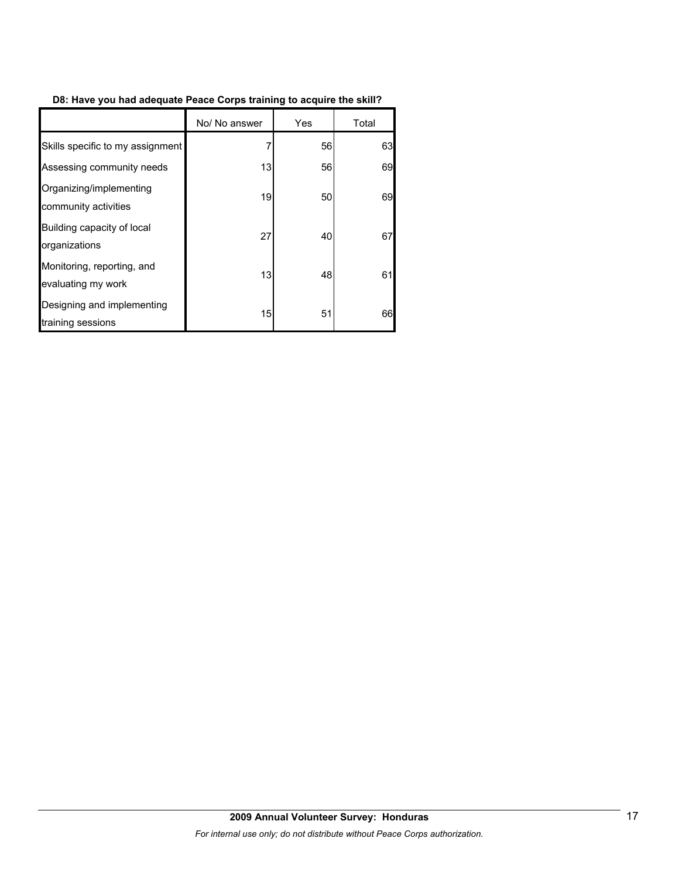**D8: Have you had adequate Peace Corps training to acquire the skill?**

| | No/ No answer | Yes | Total |
|---|---|---|---|
| Skills specific to my assignment | 7 | 56 | 63 |
| Assessing community needs | 13 | 56 | 69 |
| Organizing/implementing community activities | 19 | 50 | 69 |
| Building capacity of local organizations | 27 | 40 | 67 |
| Monitoring, reporting, and evaluating my work | 13 | 48 | 61 |
| Designing and implementing training sessions | 15 | 51 | 66 |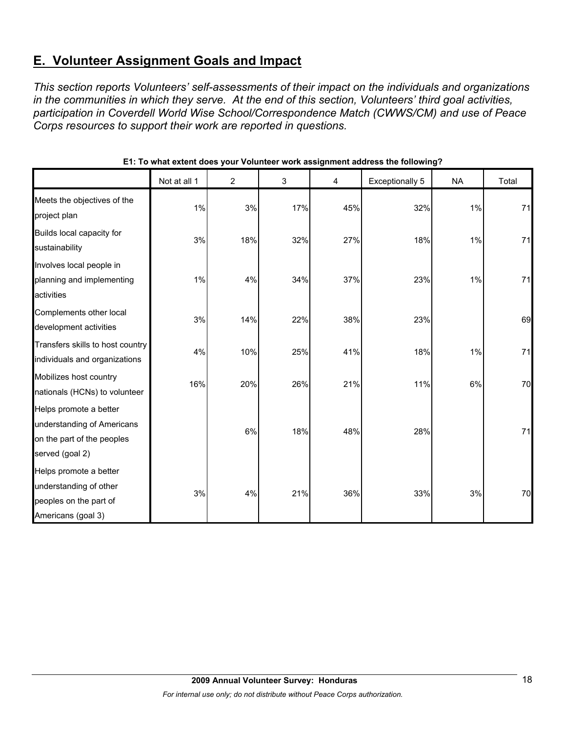## E. Volunteer Assignment Goals and Impact

*This section reports Volunteers' self-assessments of their impact on the individuals and organizations in the communities in which they serve. At the end of this section, Volunteers' third goal activities, participation in Coverdell World Wise School/Correspondence Match (CWWS/CM) and use of Peace Corps resources to support their work are reported in questions.*

**E1: To what extent does your Volunteer work assignment address the following?**

| | Not at all 1 | 2 | 3 | 4 | Exceptionally 5 | NA | Total |
|---|---|---|---|---|---|---|---|
| Meets the objectives of the project plan | 1% | 3% | 17% | 45% | 32% | 1% | 71 |
| Builds local capacity for sustainability | 3% | 18% | 32% | 27% | 18% | 1% | 71 |
| Involves local people in planning and implementing activities | 1% | 4% | 34% | 37% | 23% | 1% | 71 |
| Complements other local development activities | 3% | 14% | 22% | 38% | 23% | | 69 |
| Transfers skills to host country individuals and organizations | 4% | 10% | 25% | 41% | 18% | 1% | 71 |
| Mobilizes host country nationals (HCNs) to volunteer | 16% | 20% | 26% | 21% | 11% | 6% | 70 |
| Helps promote a better understanding of Americans on the part of the peoples served (goal 2) | | 6% | 18% | 48% | 28% | | 71 |
| Helps promote a better understanding of other peoples on the part of Americans (goal 3) | 3% | 4% | 21% | 36% | 33% | 3% | 70 |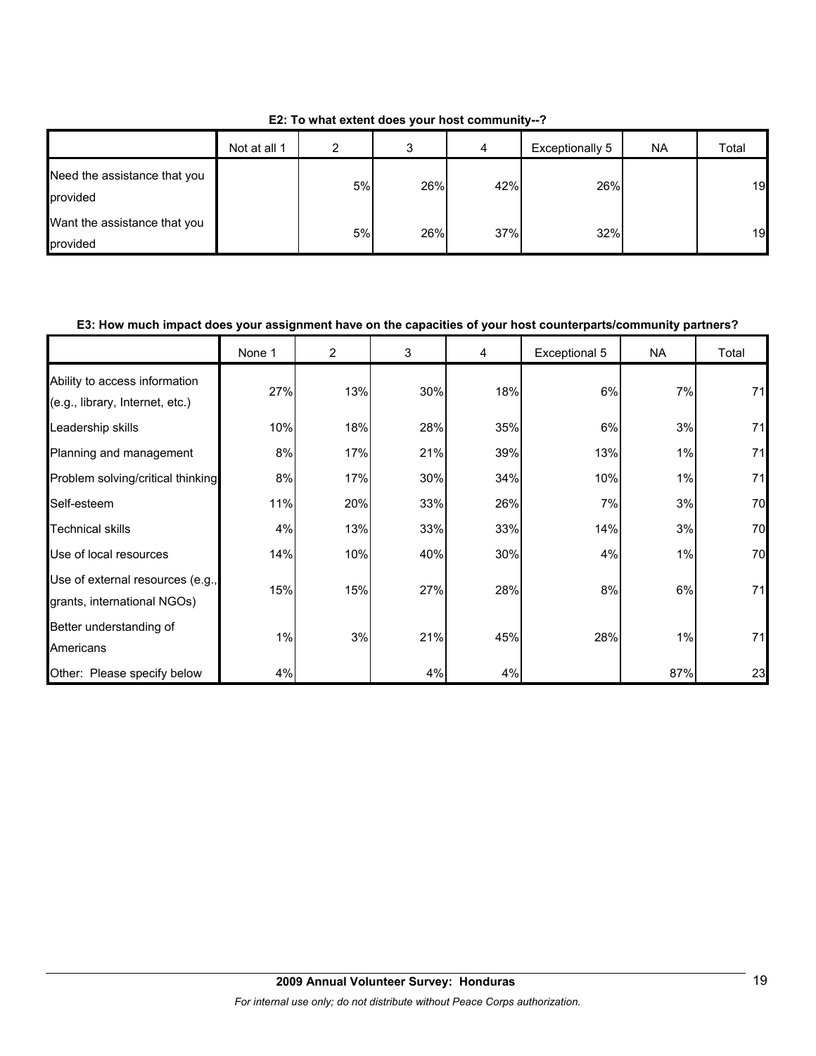**E2: To what extent does your host community--?**

| | Not at all 1 | 2 | 3 | 4 | Exceptionally 5 | NA | Total |
|---|---|---|---|---|---|---|---|
| Need the assistance that you provided | | 5% | 26% | 42% | 26% | | 19 |
| Want the assistance that you provided | | 5% | 26% | 37% | 32% | | 19 |

**E3: How much impact does your assignment have on the capacities of your host counterparts/community partners?**

| | None 1 | 2 | 3 | 4 | Exceptional 5 | NA | Total |
|---|---|---|---|---|---|---|---|
| Ability to access information (e.g., library, Internet, etc.) | 27% | 13% | 30% | 18% | 6% | 7% | 71 |
| Leadership skills | 10% | 18% | 28% | 35% | 6% | 3% | 71 |
| Planning and management | 8% | 17% | 21% | 39% | 13% | 1% | 71 |
| Problem solving/critical thinking | 8% | 17% | 30% | 34% | 10% | 1% | 71 |
| Self-esteem | 11% | 20% | 33% | 26% | 7% | 3% | 70 |
| Technical skills | 4% | 13% | 33% | 33% | 14% | 3% | 70 |
| Use of local resources | 14% | 10% | 40% | 30% | 4% | 1% | 70 |
| Use of external resources (e.g., grants, international NGOs) | 15% | 15% | 27% | 28% | 8% | 6% | 71 |
| Better understanding of Americans | 1% | 3% | 21% | 45% | 28% | 1% | 71 |
| Other: Please specify below | 4% | | 4% | 4% | | 87% | 23 |

**2009 Annual Volunteer Survey: Honduras**

*For internal use only; do not distribute without Peace Corps authorization.*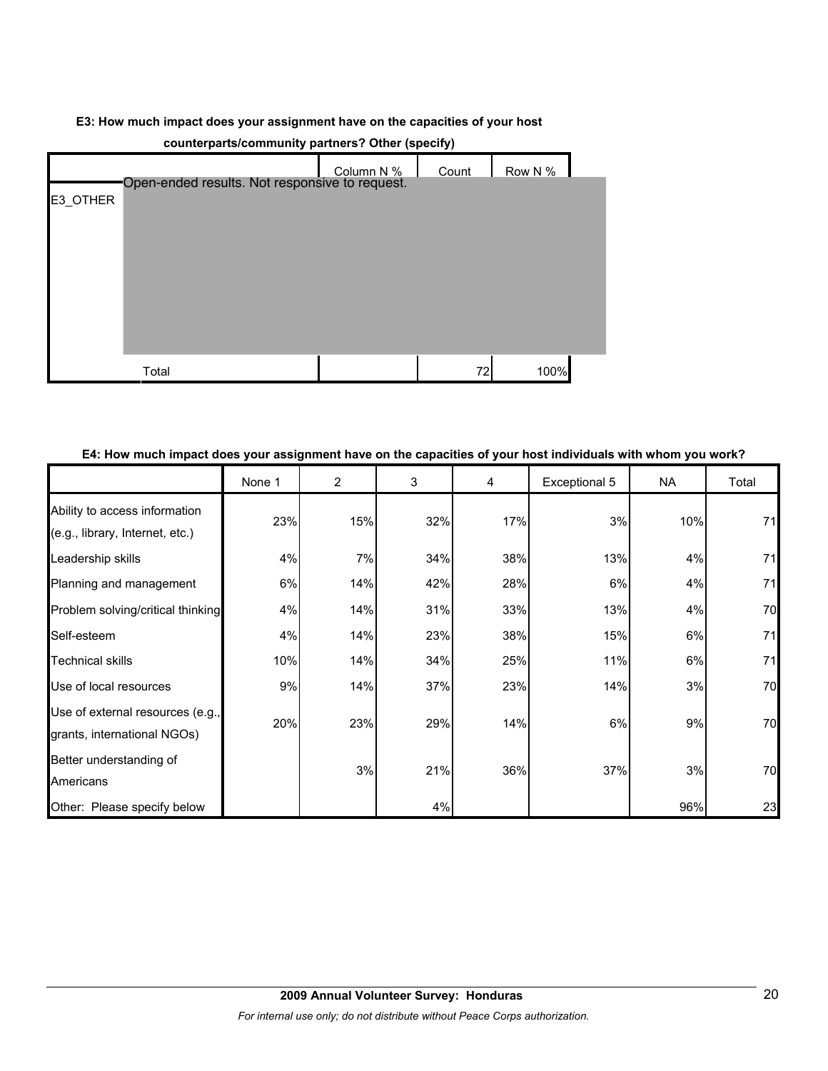**E3: How much impact does your assignment have on the capacities of your host counterparts/community partners? Other (specify)**

| | | Column N % | Count | Row N % |
|---|---|---|---|---|
| E3_OTHER | Open-ended results. Not responsive to request. | | | |
| | Total | | 72 | 100% |

**E4: How much impact does your assignment have on the capacities of your host individuals with whom you work?**

| | None 1 | 2 | 3 | 4 | Exceptional 5 | NA | Total |
|---|---|---|---|---|---|---|---|
| Ability to access information (e.g., library, Internet, etc.) | 23% | 15% | 32% | 17% | 3% | 10% | 71 |
| Leadership skills | 4% | 7% | 34% | 38% | 13% | 4% | 71 |
| Planning and management | 6% | 14% | 42% | 28% | 6% | 4% | 71 |
| Problem solving/critical thinking | 4% | 14% | 31% | 33% | 13% | 4% | 70 |
| Self-esteem | 4% | 14% | 23% | 38% | 15% | 6% | 71 |
| Technical skills | 10% | 14% | 34% | 25% | 11% | 6% | 71 |
| Use of local resources | 9% | 14% | 37% | 23% | 14% | 3% | 70 |
| Use of external resources (e.g., grants, international NGOs) | 20% | 23% | 29% | 14% | 6% | 9% | 70 |
| Better understanding of Americans | | 3% | 21% | 36% | 37% | 3% | 70 |
| Other: Please specify below | | | 4% | | | 96% | 23 |

**2009 Annual Volunteer Survey: Honduras**

*For internal use only; do not distribute without Peace Corps authorization.*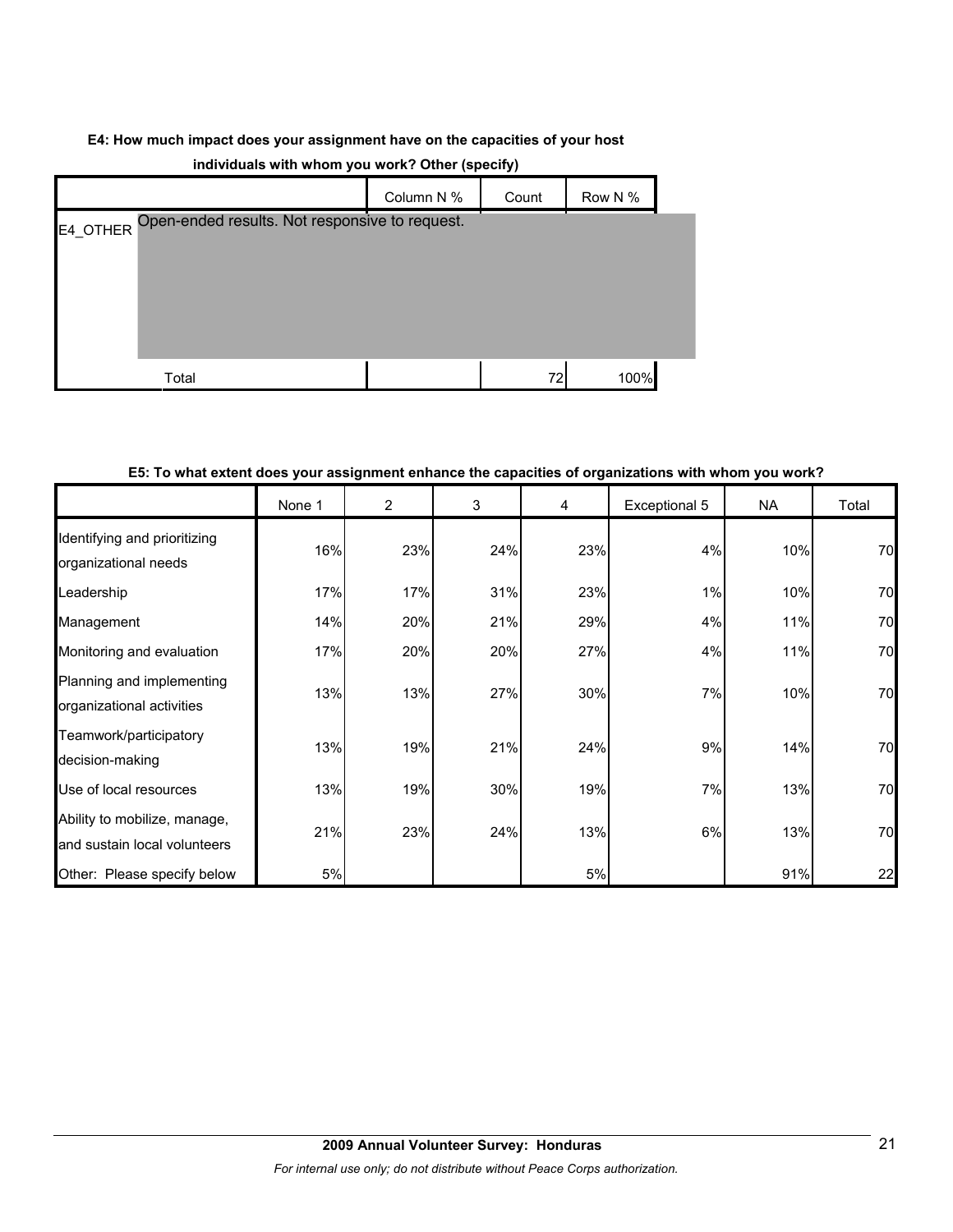**E4: How much impact does your assignment have on the capacities of your host individuals with whom you work? Other (specify)**

| | | Column N % | Count | Row N % |
|---|---|---|---|---|
| E4_OTHER | Open-ended results. Not responsive to request. | | | |
| | Total | | 72 | 100% |

**E5: To what extent does your assignment enhance the capacities of organizations with whom you work?**

| | None 1 | 2 | 3 | 4 | Exceptional 5 | NA | Total |
|---|---|---|---|---|---|---|---|
| Identifying and prioritizing organizational needs | 16% | 23% | 24% | 23% | 4% | 10% | 70 |
| Leadership | 17% | 17% | 31% | 23% | 1% | 10% | 70 |
| Management | 14% | 20% | 21% | 29% | 4% | 11% | 70 |
| Monitoring and evaluation | 17% | 20% | 20% | 27% | 4% | 11% | 70 |
| Planning and implementing organizational activities | 13% | 13% | 27% | 30% | 7% | 10% | 70 |
| Teamwork/participatory decision-making | 13% | 19% | 21% | 24% | 9% | 14% | 70 |
| Use of local resources | 13% | 19% | 30% | 19% | 7% | 13% | 70 |
| Ability to mobilize, manage, and sustain local volunteers | 21% | 23% | 24% | 13% | 6% | 13% | 70 |
| Other: Please specify below | 5% | | | 5% | | 91% | 22 |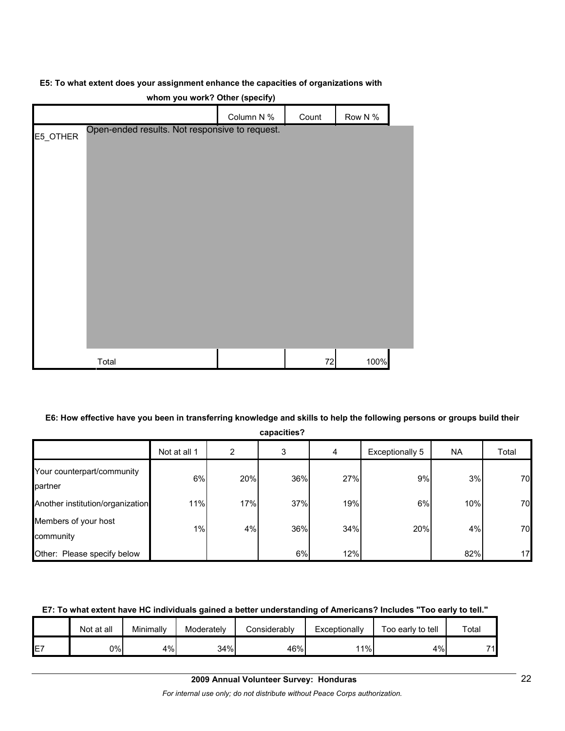**E5: To what extent does your assignment enhance the capacities of organizations with whom you work? Other (specify)**

| | | Column N % | Count | Row N % |
|---|---|---|---|---|
| E5_OTHER | Open-ended results. Not responsive to request. | | | |
| | Total | | 72 | 100% |

**E6: How effective have you been in transferring knowledge and skills to help the following persons or groups build their capacities?**

| | Not at all 1 | 2 | 3 | 4 | Exceptionally 5 | NA | Total |
|---|---|---|---|---|---|---|---|
| Your counterpart/community partner | 6% | 20% | 36% | 27% | 9% | 3% | 70 |
| Another institution/organization | 11% | 17% | 37% | 19% | 6% | 10% | 70 |
| Members of your host community | 1% | 4% | 36% | 34% | 20% | 4% | 70 |
| Other: Please specify below | | | 6% | 12% | | 82% | 17 |

**E7: To what extent have HC individuals gained a better understanding of Americans? Includes "Too early to tell."**

| | Not at all | Minimally | Moderately | Considerably | Exceptionally | Too early to tell | Total |
|---|---|---|---|---|---|---|---|
| E7 | 0% | 4% | 34% | 46% | 11% | 4% | 71 |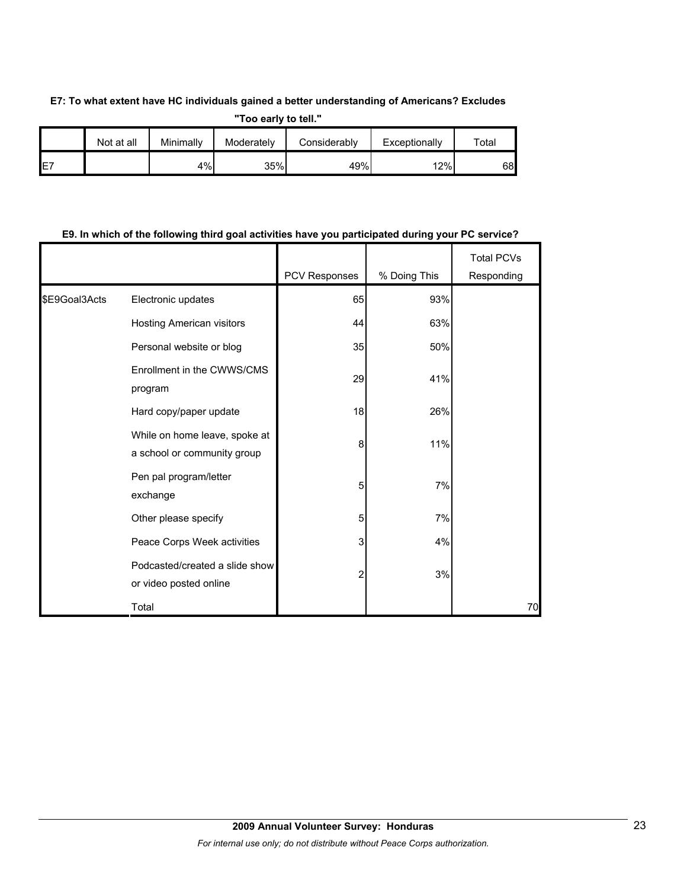**E7: To what extent have HC individuals gained a better understanding of Americans? Excludes "Too early to tell."**

| | Not at all | Minimally | Moderately | Considerably | Exceptionally | Total |
|---|---|---|---|---|---|---|
| E7 | | 4% | 35% | 49% | 12% | 68 |

**E9. In which of the following third goal activities have you participated during your PC service?**

| | | PCV Responses | % Doing This | Total PCVs Responding |
|---|---|---|---|---|
| $E9Goal3Acts | Electronic updates | 65 | 93% | |
| | Hosting American visitors | 44 | 63% | |
| | Personal website or blog | 35 | 50% | |
| | Enrollment in the CWWS/CMS program | 29 | 41% | |
| | Hard copy/paper update | 18 | 26% | |
| | While on home leave, spoke at a school or community group | 8 | 11% | |
| | Pen pal program/letter exchange | 5 | 7% | |
| | Other please specify | 5 | 7% | |
| | Peace Corps Week activities | 3 | 4% | |
| | Podcasted/created a slide show or video posted online | 2 | 3% | |
| | Total | | | 70 |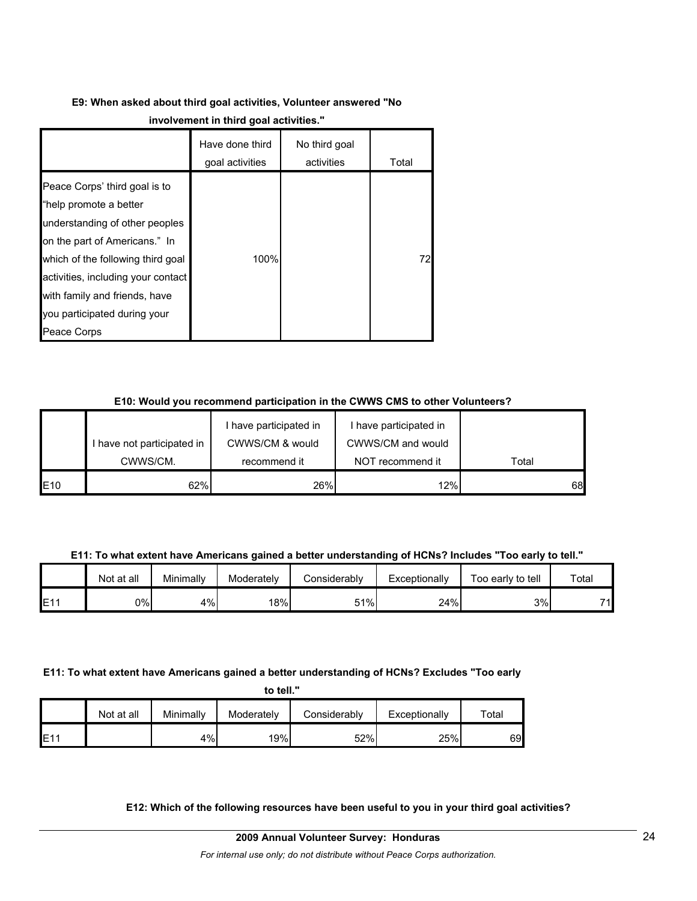**E9: When asked about third goal activities, Volunteer answered "No involvement in third goal activities."**

| | Have done third goal activities | No third goal activities | Total |
|---|---|---|---|
| Peace Corps' third goal is to "help promote a better understanding of other peoples on the part of Americans." In which of the following third goal activities, including your contact with family and friends, have you participated during your Peace Corps | 100% | | 72 |

**E10: Would you recommend participation in the CWWS CMS to other Volunteers?**

| | I have not participated in CWWS/CM. | I have participated in CWWS/CM & would recommend it | I have participated in CWWS/CM and would NOT recommend it | Total |
|---|---|---|---|---|
| E10 | 62% | 26% | 12% | 68 |

**E11: To what extent have Americans gained a better understanding of HCNs? Includes "Too early to tell."**

| | Not at all | Minimally | Moderately | Considerably | Exceptionally | Too early to tell | Total |
|---|---|---|---|---|---|---|---|
| E11 | 0% | 4% | 18% | 51% | 24% | 3% | 71 |

**E11: To what extent have Americans gained a better understanding of HCNs? Excludes "Too early to tell."**

| | Not at all | Minimally | Moderately | Considerably | Exceptionally | Total |
|---|---|---|---|---|---|---|
| E11 | | 4% | 19% | 52% | 25% | 69 |

**E12: Which of the following resources have been useful to you in your third goal activities?**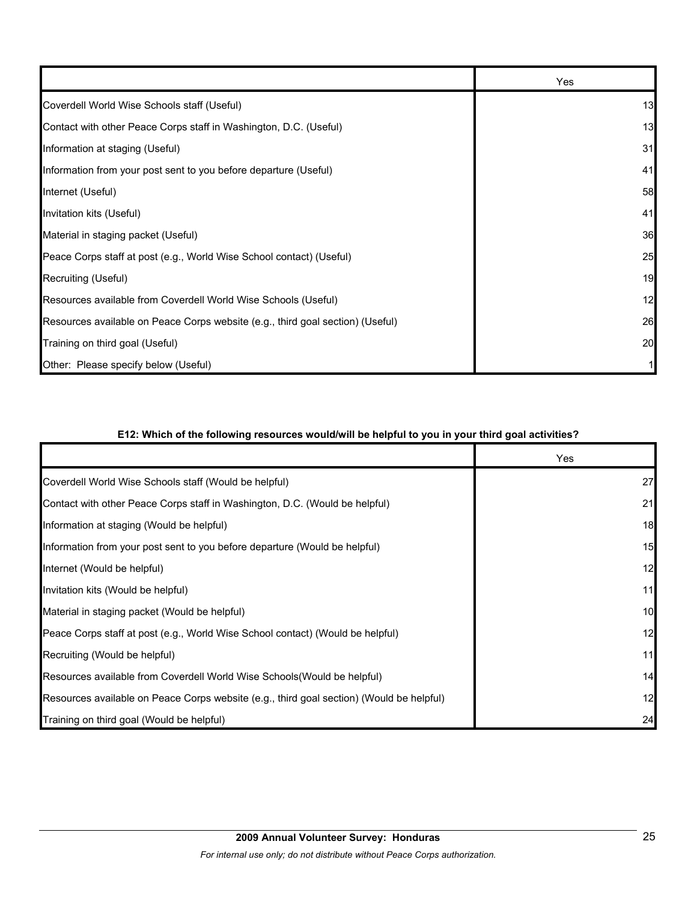| | Yes |
|---|---|
| Coverdell World Wise Schools staff (Useful) | 13 |
| Contact with other Peace Corps staff in Washington, D.C. (Useful) | 13 |
| Information at staging (Useful) | 31 |
| Information from your post sent to you before departure (Useful) | 41 |
| Internet (Useful) | 58 |
| Invitation kits (Useful) | 41 |
| Material in staging packet (Useful) | 36 |
| Peace Corps staff at post (e.g., World Wise School contact) (Useful) | 25 |
| Recruiting (Useful) | 19 |
| Resources available from Coverdell World Wise Schools (Useful) | 12 |
| Resources available on Peace Corps website (e.g., third goal section) (Useful) | 26 |
| Training on third goal (Useful) | 20 |
| Other: Please specify below (Useful) | 1 |

**E12: Which of the following resources would/will be helpful to you in your third goal activities?**

| | Yes |
|---|---|
| Coverdell World Wise Schools staff (Would be helpful) | 27 |
| Contact with other Peace Corps staff in Washington, D.C. (Would be helpful) | 21 |
| Information at staging (Would be helpful) | 18 |
| Information from your post sent to you before departure (Would be helpful) | 15 |
| Internet (Would be helpful) | 12 |
| Invitation kits (Would be helpful) | 11 |
| Material in staging packet (Would be helpful) | 10 |
| Peace Corps staff at post (e.g., World Wise School contact) (Would be helpful) | 12 |
| Recruiting (Would be helpful) | 11 |
| Resources available from Coverdell World Wise Schools(Would be helpful) | 14 |
| Resources available on Peace Corps website (e.g., third goal section) (Would be helpful) | 12 |
| Training on third goal (Would be helpful) | 24 |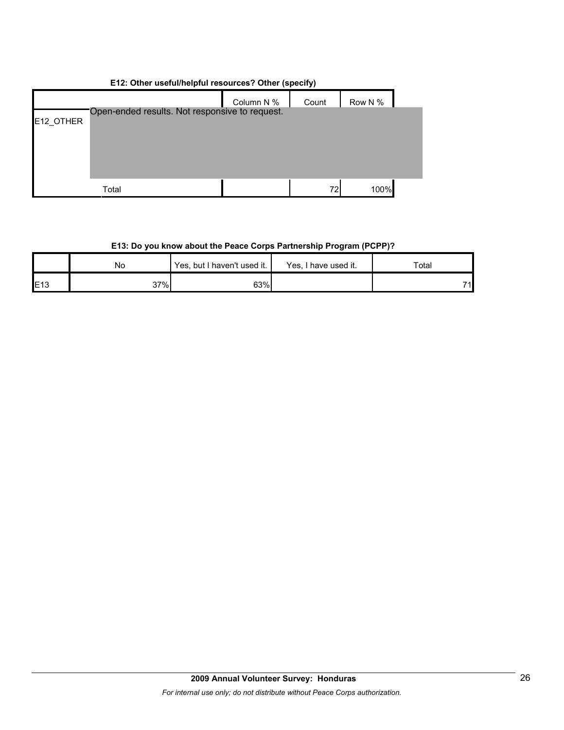**E12: Other useful/helpful resources? Other (specify)**

| | | Column N % | Count | Row N % |
|---|---|---|---|---|
| E12_OTHER | Open-ended results. Not responsive to request. | | | |
| | Total | | 72 | 100% |

**E13: Do you know about the Peace Corps Partnership Program (PCPP)?**

| | No | Yes, but I haven't used it. | Yes, I have used it. | Total |
|---|---|---|---|---|
| E13 | 37% | 63% | | 71 |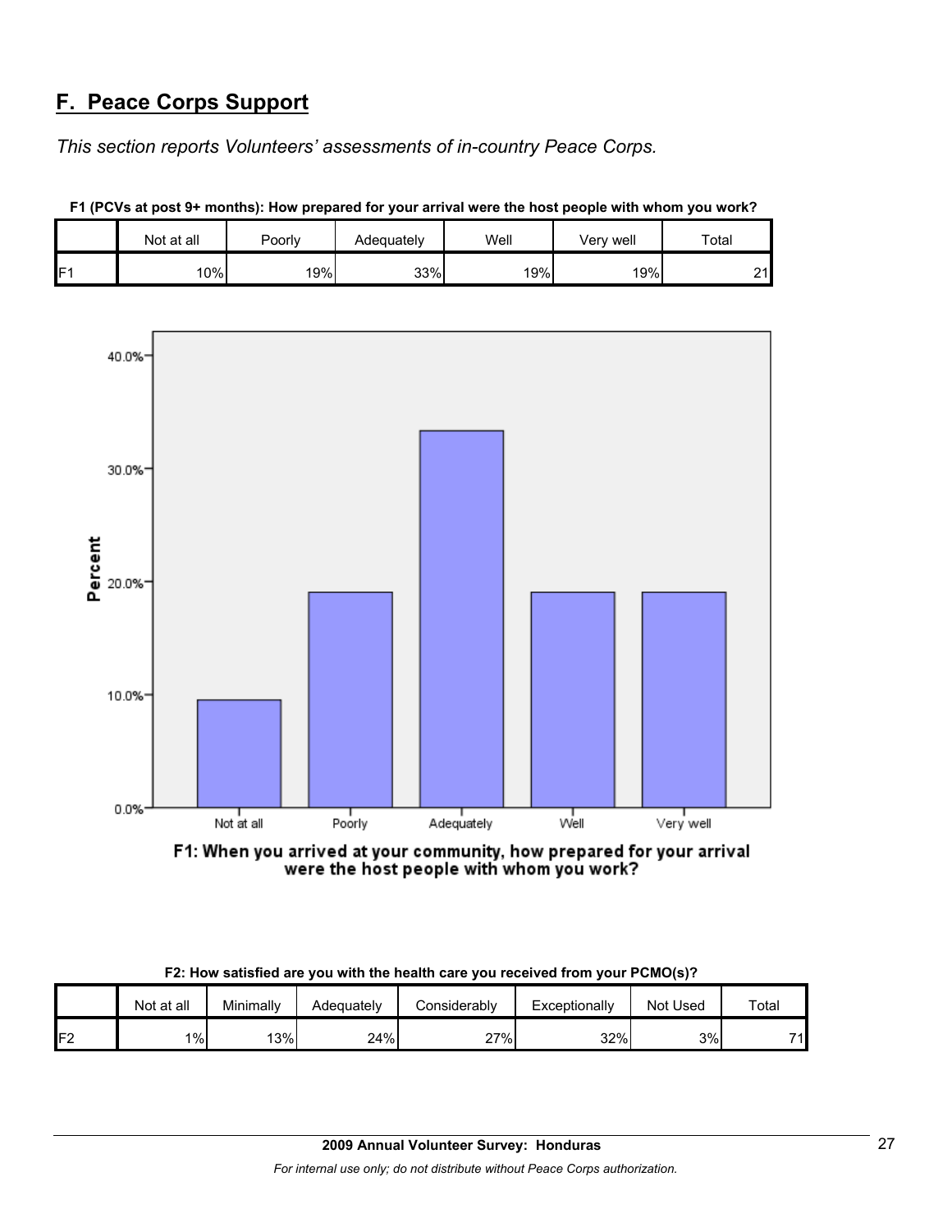## F. Peace Corps Support

*This section reports Volunteers' assessments of in-country Peace Corps.*

**F1 (PCVs at post 9+ months): How prepared for your arrival were the host people with whom you work?**

| | Not at all | Poorly | Adequately | Well | Very well | Total |
|---|---|---|---|---|---|---|
| F1 | 10% | 19% | 33% | 19% | 19% | 21 |

**F2: How satisfied are you with the health care you received from your PCMO(s)?**

| | Not at all | Minimally | Adequately | Considerably | Exceptionally | Not Used | Total |
|---|---|---|---|---|---|---|---|
| F2 | 1% | 13% | 24% | 27% | 32% | 3% | 71 |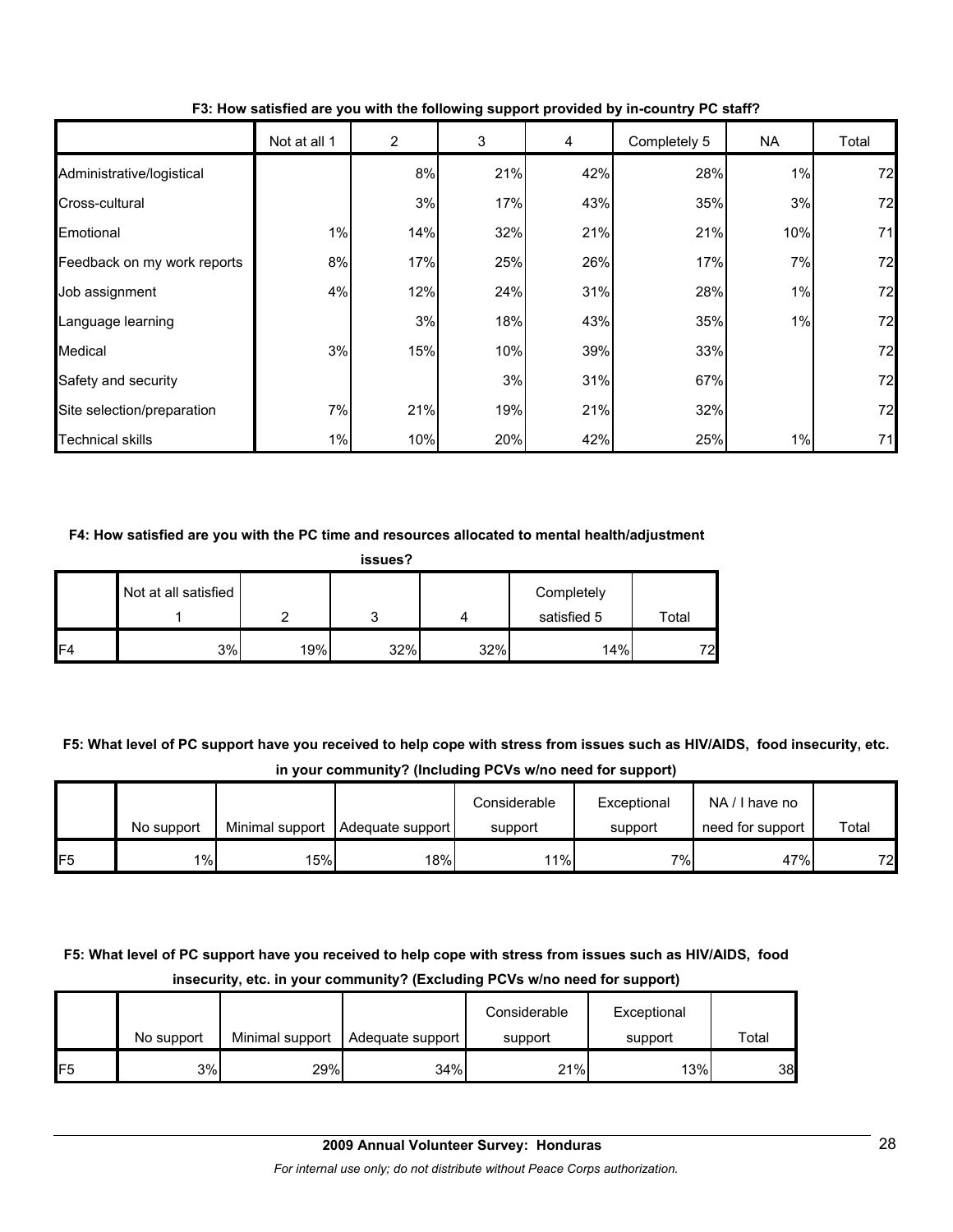**F3: How satisfied are you with the following support provided by in-country PC staff?**

| | Not at all 1 | 2 | 3 | 4 | Completely 5 | NA | Total |
|---|---|---|---|---|---|---|---|
| Administrative/logistical | | 8% | 21% | 42% | 28% | 1% | 72 |
| Cross-cultural | | 3% | 17% | 43% | 35% | 3% | 72 |
| Emotional | 1% | 14% | 32% | 21% | 21% | 10% | 71 |
| Feedback on my work reports | 8% | 17% | 25% | 26% | 17% | 7% | 72 |
| Job assignment | 4% | 12% | 24% | 31% | 28% | 1% | 72 |
| Language learning | | 3% | 18% | 43% | 35% | 1% | 72 |
| Medical | 3% | 15% | 10% | 39% | 33% | | 72 |
| Safety and security | | | 3% | 31% | 67% | | 72 |
| Site selection/preparation | 7% | 21% | 19% | 21% | 32% | | 72 |
| Technical skills | 1% | 10% | 20% | 42% | 25% | 1% | 71 |

**F4: How satisfied are you with the PC time and resources allocated to mental health/adjustment issues?**

| | Not at all satisfied 1 | 2 | 3 | 4 | Completely satisfied 5 | Total |
|---|---|---|---|---|---|---|
| F4 | 3% | 19% | 32% | 32% | 14% | 72 |

**F5: What level of PC support have you received to help cope with stress from issues such as HIV/AIDS, food insecurity, etc. in your community? (Including PCVs w/no need for support)**

| | No support | Minimal support | Adequate support | Considerable support | Exceptional support | NA / I have no need for support | Total |
|---|---|---|---|---|---|---|---|
| F5 | 1% | 15% | 18% | 11% | 7% | 47% | 72 |

**F5: What level of PC support have you received to help cope with stress from issues such as HIV/AIDS, food insecurity, etc. in your community? (Excluding PCVs w/no need for support)**

| | No support | Minimal support | Adequate support | Considerable support | Exceptional support | Total |
|---|---|---|---|---|---|---|
| F5 | 3% | 29% | 34% | 21% | 13% | 38 |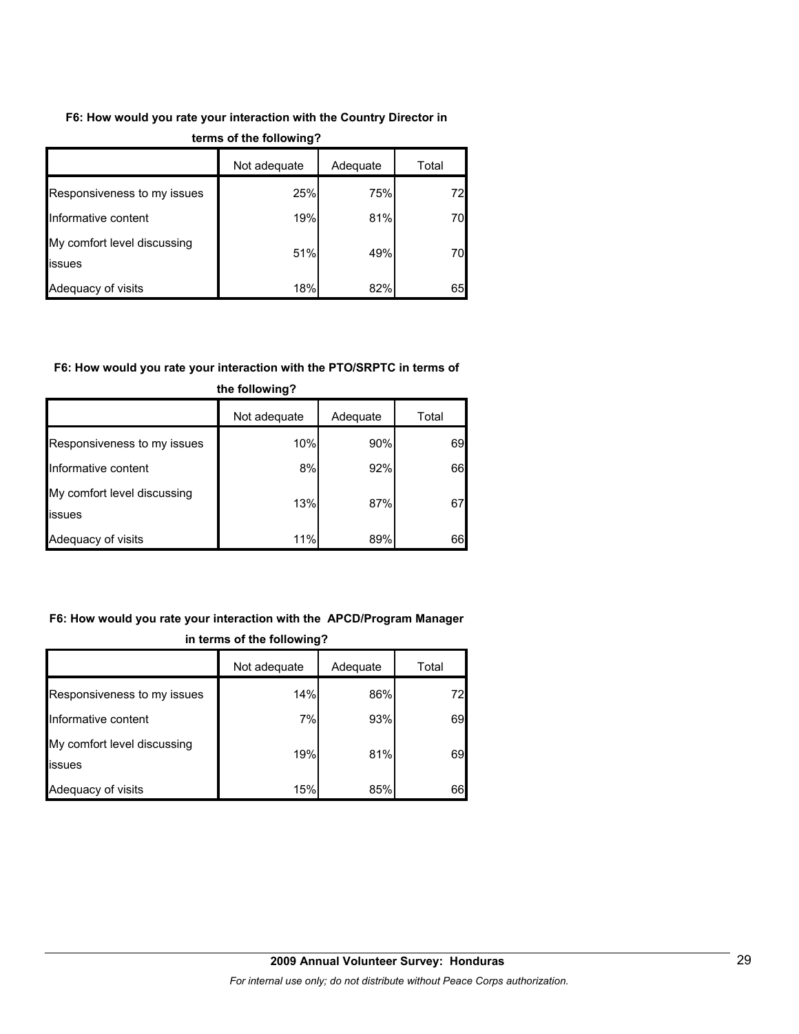**F6: How would you rate your interaction with the Country Director in terms of the following?**

| | Not adequate | Adequate | Total |
|---|---|---|---|
| Responsiveness to my issues | 25% | 75% | 72 |
| Informative content | 19% | 81% | 70 |
| My comfort level discussing issues | 51% | 49% | 70 |
| Adequacy of visits | 18% | 82% | 65 |

**F6: How would you rate your interaction with the PTO/SRPTC in terms of the following?**

| | Not adequate | Adequate | Total |
|---|---|---|---|
| Responsiveness to my issues | 10% | 90% | 69 |
| Informative content | 8% | 92% | 66 |
| My comfort level discussing issues | 13% | 87% | 67 |
| Adequacy of visits | 11% | 89% | 66 |

**F6: How would you rate your interaction with the APCD/Program Manager in terms of the following?**

| | Not adequate | Adequate | Total |
|---|---|---|---|
| Responsiveness to my issues | 14% | 86% | 72 |
| Informative content | 7% | 93% | 69 |
| My comfort level discussing issues | 19% | 81% | 69 |
| Adequacy of visits | 15% | 85% | 66 |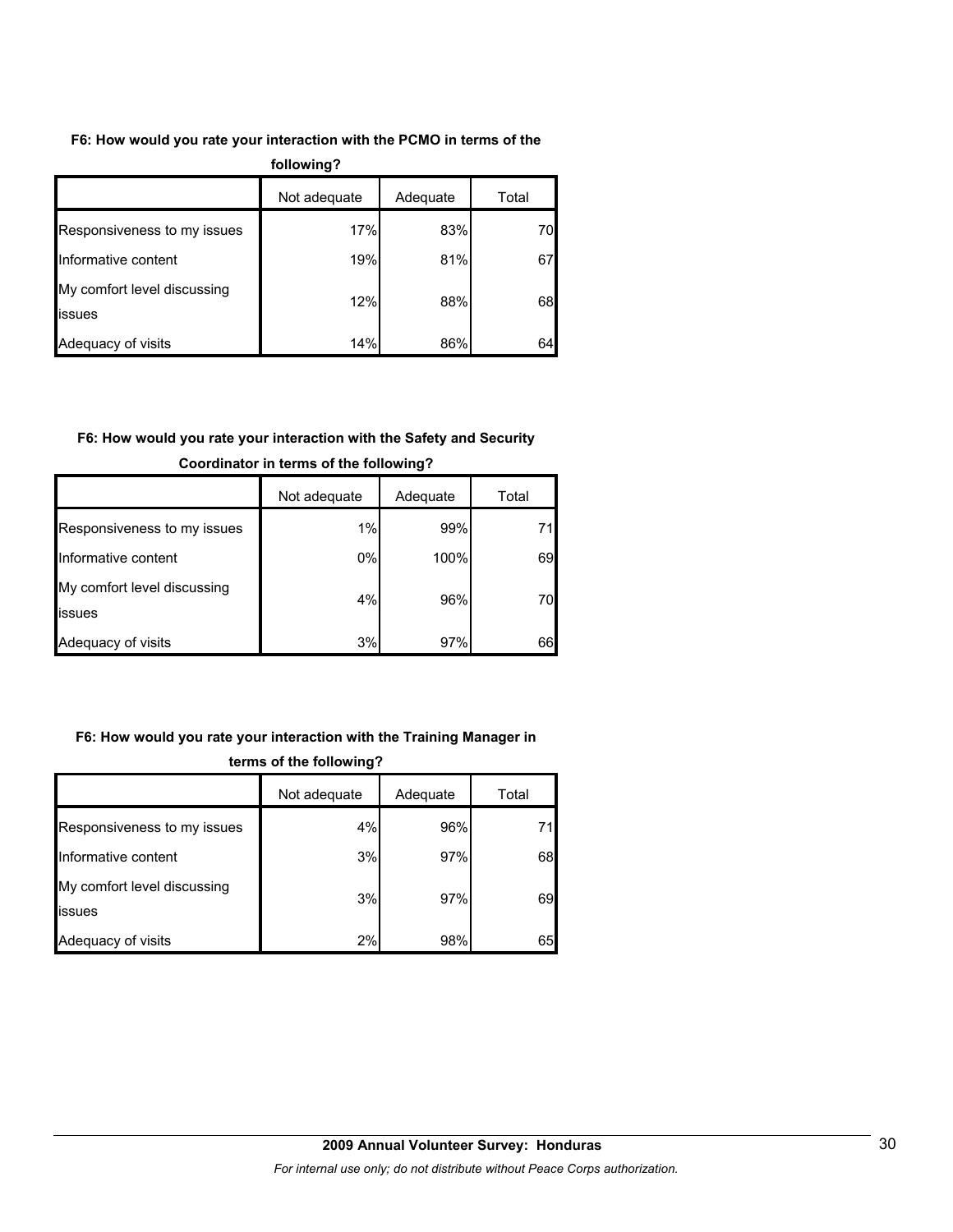**F6: How would you rate your interaction with the PCMO in terms of the following?**

| | Not adequate | Adequate | Total |
|---|---|---|---|
| Responsiveness to my issues | 17% | 83% | 70 |
| Informative content | 19% | 81% | 67 |
| My comfort level discussing issues | 12% | 88% | 68 |
| Adequacy of visits | 14% | 86% | 64 |

**F6: How would you rate your interaction with the Safety and Security Coordinator in terms of the following?**

| | Not adequate | Adequate | Total |
|---|---|---|---|
| Responsiveness to my issues | 1% | 99% | 71 |
| Informative content | 0% | 100% | 69 |
| My comfort level discussing issues | 4% | 96% | 70 |
| Adequacy of visits | 3% | 97% | 66 |

**F6: How would you rate your interaction with the Training Manager in terms of the following?**

| | Not adequate | Adequate | Total |
|---|---|---|---|
| Responsiveness to my issues | 4% | 96% | 71 |
| Informative content | 3% | 97% | 68 |
| My comfort level discussing issues | 3% | 97% | 69 |
| Adequacy of visits | 2% | 98% | 65 |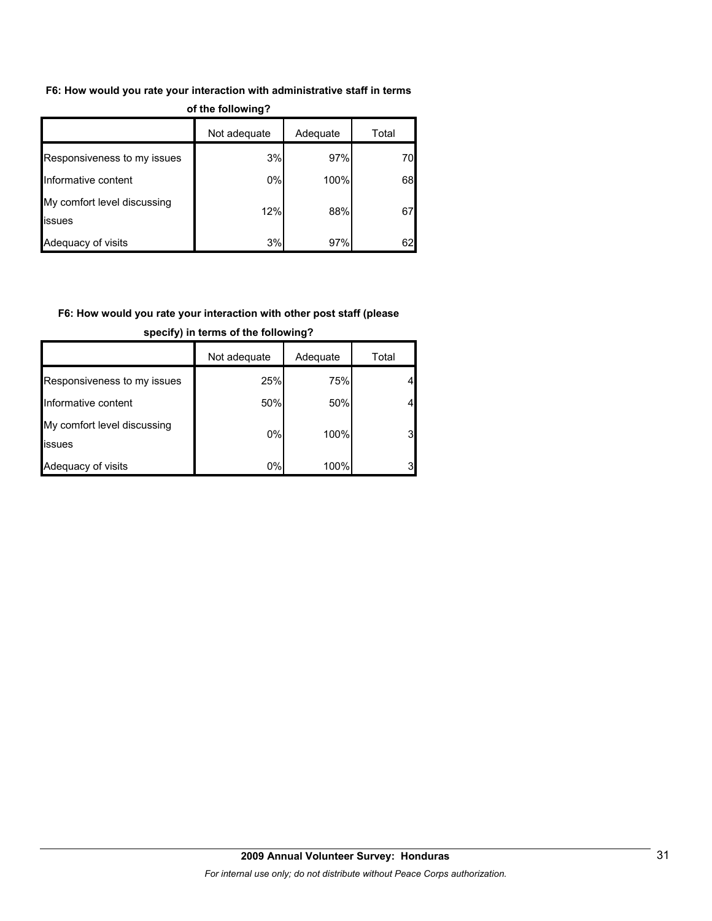**F6: How would you rate your interaction with administrative staff in terms of the following?**

| | Not adequate | Adequate | Total |
|---|---|---|---|
| Responsiveness to my issues | 3% | 97% | 70 |
| Informative content | 0% | 100% | 68 |
| My comfort level discussing issues | 12% | 88% | 67 |
| Adequacy of visits | 3% | 97% | 62 |

**F6: How would you rate your interaction with other post staff (please specify) in terms of the following?**

| | Not adequate | Adequate | Total |
|---|---|---|---|
| Responsiveness to my issues | 25% | 75% | 4 |
| Informative content | 50% | 50% | 4 |
| My comfort level discussing issues | 0% | 100% | 3 |
| Adequacy of visits | 0% | 100% | 3 |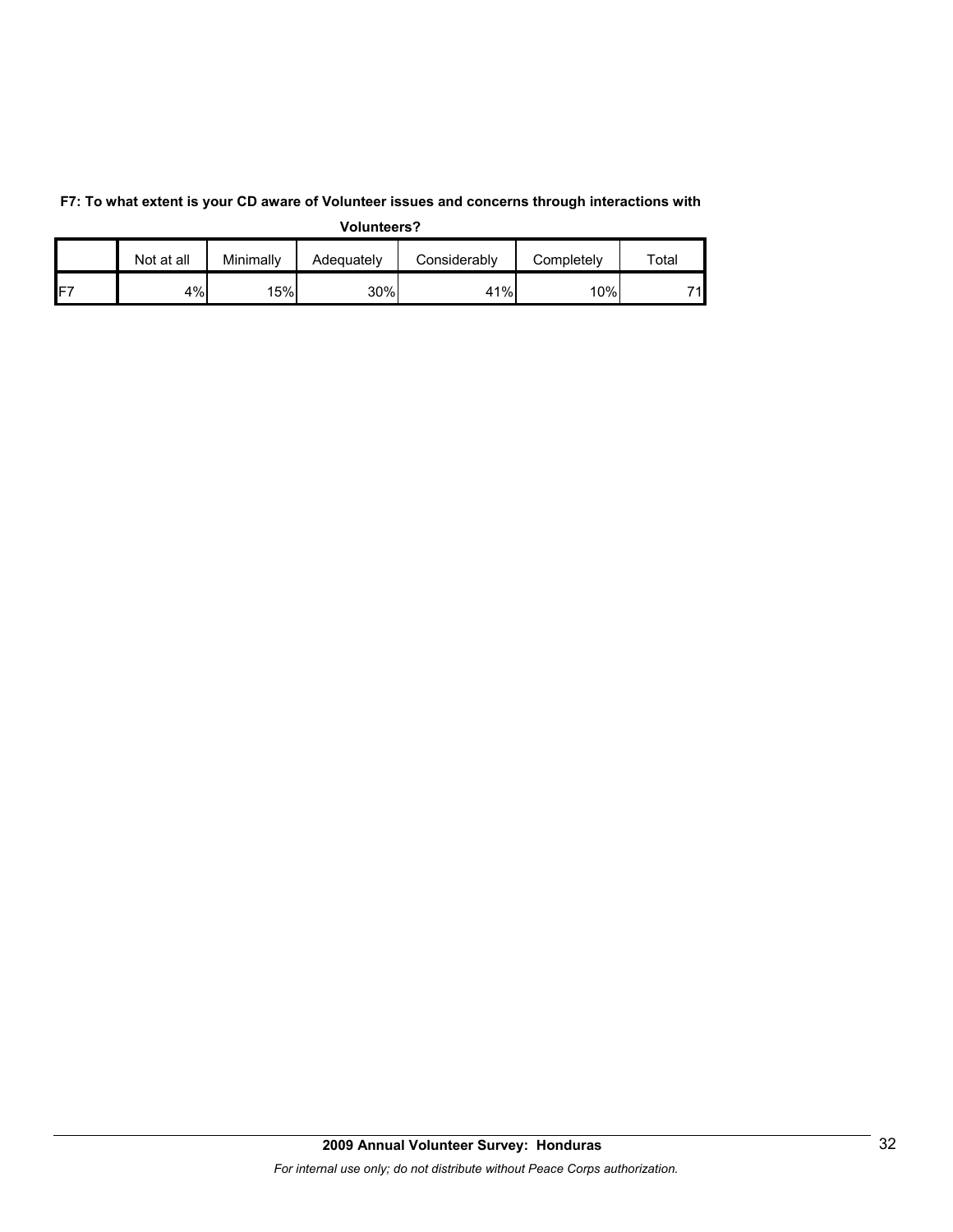**F7: To what extent is your CD aware of Volunteer issues and concerns through interactions with Volunteers?**

| | Not at all | Minimally | Adequately | Considerably | Completely | Total |
|---|---|---|---|---|---|---|
| F7 | 4% | 15% | 30% | 41% | 10% | 71 |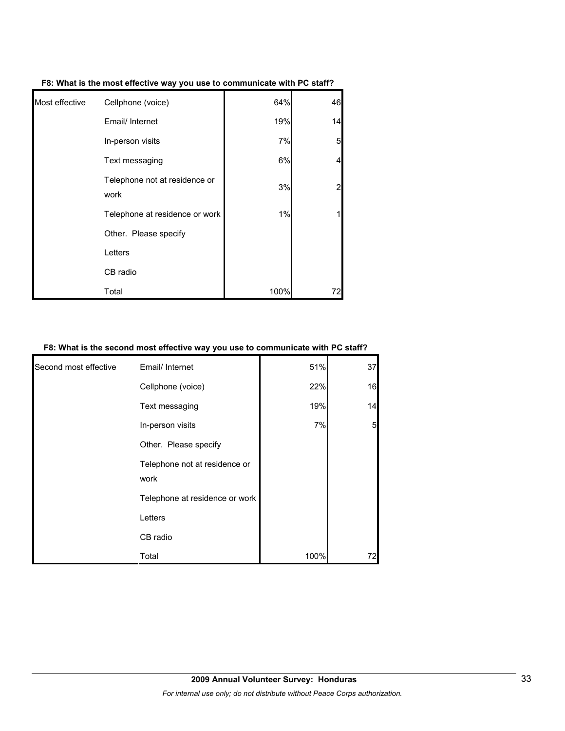**F8: What is the most effective way you use to communicate with PC staff?**

| | | | |
|---|---|---|---|
| Most effective | Cellphone (voice) | 64% | 46 |
| | Email/ Internet | 19% | 14 |
| | In-person visits | 7% | 5 |
| | Text messaging | 6% | 4 |
| | Telephone not at residence or work | 3% | 2 |
| | Telephone at residence or work | 1% | 1 |
| | Other. Please specify | | |
| | Letters | | |
| | CB radio | | |
| | Total | 100% | 72 |

**F8: What is the second most effective way you use to communicate with PC staff?**

| | | | |
|---|---|---|---|
| Second most effective | Email/ Internet | 51% | 37 |
| | Cellphone (voice) | 22% | 16 |
| | Text messaging | 19% | 14 |
| | In-person visits | 7% | 5 |
| | Other. Please specify | | |
| | Telephone not at residence or work | | |
| | Telephone at residence or work | | |
| | Letters | | |
| | CB radio | | |
| | Total | 100% | 72 |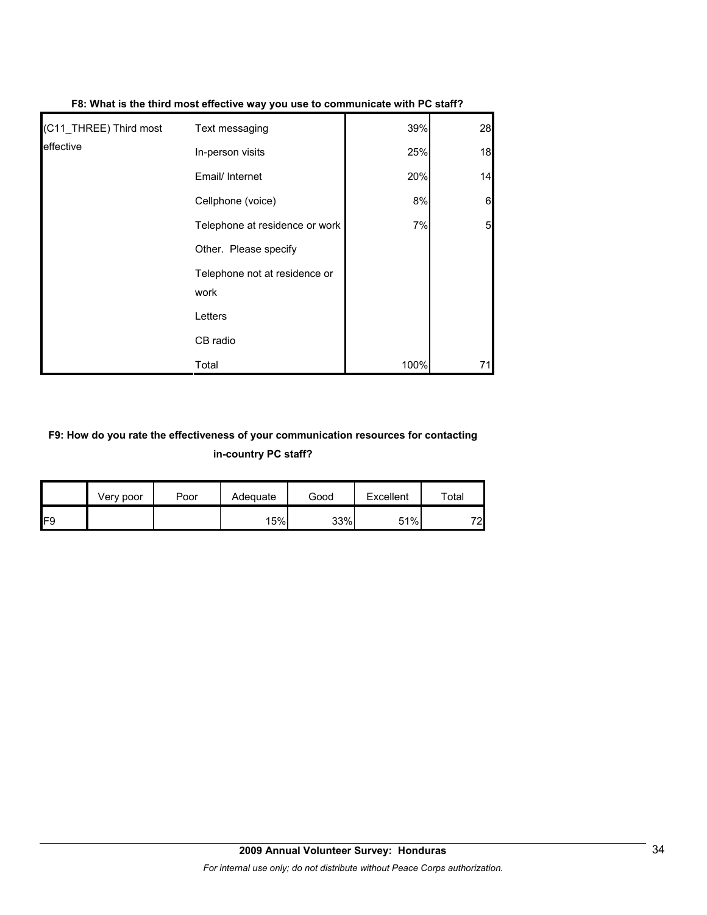**F8: What is the third most effective way you use to communicate with PC staff?**

| | | | |
|---|---|---|---|
| (C11_THREE) Third most effective | Text messaging | 39% | 28 |
| | In-person visits | 25% | 18 |
| | Email/ Internet | 20% | 14 |
| | Cellphone (voice) | 8% | 6 |
| | Telephone at residence or work | 7% | 5 |
| | Other. Please specify | | |
| | Telephone not at residence or work | | |
| | Letters | | |
| | CB radio | | |
| | Total | 100% | 71 |

**F9: How do you rate the effectiveness of your communication resources for contacting in-country PC staff?**

| | Very poor | Poor | Adequate | Good | Excellent | Total |
|---|---|---|---|---|---|---|
| F9 | | | 15% | 33% | 51% | 72 |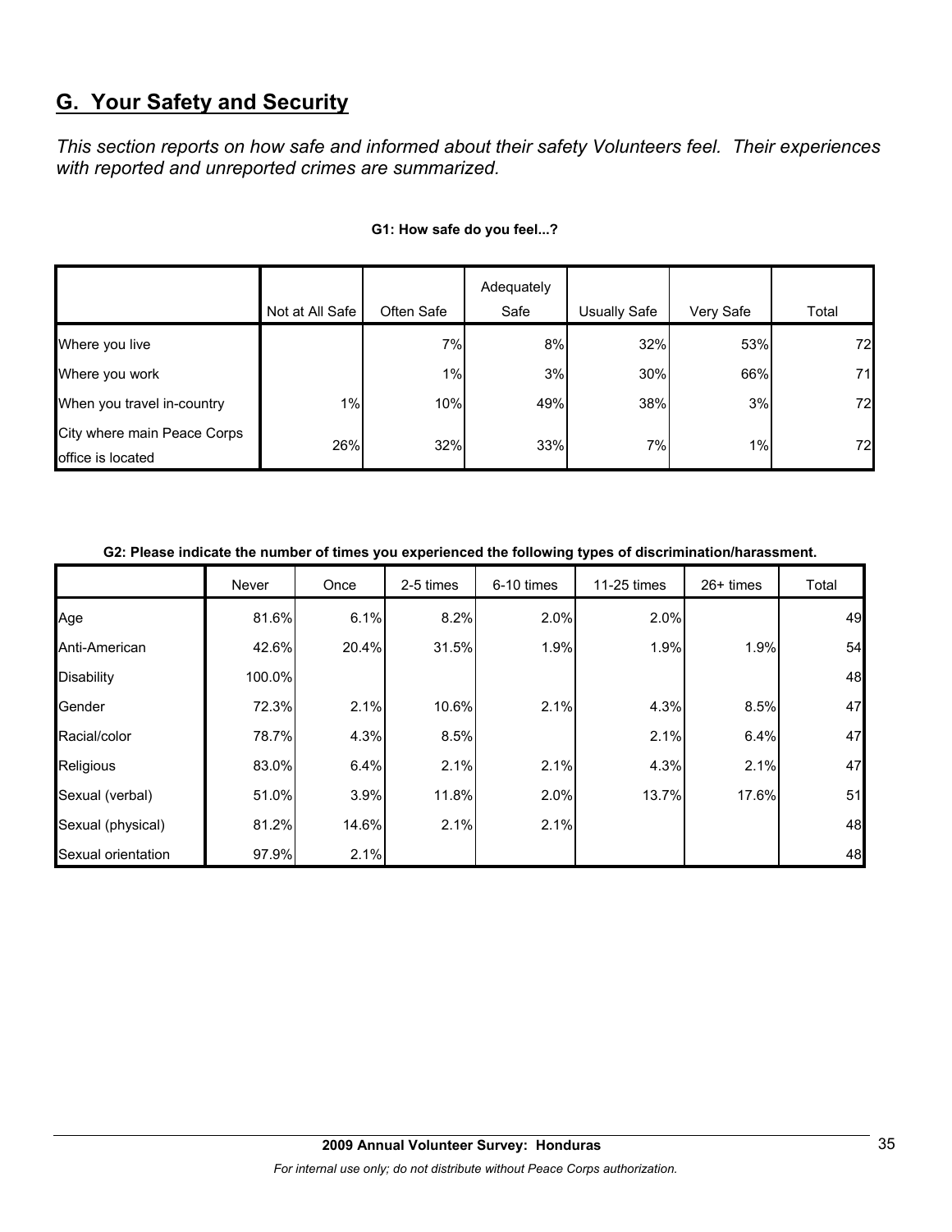## G. Your Safety and Security

*This section reports on how safe and informed about their safety Volunteers feel. Their experiences with reported and unreported crimes are summarized.*

**G1: How safe do you feel...?**

| | Not at All Safe | Often Safe | Adequately Safe | Usually Safe | Very Safe | Total |
|---|---|---|---|---|---|---|
| Where you live | | 7% | 8% | 32% | 53% | 72 |
| Where you work | | 1% | 3% | 30% | 66% | 71 |
| When you travel in-country | 1% | 10% | 49% | 38% | 3% | 72 |
| City where main Peace Corps office is located | 26% | 32% | 33% | 7% | 1% | 72 |

**G2: Please indicate the number of times you experienced the following types of discrimination/harassment.**

| | Never | Once | 2-5 times | 6-10 times | 11-25 times | 26+ times | Total |
|---|---|---|---|---|---|---|---|
| Age | 81.6% | 6.1% | 8.2% | 2.0% | 2.0% | | 49 |
| Anti-American | 42.6% | 20.4% | 31.5% | 1.9% | 1.9% | 1.9% | 54 |
| Disability | 100.0% | | | | | | 48 |
| Gender | 72.3% | 2.1% | 10.6% | 2.1% | 4.3% | 8.5% | 47 |
| Racial/color | 78.7% | 4.3% | 8.5% | | 2.1% | 6.4% | 47 |
| Religious | 83.0% | 6.4% | 2.1% | 2.1% | 4.3% | 2.1% | 47 |
| Sexual (verbal) | 51.0% | 3.9% | 11.8% | 2.0% | 13.7% | 17.6% | 51 |
| Sexual (physical) | 81.2% | 14.6% | 2.1% | 2.1% | | | 48 |
| Sexual orientation | 97.9% | 2.1% | | | | | 48 |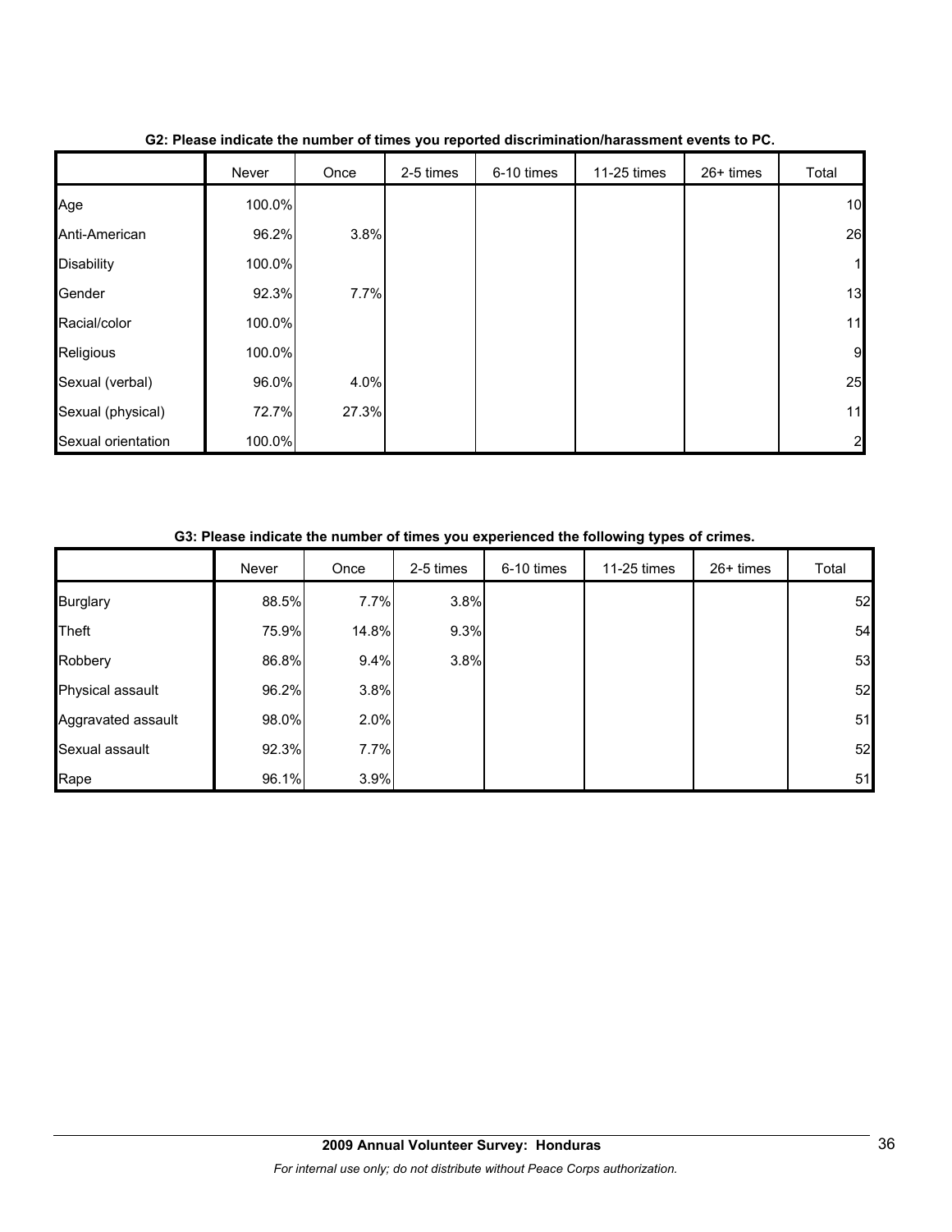**G2: Please indicate the number of times you reported discrimination/harassment events to PC.**

| | Never | Once | 2-5 times | 6-10 times | 11-25 times | 26+ times | Total |
|---|---|---|---|---|---|---|---|
| Age | 100.0% | | | | | | 10 |
| Anti-American | 96.2% | 3.8% | | | | | 26 |
| Disability | 100.0% | | | | | | 1 |
| Gender | 92.3% | 7.7% | | | | | 13 |
| Racial/color | 100.0% | | | | | | 11 |
| Religious | 100.0% | | | | | | 9 |
| Sexual (verbal) | 96.0% | 4.0% | | | | | 25 |
| Sexual (physical) | 72.7% | 27.3% | | | | | 11 |
| Sexual orientation | 100.0% | | | | | | 2 |

**G3: Please indicate the number of times you experienced the following types of crimes.**

| | Never | Once | 2-5 times | 6-10 times | 11-25 times | 26+ times | Total |
|---|---|---|---|---|---|---|---|
| Burglary | 88.5% | 7.7% | 3.8% | | | | 52 |
| Theft | 75.9% | 14.8% | 9.3% | | | | 54 |
| Robbery | 86.8% | 9.4% | 3.8% | | | | 53 |
| Physical assault | 96.2% | 3.8% | | | | | 52 |
| Aggravated assault | 98.0% | 2.0% | | | | | 51 |
| Sexual assault | 92.3% | 7.7% | | | | | 52 |
| Rape | 96.1% | 3.9% | | | | | 51 |

**2009 Annual Volunteer Survey: Honduras**

*For internal use only; do not distribute without Peace Corps authorization.*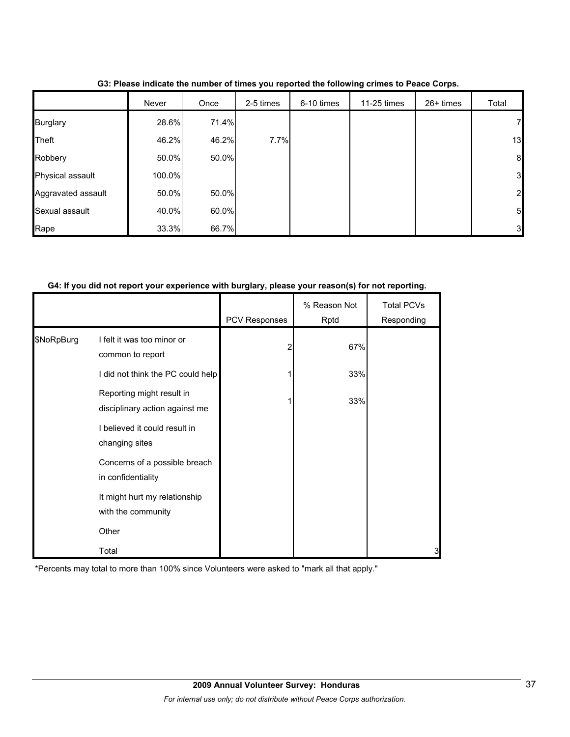**G3: Please indicate the number of times you reported the following crimes to Peace Corps.**

| | Never | Once | 2-5 times | 6-10 times | 11-25 times | 26+ times | Total |
|---|---|---|---|---|---|---|---|
| Burglary | 28.6% | 71.4% | | | | | 7 |
| Theft | 46.2% | 46.2% | 7.7% | | | | 13 |
| Robbery | 50.0% | 50.0% | | | | | 8 |
| Physical assault | 100.0% | | | | | | 3 |
| Aggravated assault | 50.0% | 50.0% | | | | | 2 |
| Sexual assault | 40.0% | 60.0% | | | | | 5 |
| Rape | 33.3% | 66.7% | | | | | 3 |

**G4: If you did not report your experience with burglary, please your reason(s) for not reporting.**

| | | PCV Responses | % Reason Not Rptd | Total PCVs Responding |
|---|---|---|---|---|
| $NoRpBurg | I felt it was too minor or common to report | 2 | 67% | |
| | I did not think the PC could help | 1 | 33% | |
| | Reporting might result in disciplinary action against me | 1 | 33% | |
| | I believed it could result in changing sites | | | |
| | Concerns of a possible breach in confidentiality | | | |
| | It might hurt my relationship with the community | | | |
| | Other | | | |
| | Total | | | 3 |

*Percents may total to more than 100% since Volunteers were asked to "mark all that apply."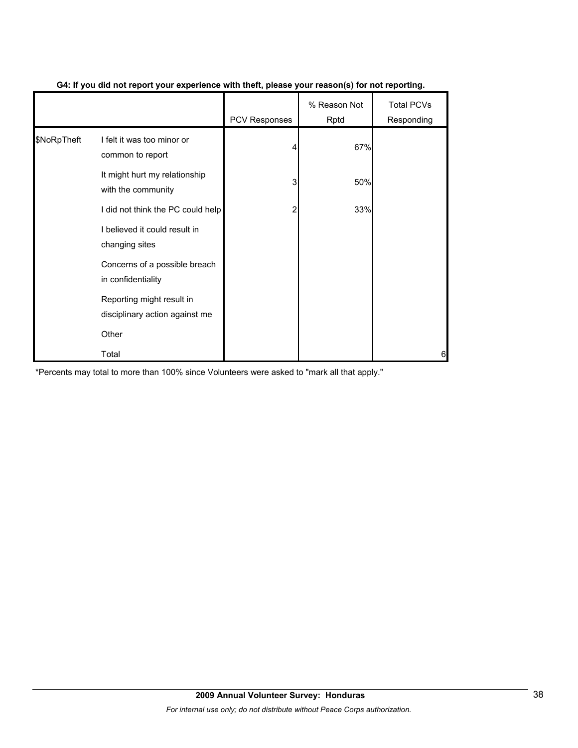**G4: If you did not report your experience with theft, please your reason(s) for not reporting.**

| | | PCV Responses | % Reason Not Rptd | Total PCVs Responding |
|---|---|---|---|---|
| $NoRpTheft | I felt it was too minor or common to report | 4 | 67% | |
| | It might hurt my relationship with the community | 3 | 50% | |
| | I did not think the PC could help | 2 | 33% | |
| | I believed it could result in changing sites | | | |
| | Concerns of a possible breach in confidentiality | | | |
| | Reporting might result in disciplinary action against me | | | |
| | Other | | | |
| | Total | | | 6 |

*Percents may total to more than 100% since Volunteers were asked to "mark all that apply."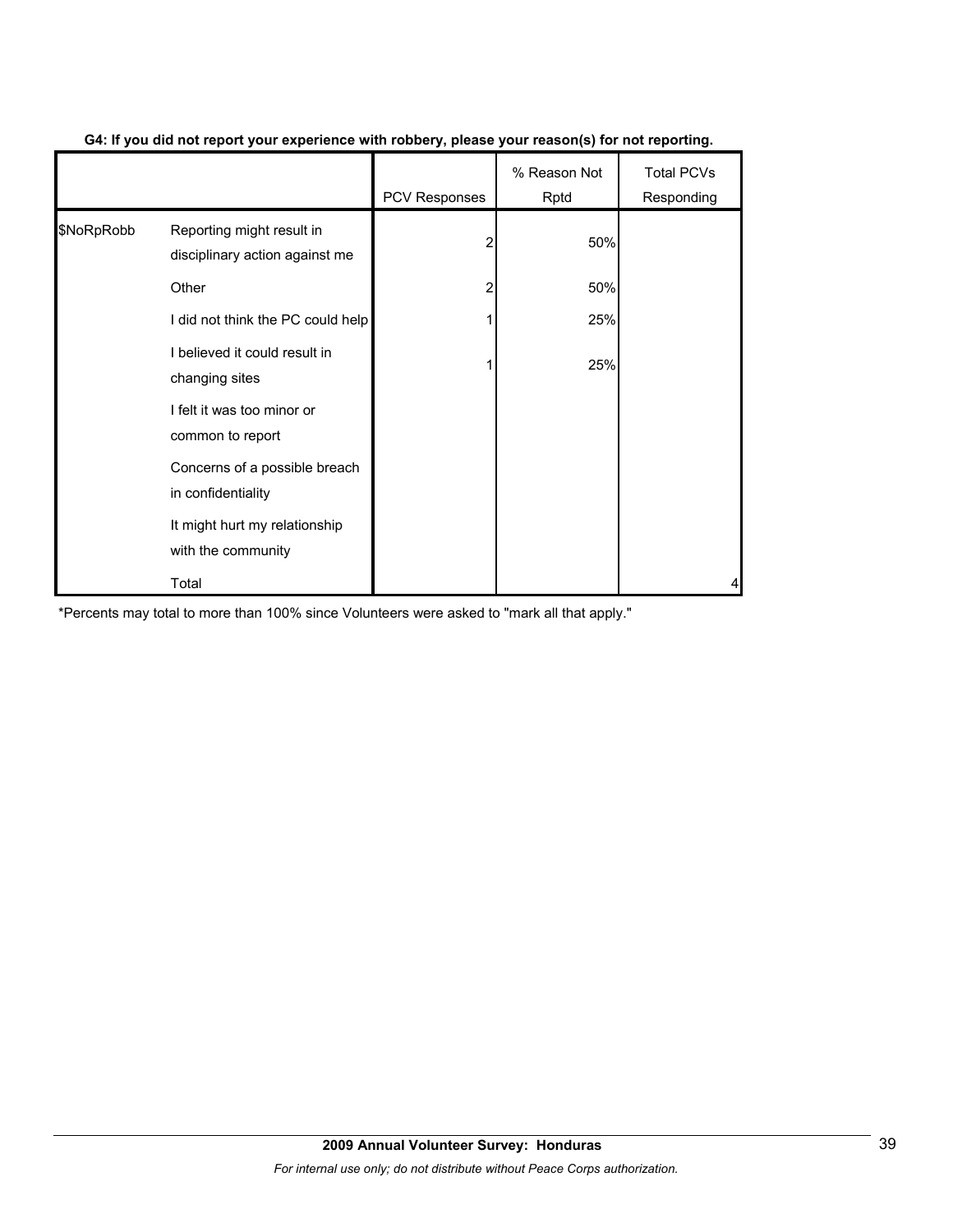**G4: If you did not report your experience with robbery, please your reason(s) for not reporting.**

| | | PCV Responses | % Reason Not Rptd | Total PCVs Responding |
|---|---|---|---|---|
| $NoRpRobb | Reporting might result in disciplinary action against me | 2 | 50% | |
| | Other | 2 | 50% | |
| | I did not think the PC could help | 1 | 25% | |
| | I believed it could result in changing sites | 1 | 25% | |
| | I felt it was too minor or common to report | | | |
| | Concerns of a possible breach in confidentiality | | | |
| | It might hurt my relationship with the community | | | |
| | Total | | | 4 |

*Percents may total to more than 100% since Volunteers were asked to "mark all that apply."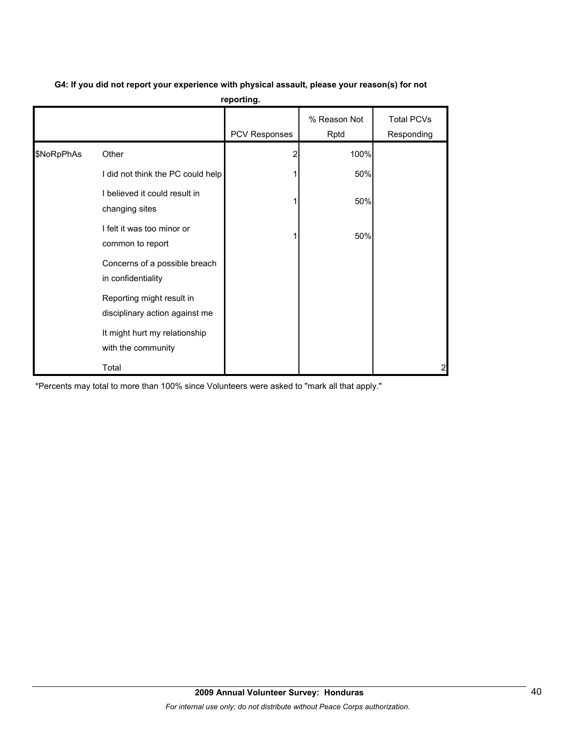**G4: If you did not report your experience with physical assault, please your reason(s) for not reporting.**

| | | PCV Responses | % Reason Not Rptd | Total PCVs Responding |
|---|---|---|---|---|
| $NoRpPhAs | Other | 2 | 100% | |
| | I did not think the PC could help | 1 | 50% | |
| | I believed it could result in changing sites | 1 | 50% | |
| | I felt it was too minor or common to report | 1 | 50% | |
| | Concerns of a possible breach in confidentiality | | | |
| | Reporting might result in disciplinary action against me | | | |
| | It might hurt my relationship with the community | | | |
| | Total | | | 2 |

*Percents may total to more than 100% since Volunteers were asked to "mark all that apply."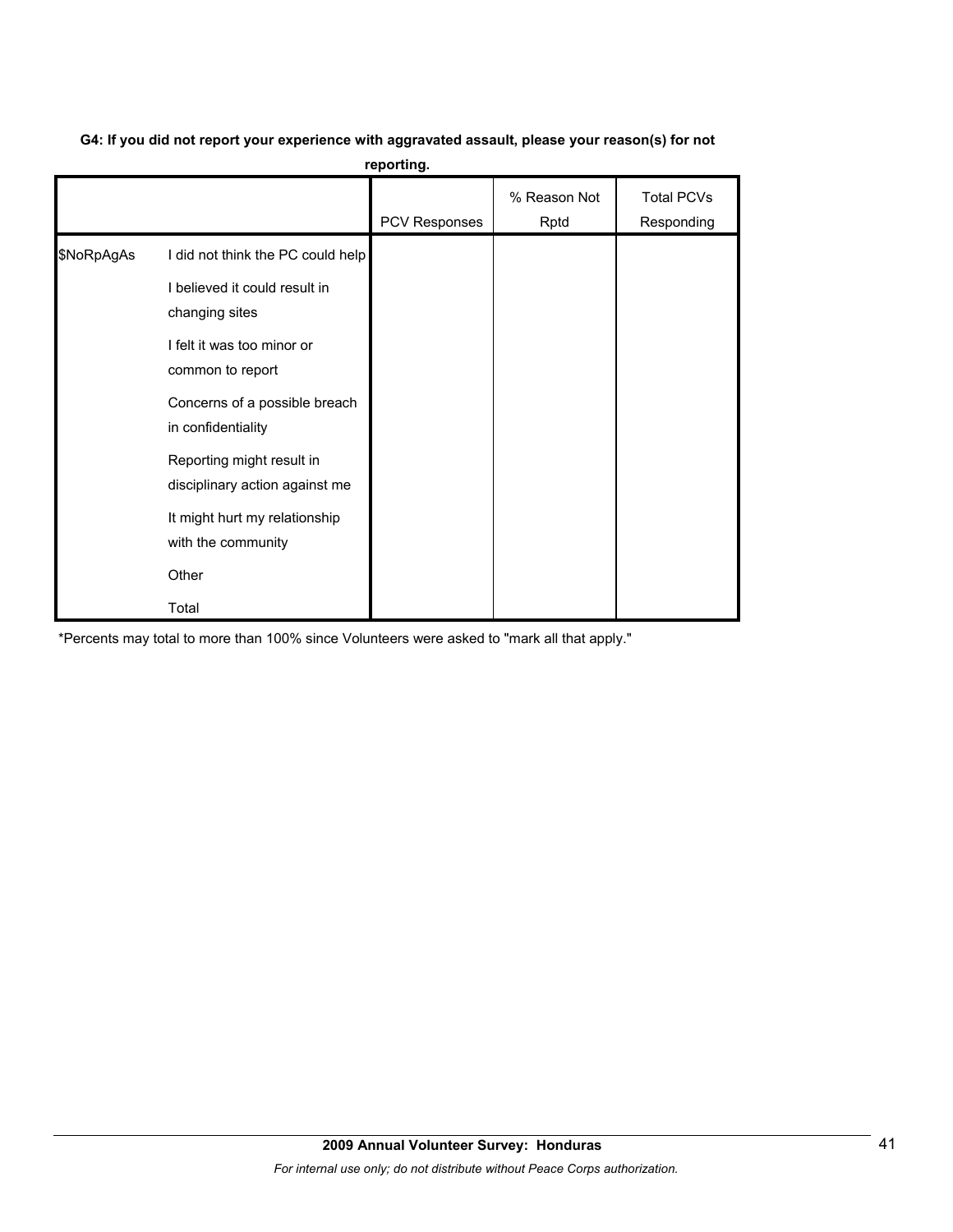**G4: If you did not report your experience with aggravated assault, please your reason(s) for not reporting.**

| | | PCV Responses | % Reason Not Rptd | Total PCVs Responding |
|---|---|---|---|---|
| $NoRpAgAs | I did not think the PC could help | | | |
| | I believed it could result in changing sites | | | |
| | I felt it was too minor or common to report | | | |
| | Concerns of a possible breach in confidentiality | | | |
| | Reporting might result in disciplinary action against me | | | |
| | It might hurt my relationship with the community | | | |
| | Other | | | |
| | Total | | | |

*Percents may total to more than 100% since Volunteers were asked to "mark all that apply."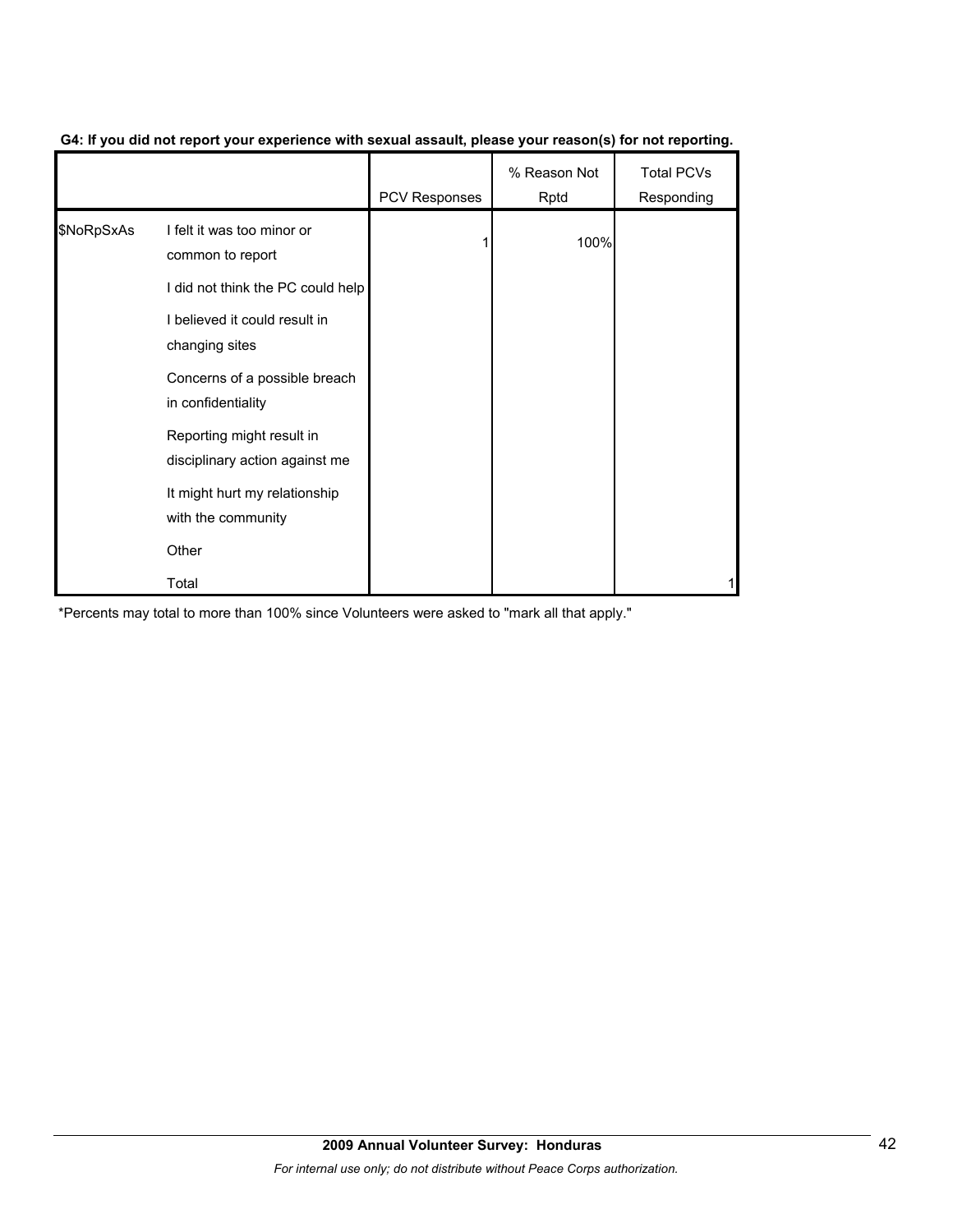**G4: If you did not report your experience with sexual assault, please your reason(s) for not reporting.**

| | | PCV Responses | % Reason Not Rptd | Total PCVs Responding |
|---|---|---|---|---|
| $NoRpSxAs | I felt it was too minor or common to report | 1 | 100% | |
| | I did not think the PC could help | | | |
| | I believed it could result in changing sites | | | |
| | Concerns of a possible breach in confidentiality | | | |
| | Reporting might result in disciplinary action against me | | | |
| | It might hurt my relationship with the community | | | |
| | Other | | | |
| | Total | | | 1 |

*Percents may total to more than 100% since Volunteers were asked to "mark all that apply."

**2009 Annual Volunteer Survey: Honduras**

*For internal use only; do not distribute without Peace Corps authorization.*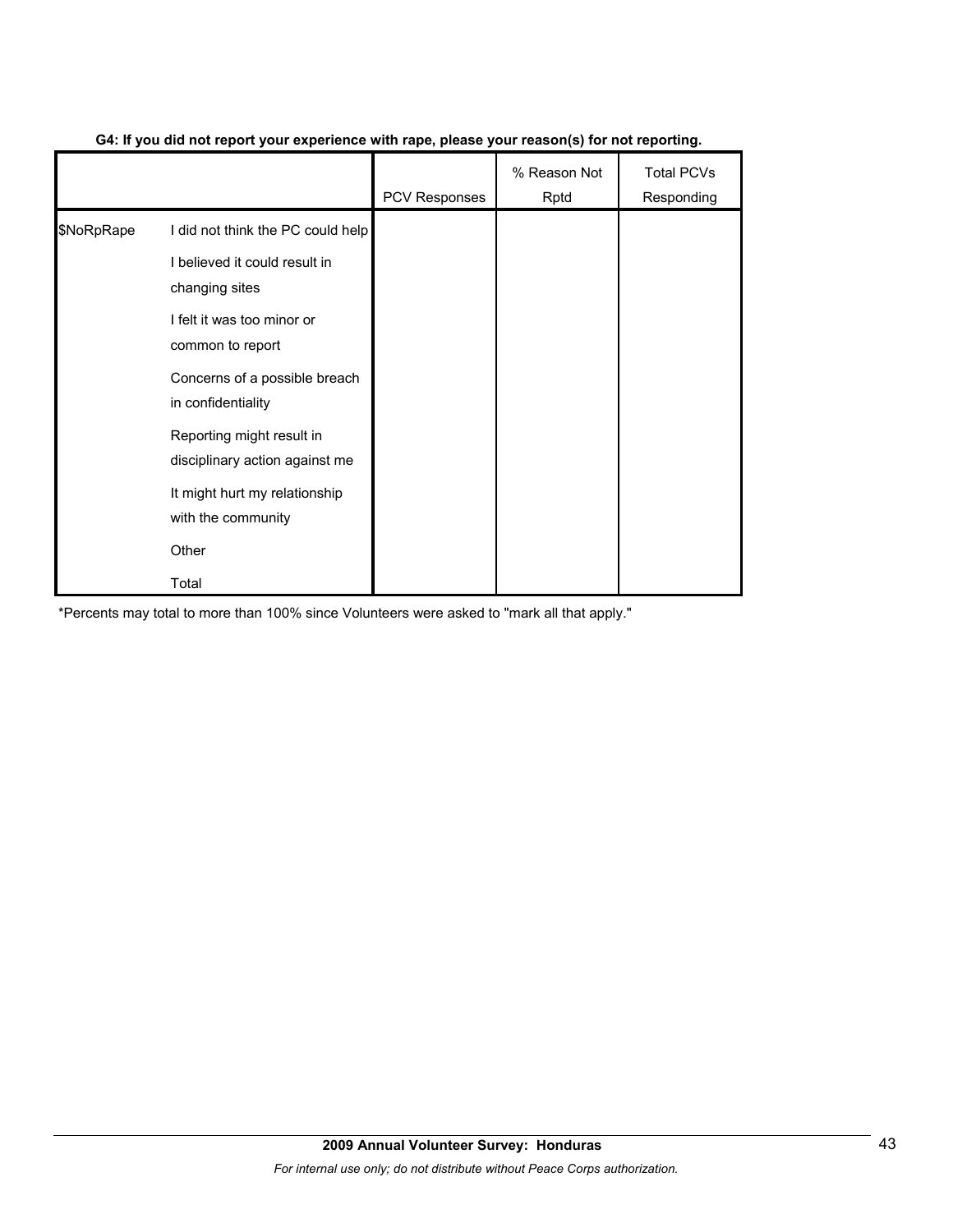**G4: If you did not report your experience with rape, please your reason(s) for not reporting.**

| | | PCV Responses | % Reason Not Rptd | Total PCVs Responding |
|---|---|---|---|---|
| $NoRpRape | I did not think the PC could help | | | |
| | I believed it could result in changing sites | | | |
| | I felt it was too minor or common to report | | | |
| | Concerns of a possible breach in confidentiality | | | |
| | Reporting might result in disciplinary action against me | | | |
| | It might hurt my relationship with the community | | | |
| | Other | | | |
| | Total | | | |

*Percents may total to more than 100% since Volunteers were asked to "mark all that apply."

**2009 Annual Volunteer Survey: Honduras**

*For internal use only; do not distribute without Peace Corps authorization.*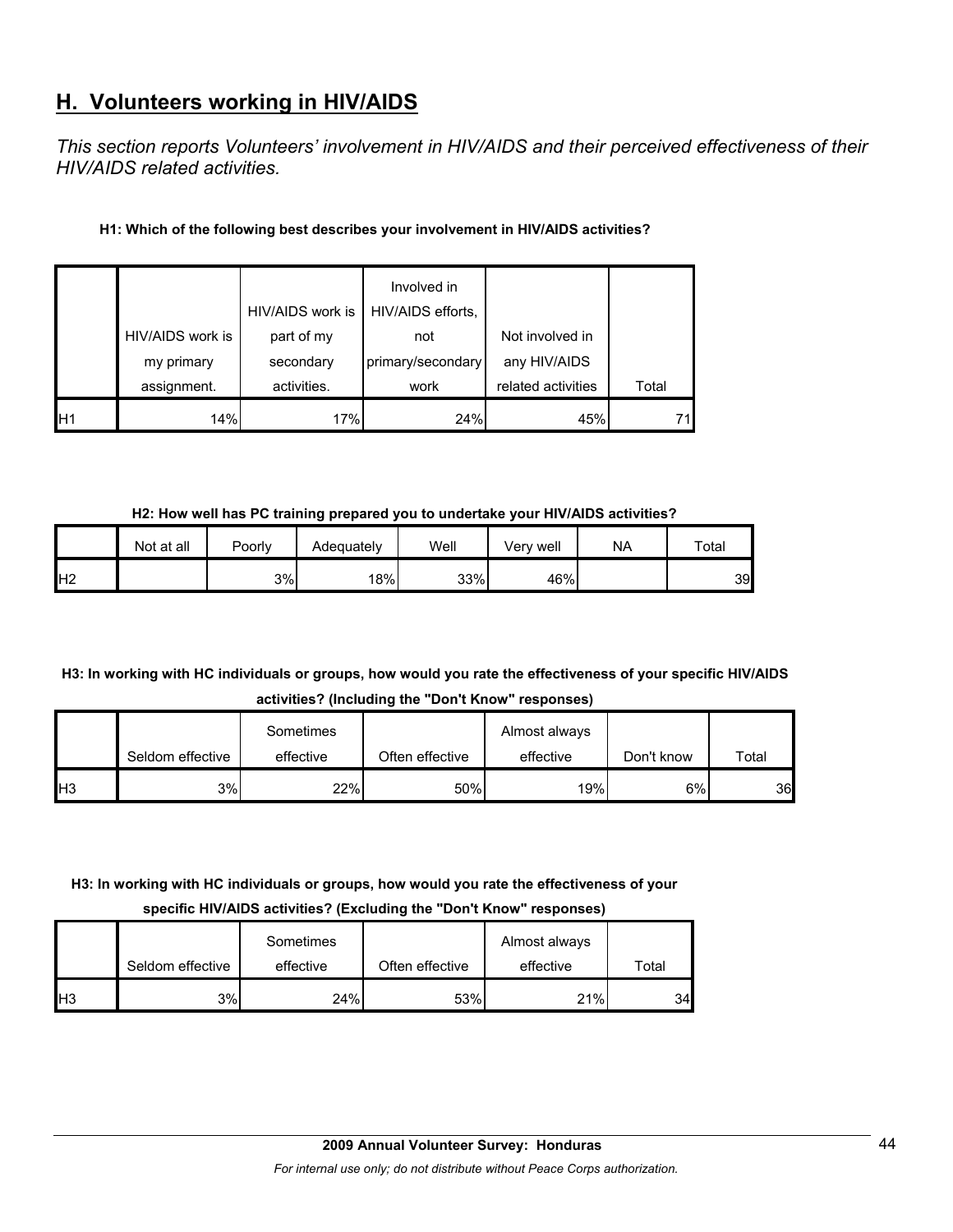## H. Volunteers working in HIV/AIDS

*This section reports Volunteers' involvement in HIV/AIDS and their perceived effectiveness of their HIV/AIDS related activities.*

**H1: Which of the following best describes your involvement in HIV/AIDS activities?**

| | HIV/AIDS work is my primary assignment. | HIV/AIDS work is part of my secondary activities. | Involved in HIV/AIDS efforts, not primary/secondary work | Not involved in any HIV/AIDS related activities | Total |
|---|---|---|---|---|---|
| H1 | 14% | 17% | 24% | 45% | 71 |

**H2: How well has PC training prepared you to undertake your HIV/AIDS activities?**

| | Not at all | Poorly | Adequately | Well | Very well | NA | Total |
|---|---|---|---|---|---|---|---|
| H2 | | 3% | 18% | 33% | 46% | | 39 |

**H3: In working with HC individuals or groups, how would you rate the effectiveness of your specific HIV/AIDS activities? (Including the "Don't Know" responses)**

| | Seldom effective | Sometimes effective | Often effective | Almost always effective | Don't know | Total |
|---|---|---|---|---|---|---|
| H3 | 3% | 22% | 50% | 19% | 6% | 36 |

**H3: In working with HC individuals or groups, how would you rate the effectiveness of your specific HIV/AIDS activities? (Excluding the "Don't Know" responses)**

| | Seldom effective | Sometimes effective | Often effective | Almost always effective | Total |
|---|---|---|---|---|---|
| H3 | 3% | 24% | 53% | 21% | 34 |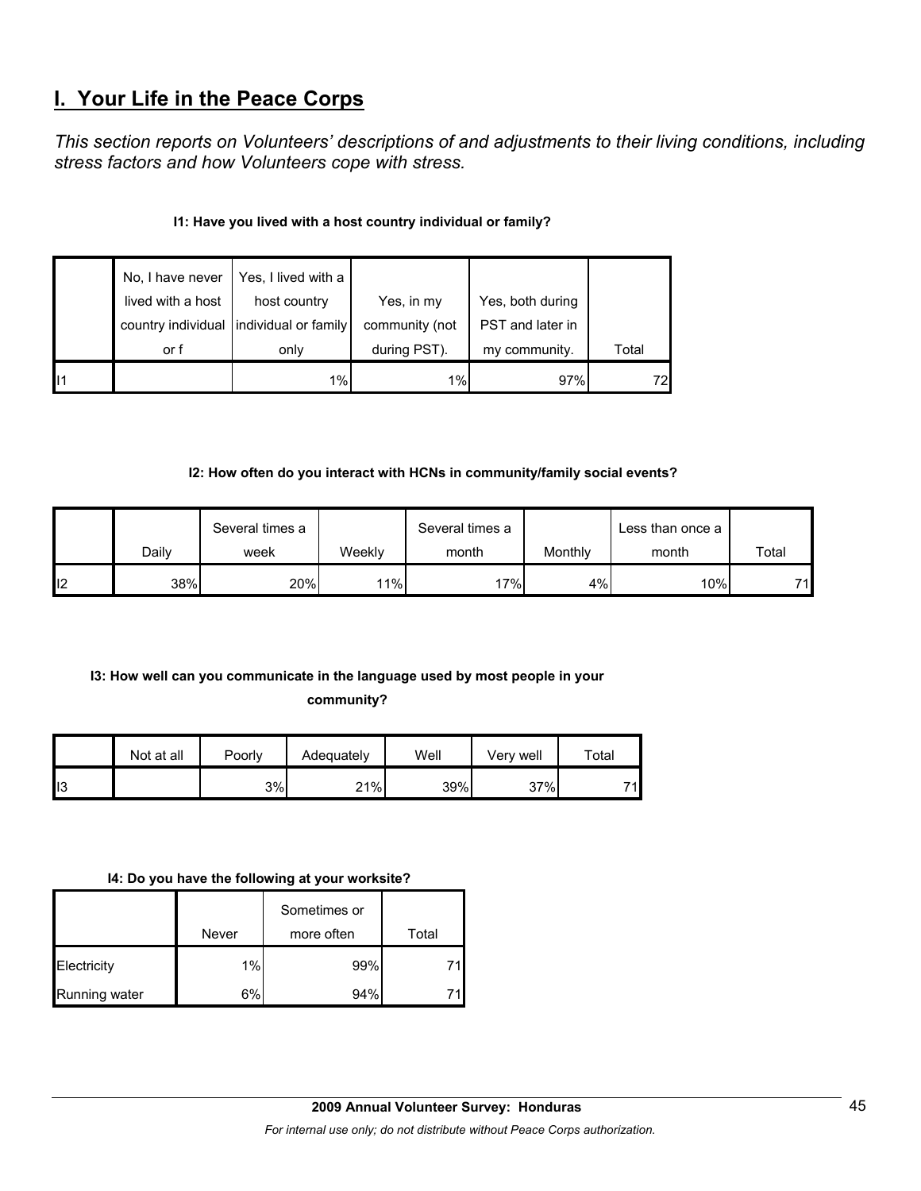## I. Your Life in the Peace Corps

*This section reports on Volunteers' descriptions of and adjustments to their living conditions, including stress factors and how Volunteers cope with stress.*

**I1: Have you lived with a host country individual or family?**

| | No, I have never lived with a host country individual or f | Yes, I lived with a host country individual or family only | Yes, in my community (not during PST). | Yes, both during PST and later in my community. | Total |
|---|---|---|---|---|---|
| I1 | | 1% | 1% | 97% | 72 |

**I2: How often do you interact with HCNs in community/family social events?**

| | Daily | Several times a week | Weekly | Several times a month | Monthly | Less than once a month | Total |
|---|---|---|---|---|---|---|---|
| I2 | 38% | 20% | 11% | 17% | 4% | 10% | 71 |

**I3: How well can you communicate in the language used by most people in your community?**

| | Not at all | Poorly | Adequately | Well | Very well | Total |
|---|---|---|---|---|---|---|
| I3 | | 3% | 21% | 39% | 37% | 71 |

**I4: Do you have the following at your worksite?**

| | Never | Sometimes or more often | Total |
|---|---|---|---|
| Electricity | 1% | 99% | 71 |
| Running water | 6% | 94% | 71 |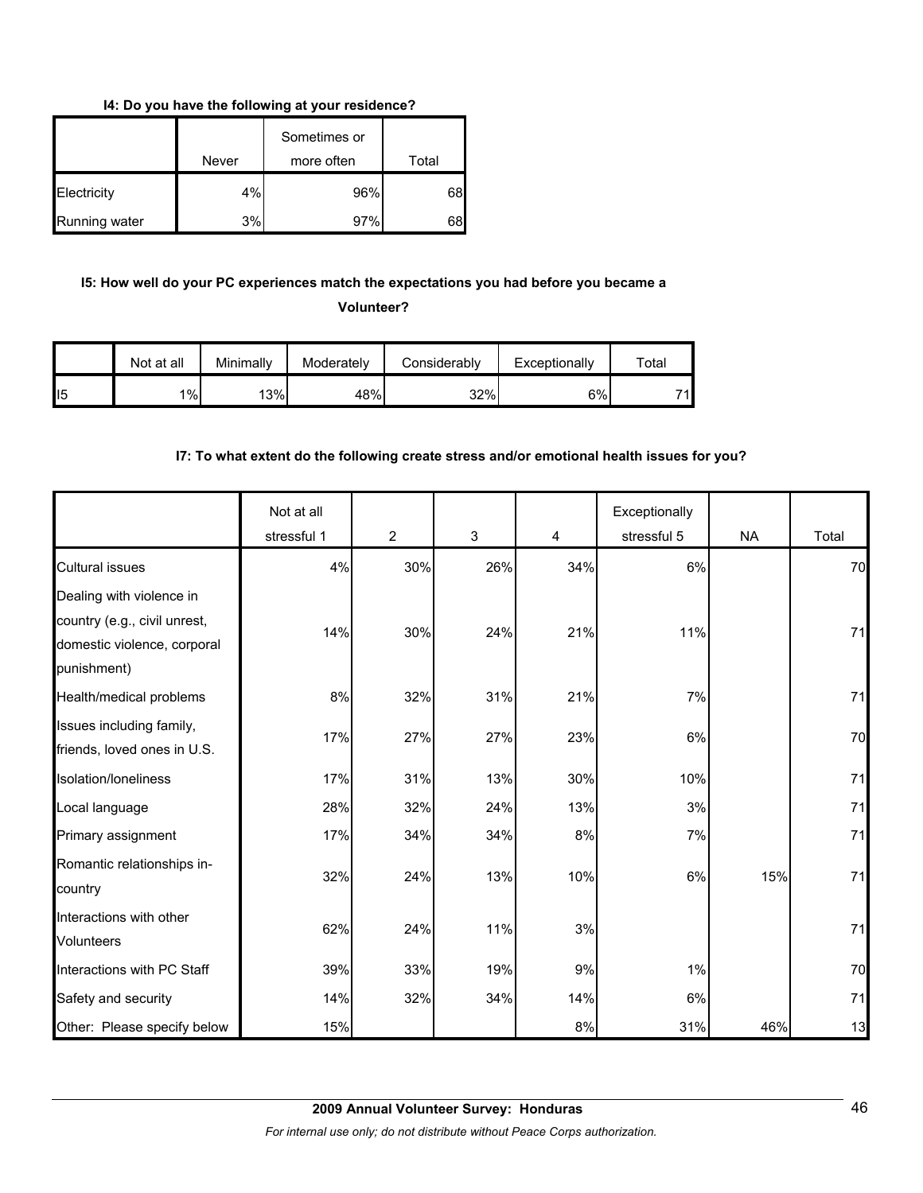**I4: Do you have the following at your residence?**

| | Never | Sometimes or more often | Total |
|---|---|---|---|
| Electricity | 4% | 96% | 68 |
| Running water | 3% | 97% | 68 |

**I5: How well do your PC experiences match the expectations you had before you became a Volunteer?**

| | Not at all | Minimally | Moderately | Considerably | Exceptionally | Total |
|---|---|---|---|---|---|---|
| I5 | 1% | 13% | 48% | 32% | 6% | 71 |

**I7: To what extent do the following create stress and/or emotional health issues for you?**

| | Not at all stressful 1 | 2 | 3 | 4 | Exceptionally stressful 5 | NA | Total |
|---|---|---|---|---|---|---|---|
| Cultural issues | 4% | 30% | 26% | 34% | 6% | | 70 |
| Dealing with violence in country (e.g., civil unrest, domestic violence, corporal punishment) | 14% | 30% | 24% | 21% | 11% | | 71 |
| Health/medical problems | 8% | 32% | 31% | 21% | 7% | | 71 |
| Issues including family, friends, loved ones in U.S. | 17% | 27% | 27% | 23% | 6% | | 70 |
| Isolation/loneliness | 17% | 31% | 13% | 30% | 10% | | 71 |
| Local language | 28% | 32% | 24% | 13% | 3% | | 71 |
| Primary assignment | 17% | 34% | 34% | 8% | 7% | | 71 |
| Romantic relationships in-country | 32% | 24% | 13% | 10% | 6% | 15% | 71 |
| Interactions with other Volunteers | 62% | 24% | 11% | 3% | | | 71 |
| Interactions with PC Staff | 39% | 33% | 19% | 9% | 1% | | 70 |
| Safety and security | 14% | 32% | 34% | 14% | 6% | | 71 |
| Other: Please specify below | 15% | | | 8% | 31% | 46% | 13 |

**2009 Annual Volunteer Survey: Honduras**

*For internal use only; do not distribute without Peace Corps authorization.*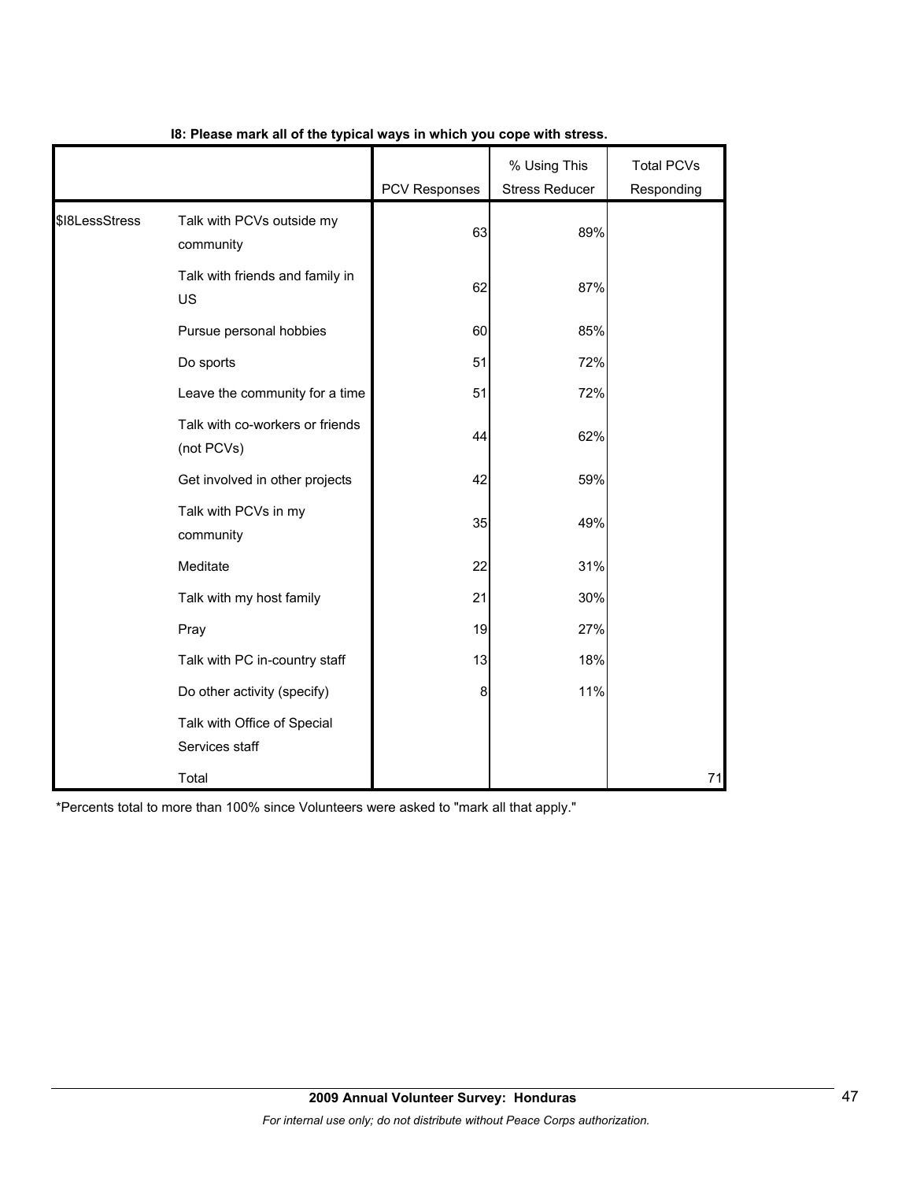**I8: Please mark all of the typical ways in which you cope with stress.**

| | | PCV Responses | % Using This Stress Reducer | Total PCVs Responding |
|---|---|---|---|---|
| $I8LessStress | Talk with PCVs outside my community | 63 | 89% | |
| | Talk with friends and family in US | 62 | 87% | |
| | Pursue personal hobbies | 60 | 85% | |
| | Do sports | 51 | 72% | |
| | Leave the community for a time | 51 | 72% | |
| | Talk with co-workers or friends (not PCVs) | 44 | 62% | |
| | Get involved in other projects | 42 | 59% | |
| | Talk with PCVs in my community | 35 | 49% | |
| | Meditate | 22 | 31% | |
| | Talk with my host family | 21 | 30% | |
| | Pray | 19 | 27% | |
| | Talk with PC in-country staff | 13 | 18% | |
| | Do other activity (specify) | 8 | 11% | |
| | Talk with Office of Special Services staff | | | |
| | Total | | | 71 |

*Percents total to more than 100% since Volunteers were asked to "mark all that apply."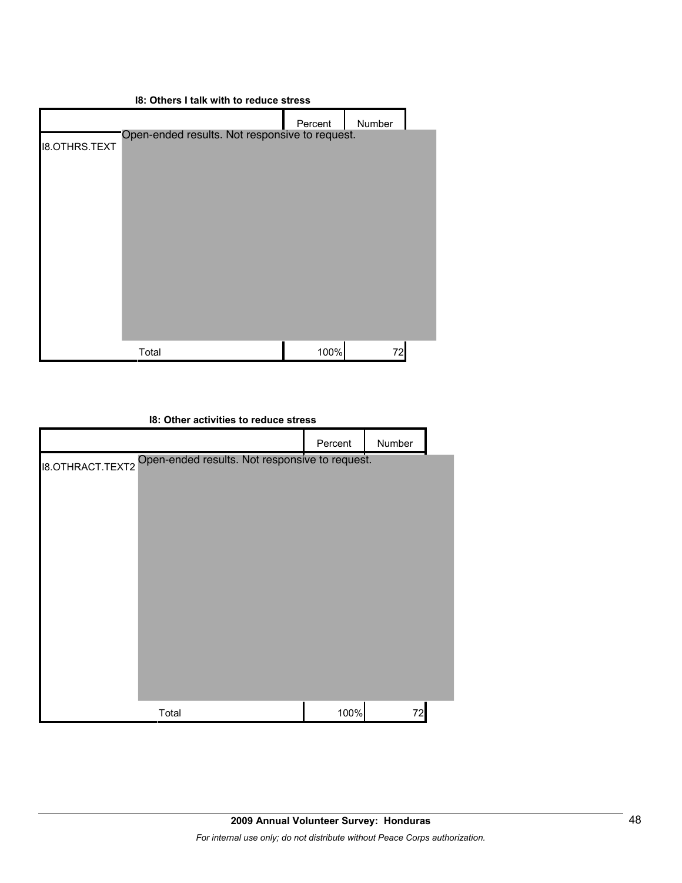**I8: Others I talk with to reduce stress**

| | | Percent | Number |
|---|---|---|---|
| I8.OTHRS.TEXT | Open-ended results. Not responsive to request. | | |
| | Total | 100% | 72 |

**I8: Other activities to reduce stress**

| | | Percent | Number |
|---|---|---|---|
| I8.OTHRACT.TEXT2 | Open-ended results. Not responsive to request. | | |
| | Total | 100% | 72 |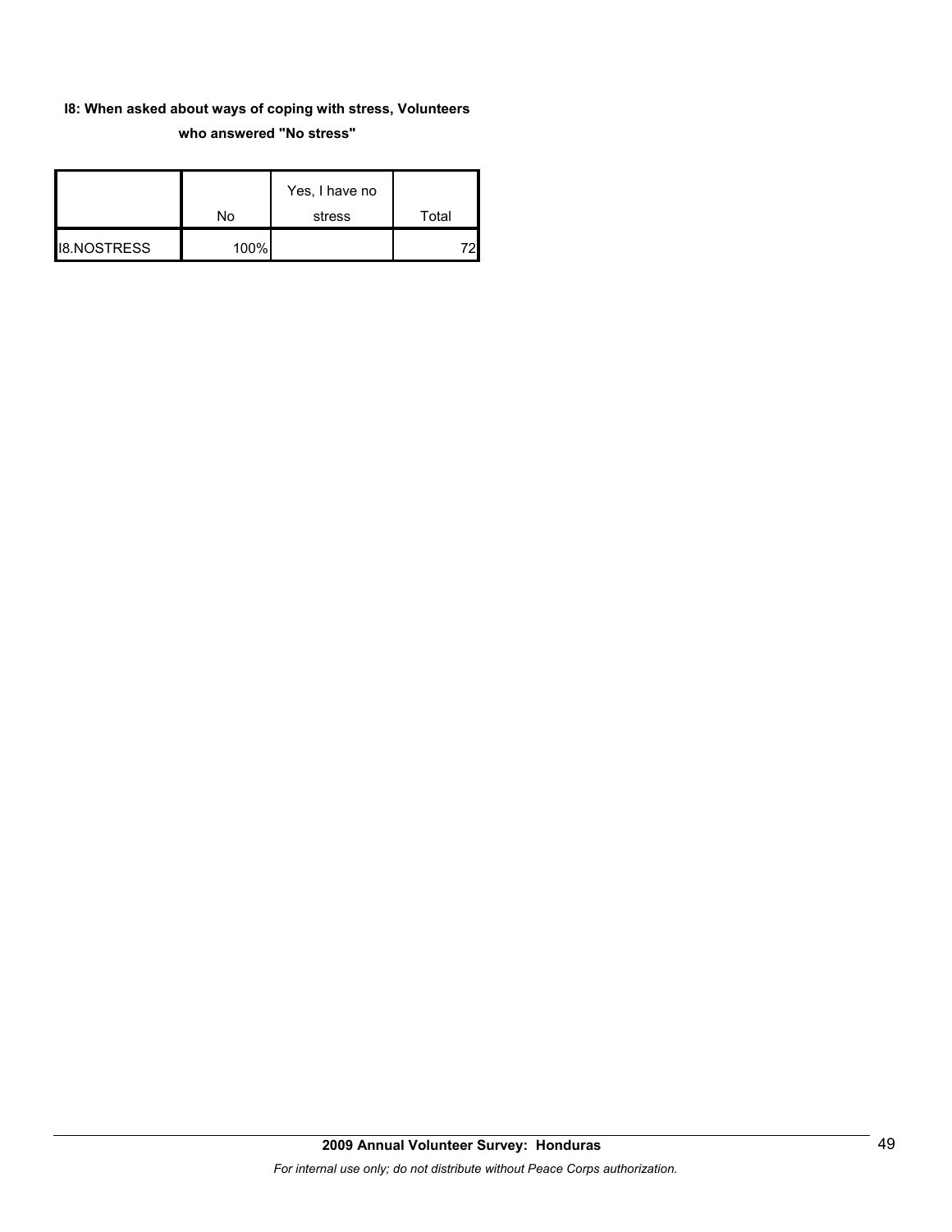**I8: When asked about ways of coping with stress, Volunteers who answered "No stress"**

| | No | Yes, I have no stress | Total |
|---|---|---|---|
| I8.NOSTRESS | 100% | | 72 |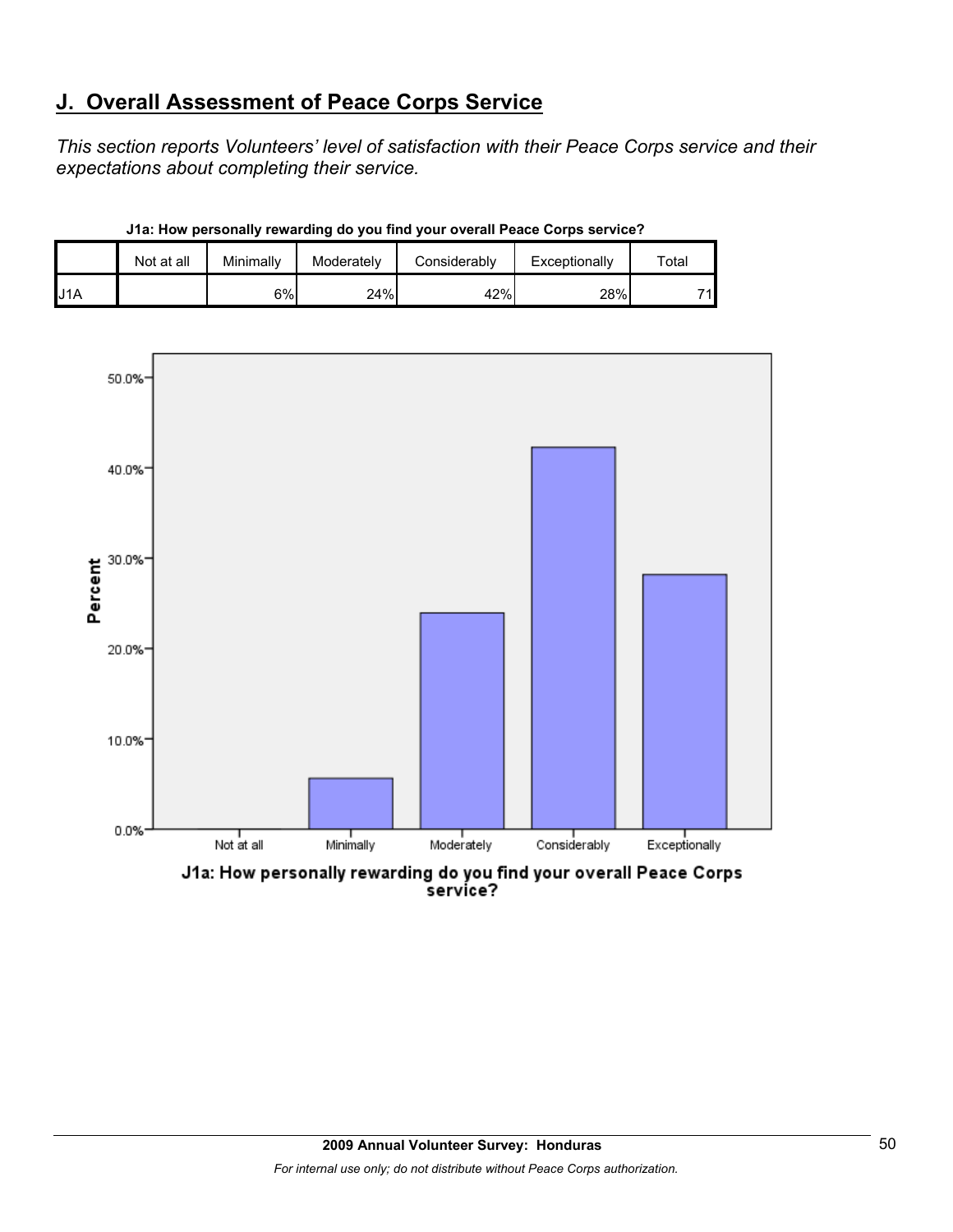## J. Overall Assessment of Peace Corps Service

*This section reports Volunteers' level of satisfaction with their Peace Corps service and their expectations about completing their service.*

**J1a: How personally rewarding do you find your overall Peace Corps service?**

| | Not at all | Minimally | Moderately | Considerably | Exceptionally | Total |
|---|---|---|---|---|---|---|
| J1A | | 6% | 24% | 42% | 28% | 71 |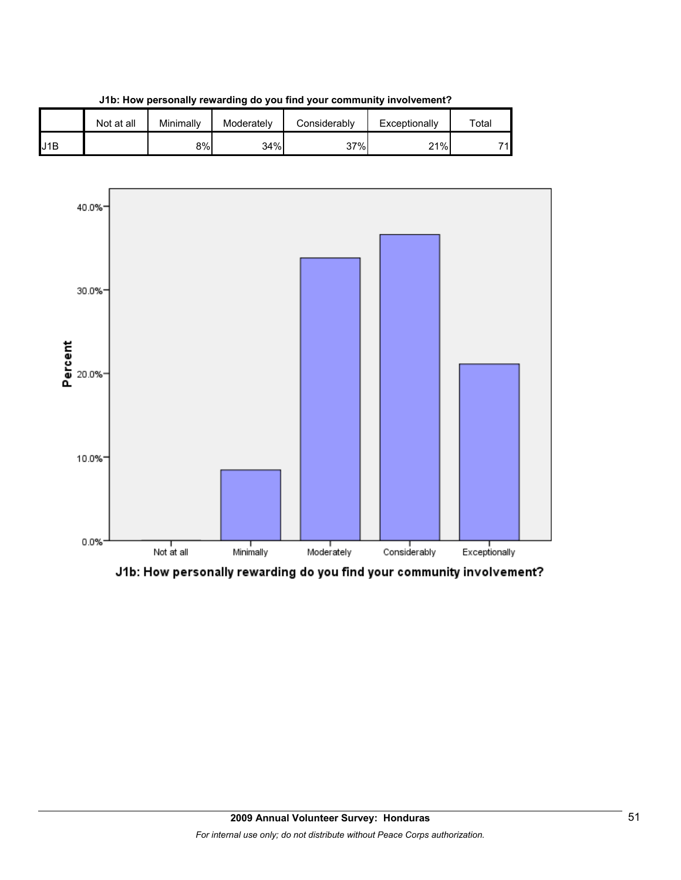**J1b: How personally rewarding do you find your community involvement?**

| | Not at all | Minimally | Moderately | Considerably | Exceptionally | Total |
|---|---|---|---|---|---|---|
| J1B | | 8% | 34% | 37% | 21% | 71 |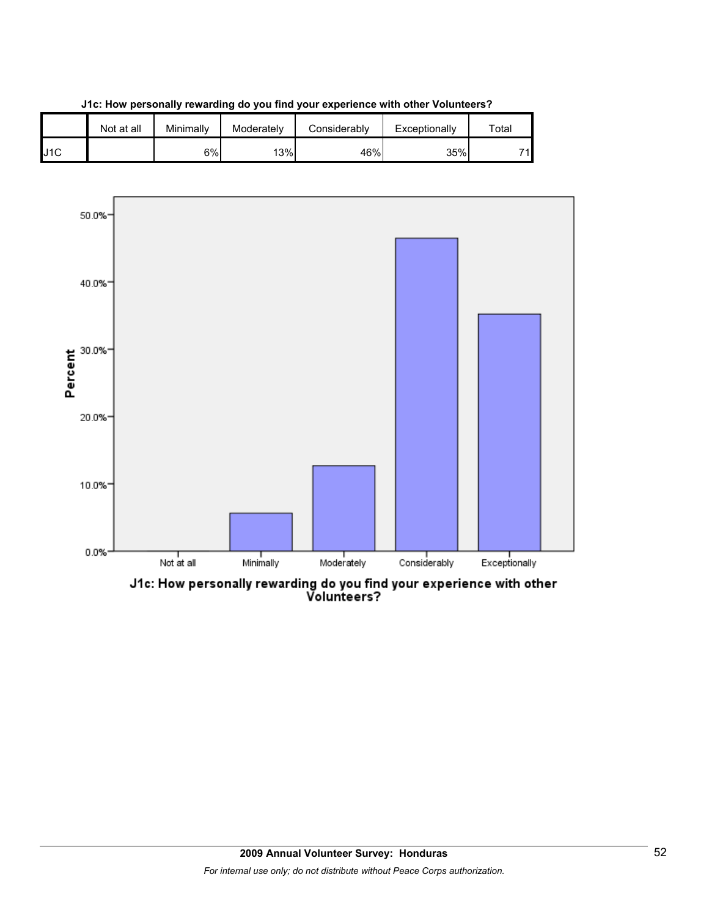**J1c: How personally rewarding do you find your experience with other Volunteers?**

| | Not at all | Minimally | Moderately | Considerably | Exceptionally | Total |
|---|---|---|---|---|---|---|
| J1C | | 6% | 13% | 46% | 35% | 71 |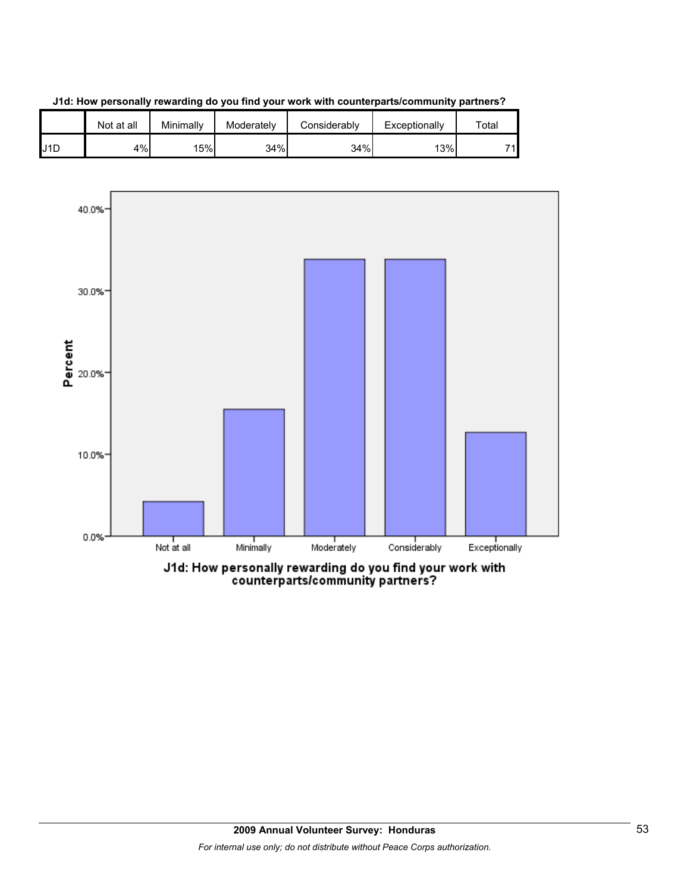**J1d: How personally rewarding do you find your work with counterparts/community partners?**

| | Not at all | Minimally | Moderately | Considerably | Exceptionally | Total |
|---|---|---|---|---|---|---|
| J1D | 4% | 15% | 34% | 34% | 13% | 71 |

J1d: How personally rewarding do you find your work with counterparts/community partners?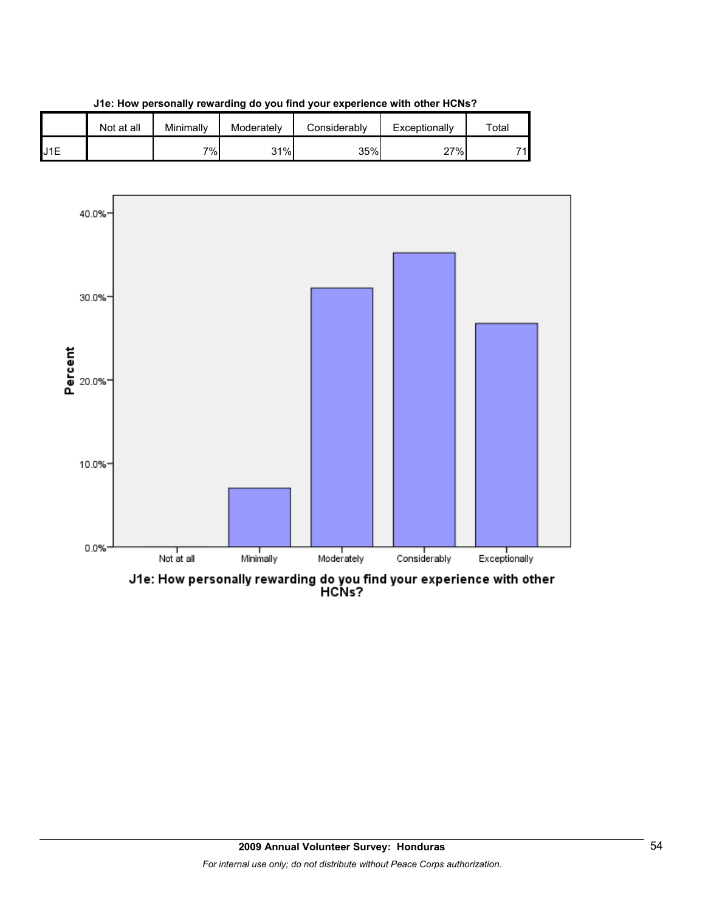**J1e: How personally rewarding do you find your experience with other HCNs?**

| | Not at all | Minimally | Moderately | Considerably | Exceptionally | Total |
|---|---|---|---|---|---|---|
| J1E | | 7% | 31% | 35% | 27% | 71 |

40.0%

30.0%

20.0%

10.0%

0.0%

Percent

Not at all | Minimally | Moderately | Considerably | Exceptionally

J1e: How personally rewarding do you find your experience with other HCNs?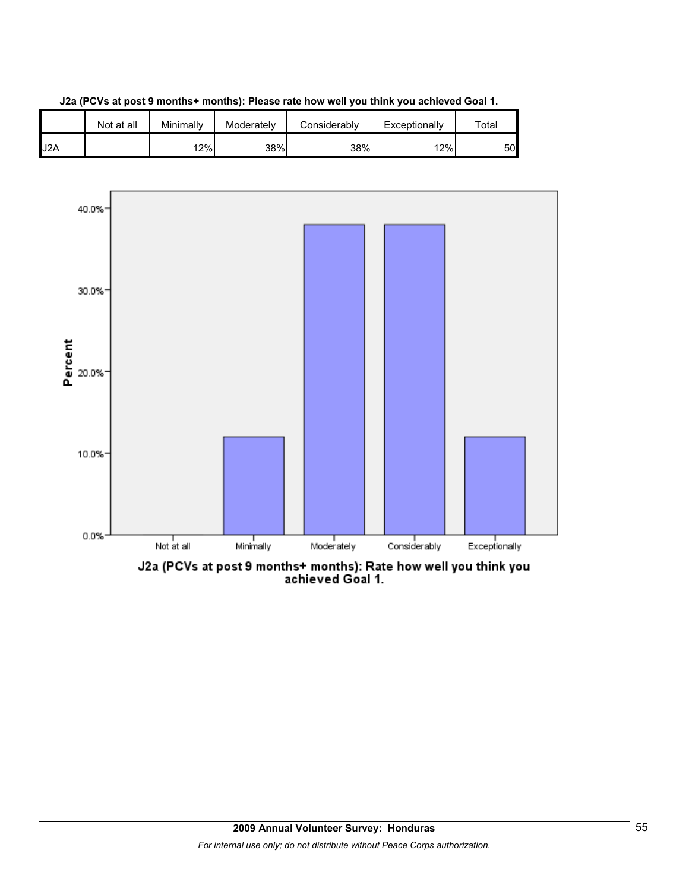**J2a (PCVs at post 9 months+ months): Please rate how well you think you achieved Goal 1.**

| | Not at all | Minimally | Moderately | Considerably | Exceptionally | Total |
|---|---|---|---|---|---|---|
| J2A | | 12% | 38% | 38% | 12% | 50 |

J2a (PCVs at post 9 months+ months): Rate how well you think you achieved Goal 1.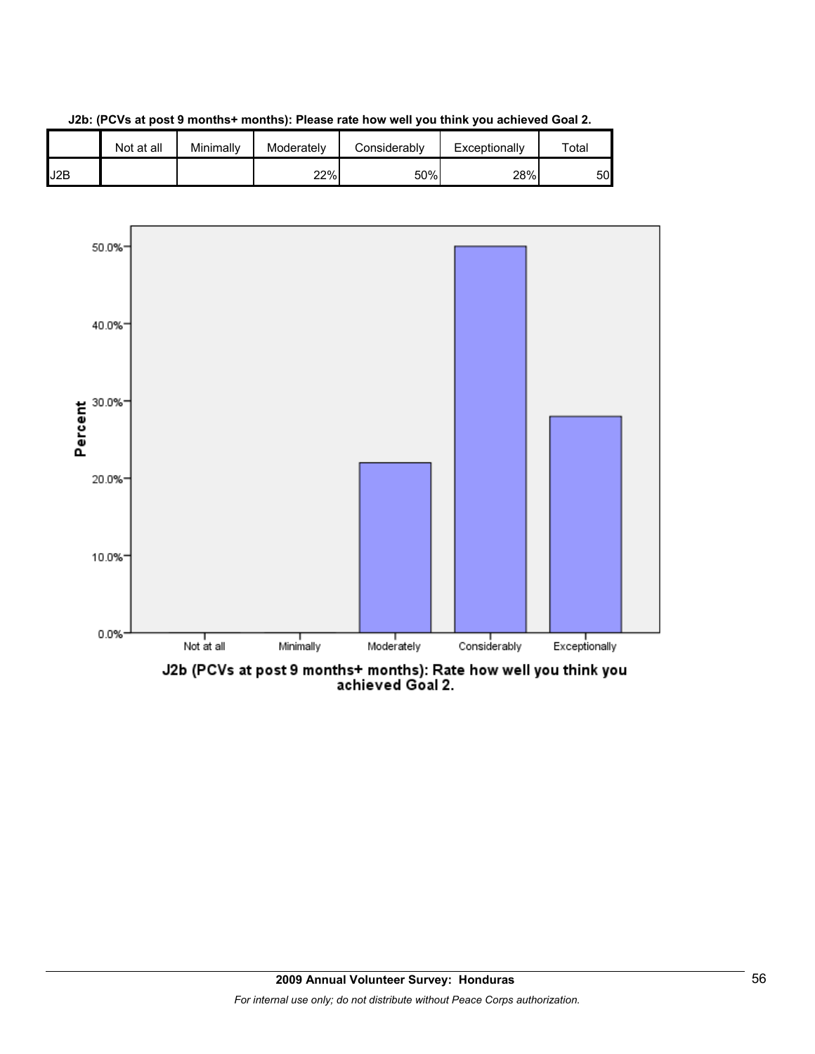**J2b: (PCVs at post 9 months+ months): Please rate how well you think you achieved Goal 2.**

| | Not at all | Minimally | Moderately | Considerably | Exceptionally | Total |
|---|---|---|---|---|---|---|
| J2B | | | 22% | 50% | 28% | 50 |

J2b (PCVs at post 9 months+ months): Rate how well you think you achieved Goal 2.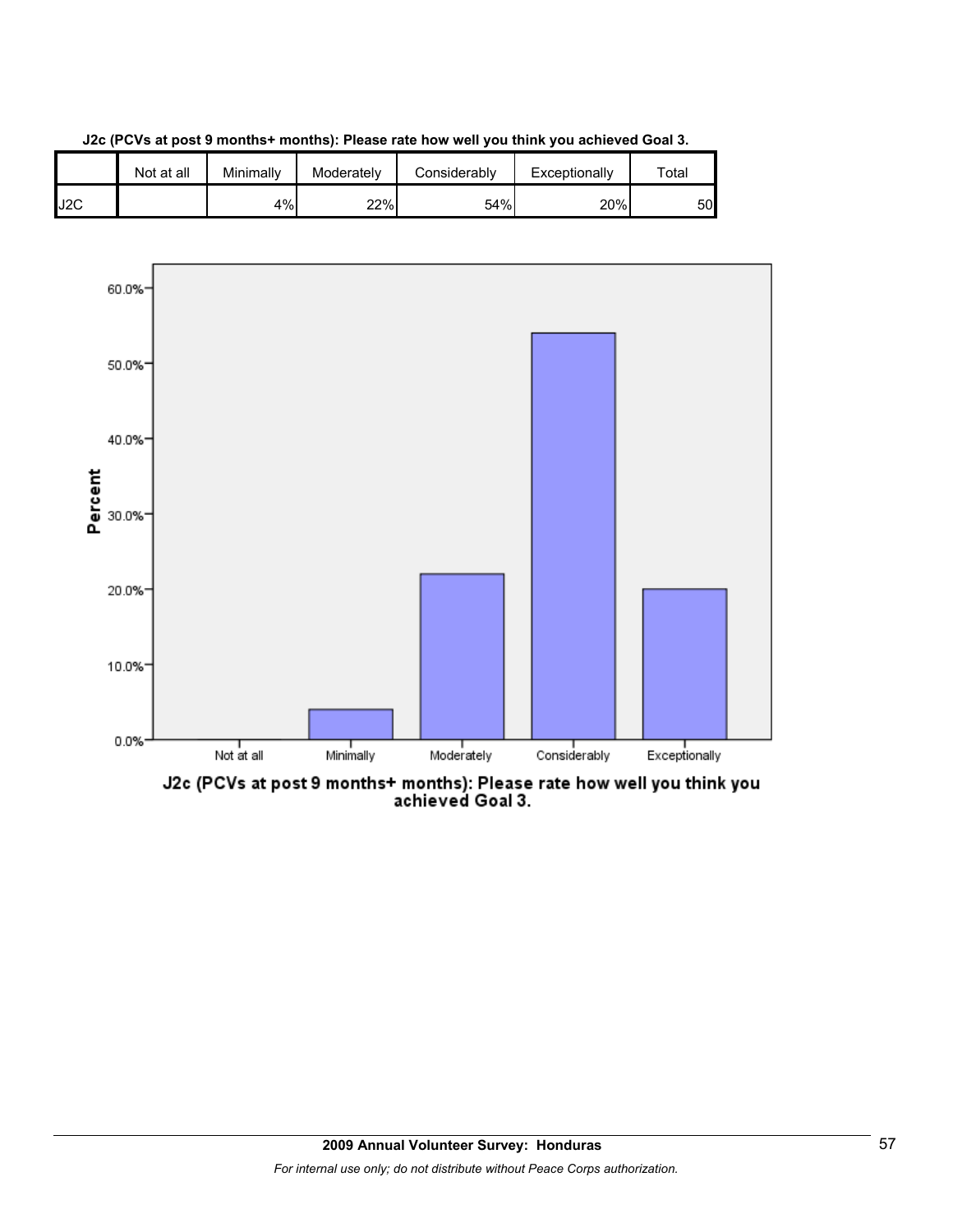**J2c (PCVs at post 9 months+ months): Please rate how well you think you achieved Goal 3.**

| | Not at all | Minimally | Moderately | Considerably | Exceptionally | Total |
|---|---|---|---|---|---|---|
| J2C | | 4% | 22% | 54% | 20% | 50 |

J2c (PCVs at post 9 months+ months): Please rate how well you think you achieved Goal 3.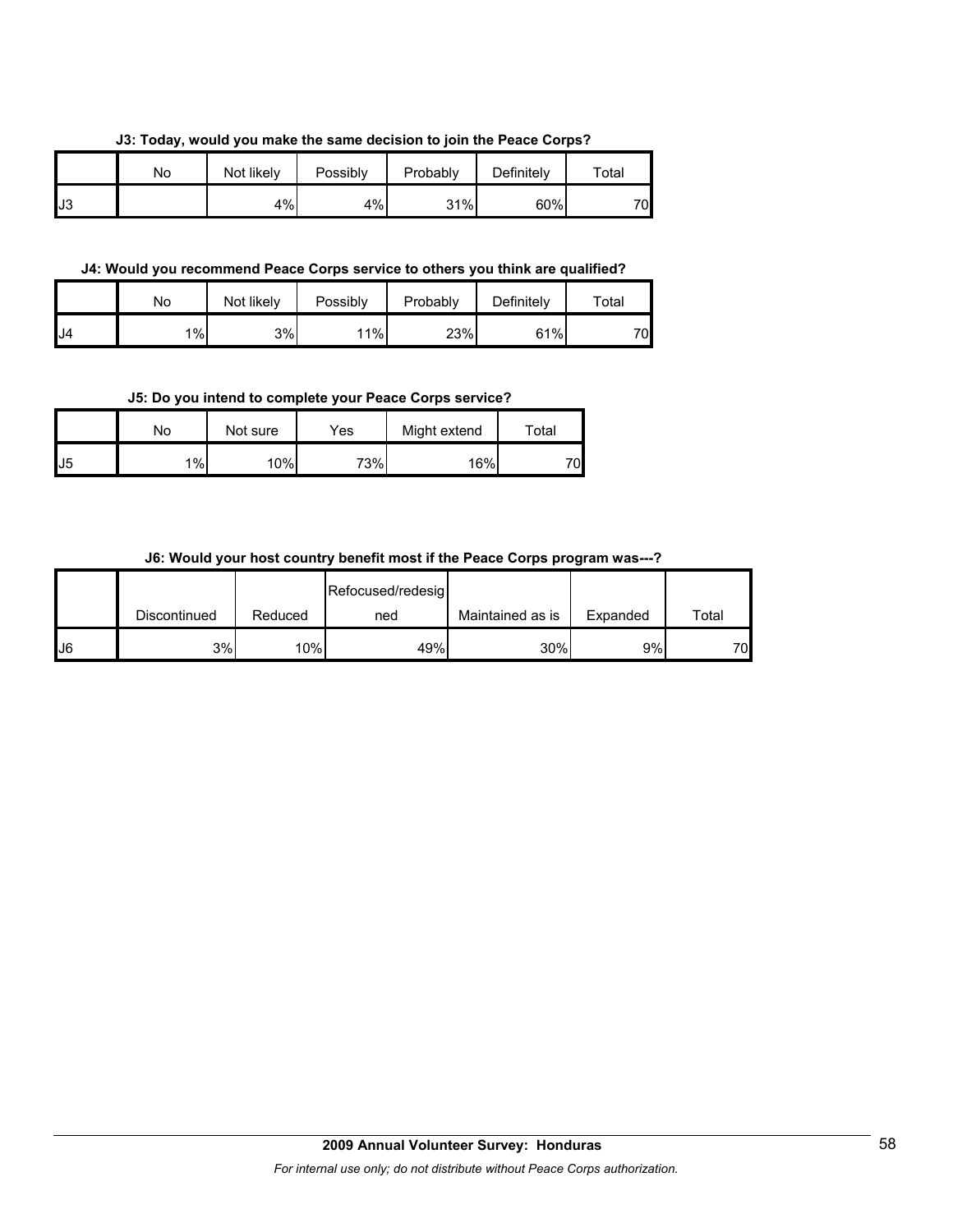**J3: Today, would you make the same decision to join the Peace Corps?**

| | No | Not likely | Possibly | Probably | Definitely | Total |
|---|---|---|---|---|---|---|
| J3 | | 4% | 4% | 31% | 60% | 70 |

**J4: Would you recommend Peace Corps service to others you think are qualified?**

| | No | Not likely | Possibly | Probably | Definitely | Total |
|---|---|---|---|---|---|---|
| J4 | 1% | 3% | 11% | 23% | 61% | 70 |

**J5: Do you intend to complete your Peace Corps service?**

| | No | Not sure | Yes | Might extend | Total |
|---|---|---|---|---|---|
| J5 | 1% | 10% | 73% | 16% | 70 |

**J6: Would your host country benefit most if the Peace Corps program was---?**

| | Discontinued | Reduced | Refocused/redesigned | Maintained as is | Expanded | Total |
|---|---|---|---|---|---|---|
| J6 | 3% | 10% | 49% | 30% | 9% | 70 |

**2009 Annual Volunteer Survey: Honduras**

*For internal use only; do not distribute without Peace Corps authorization.*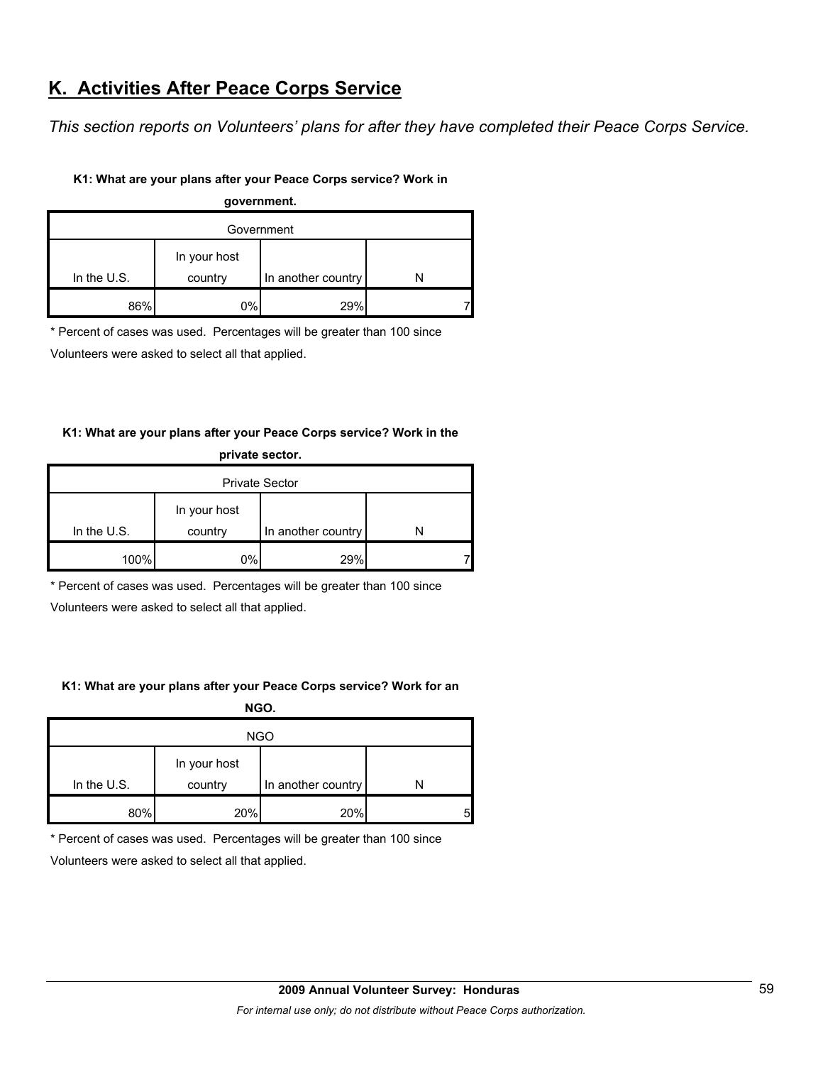## K. Activities After Peace Corps Service

*This section reports on Volunteers' plans for after they have completed their Peace Corps Service.*

**K1: What are your plans after your Peace Corps service? Work in government.**

| Government | | | |
|---|---|---|---|
| In the U.S. | In your host country | In another country | N |
| 86% | 0% | 29% | 7 |

* Percent of cases was used. Percentages will be greater than 100 since Volunteers were asked to select all that applied.

**K1: What are your plans after your Peace Corps service? Work in the private sector.**

| Private Sector | | | |
|---|---|---|---|
| In the U.S. | In your host country | In another country | N |
| 100% | 0% | 29% | 7 |

* Percent of cases was used. Percentages will be greater than 100 since Volunteers were asked to select all that applied.

**K1: What are your plans after your Peace Corps service? Work for an NGO.**

| NGO | | | |
|---|---|---|---|
| In the U.S. | In your host country | In another country | N |
| 80% | 20% | 20% | 5 |

* Percent of cases was used. Percentages will be greater than 100 since Volunteers were asked to select all that applied.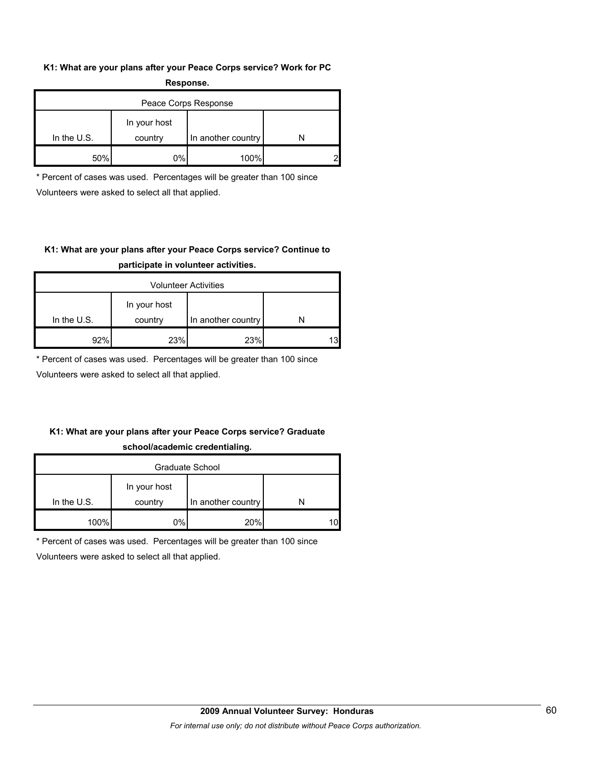**K1: What are your plans after your Peace Corps service? Work for PC Response.**

| Peace Corps Response | | | |
|---|---|---|---|
| In the U.S. | In your host country | In another country | N |
| 50% | 0% | 100% | 2 |

* Percent of cases was used. Percentages will be greater than 100 since Volunteers were asked to select all that applied.

**K1: What are your plans after your Peace Corps service? Continue to participate in volunteer activities.**

| Volunteer Activities | | | |
|---|---|---|---|
| In the U.S. | In your host country | In another country | N |
| 92% | 23% | 23% | 13 |

* Percent of cases was used. Percentages will be greater than 100 since Volunteers were asked to select all that applied.

**K1: What are your plans after your Peace Corps service? Graduate school/academic credentialing.**

| Graduate School | | | |
|---|---|---|---|
| In the U.S. | In your host country | In another country | N |
| 100% | 0% | 20% | 10 |

* Percent of cases was used. Percentages will be greater than 100 since Volunteers were asked to select all that applied.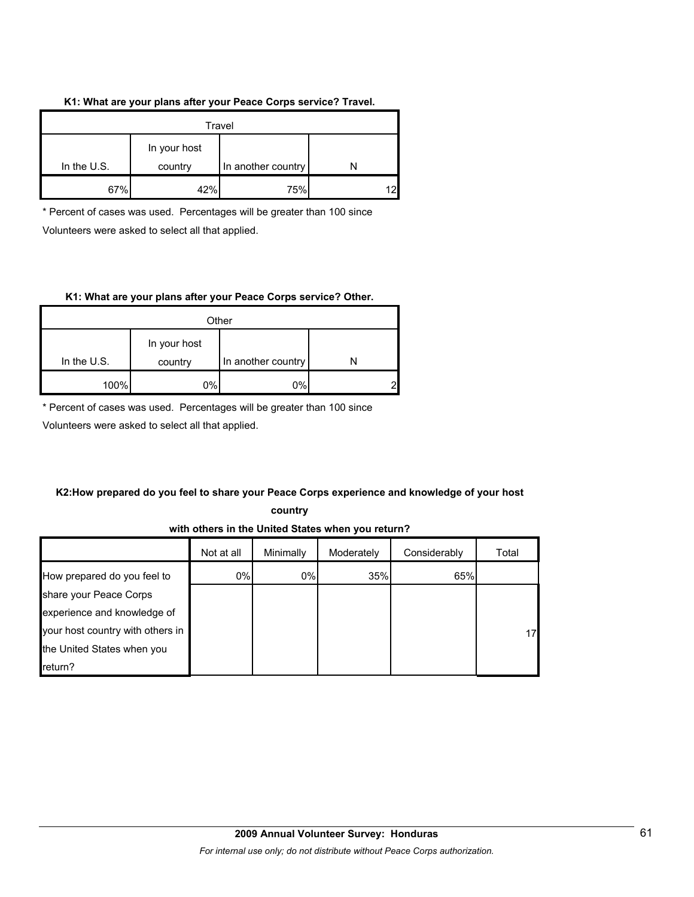**K1: What are your plans after your Peace Corps service? Travel.**

| Travel | | | |
|---|---|---|---|
| In the U.S. | In your host country | In another country | N |
| 67% | 42% | 75% | 12 |

\* Percent of cases was used. Percentages will be greater than 100 since Volunteers were asked to select all that applied.

**K1: What are your plans after your Peace Corps service? Other.**

| Other | | | |
|---|---|---|---|
| In the U.S. | In your host country | In another country | N |
| 100% | 0% | 0% | 2 |

\* Percent of cases was used. Percentages will be greater than 100 since Volunteers were asked to select all that applied.

**K2:How prepared do you feel to share your Peace Corps experience and knowledge of your host country with others in the United States when you return?**

| | Not at all | Minimally | Moderately | Considerably | Total |
|---|---|---|---|---|---|
| How prepared do you feel to share your Peace Corps experience and knowledge of your host country with others in the United States when you return? | 0% | 0% | 35% | 65% | 17 |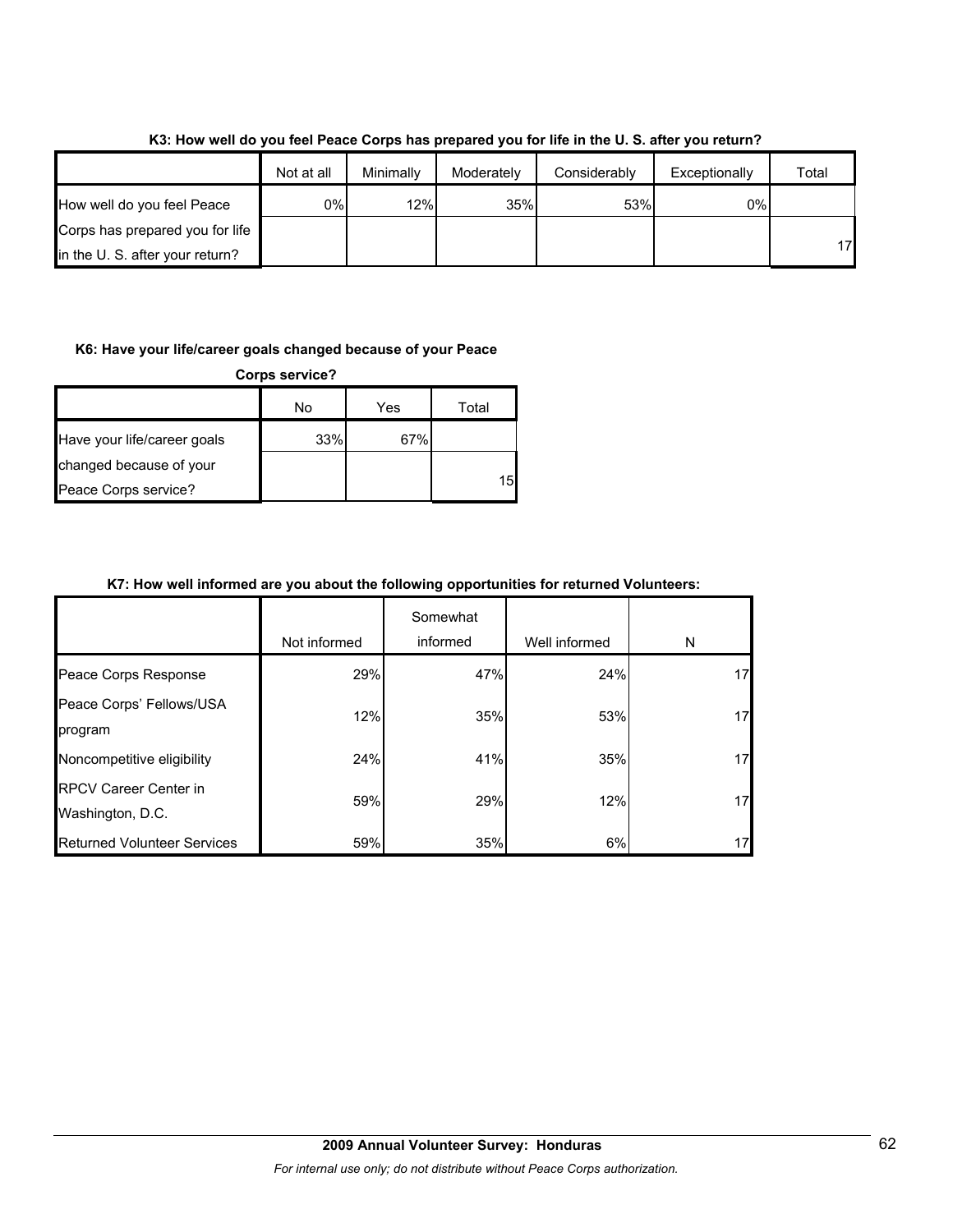**K3: How well do you feel Peace Corps has prepared you for life in the U. S. after you return?**

| | Not at all | Minimally | Moderately | Considerably | Exceptionally | Total |
|---|---|---|---|---|---|---|
| How well do you feel Peace Corps has prepared you for life in the U. S. after your return? | 0% | 12% | 35% | 53% | 0% | 17 |

**K6: Have your life/career goals changed because of your Peace Corps service?**

| | No | Yes | Total |
|---|---|---|---|
| Have your life/career goals changed because of your Peace Corps service? | 33% | 67% | 15 |

**K7: How well informed are you about the following opportunities for returned Volunteers:**

| | Not informed | Somewhat informed | Well informed | N |
|---|---|---|---|---|
| Peace Corps Response | 29% | 47% | 24% | 17 |
| Peace Corps' Fellows/USA program | 12% | 35% | 53% | 17 |
| Noncompetitive eligibility | 24% | 41% | 35% | 17 |
| RPCV Career Center in Washington, D.C. | 59% | 29% | 12% | 17 |
| Returned Volunteer Services | 59% | 35% | 6% | 17 |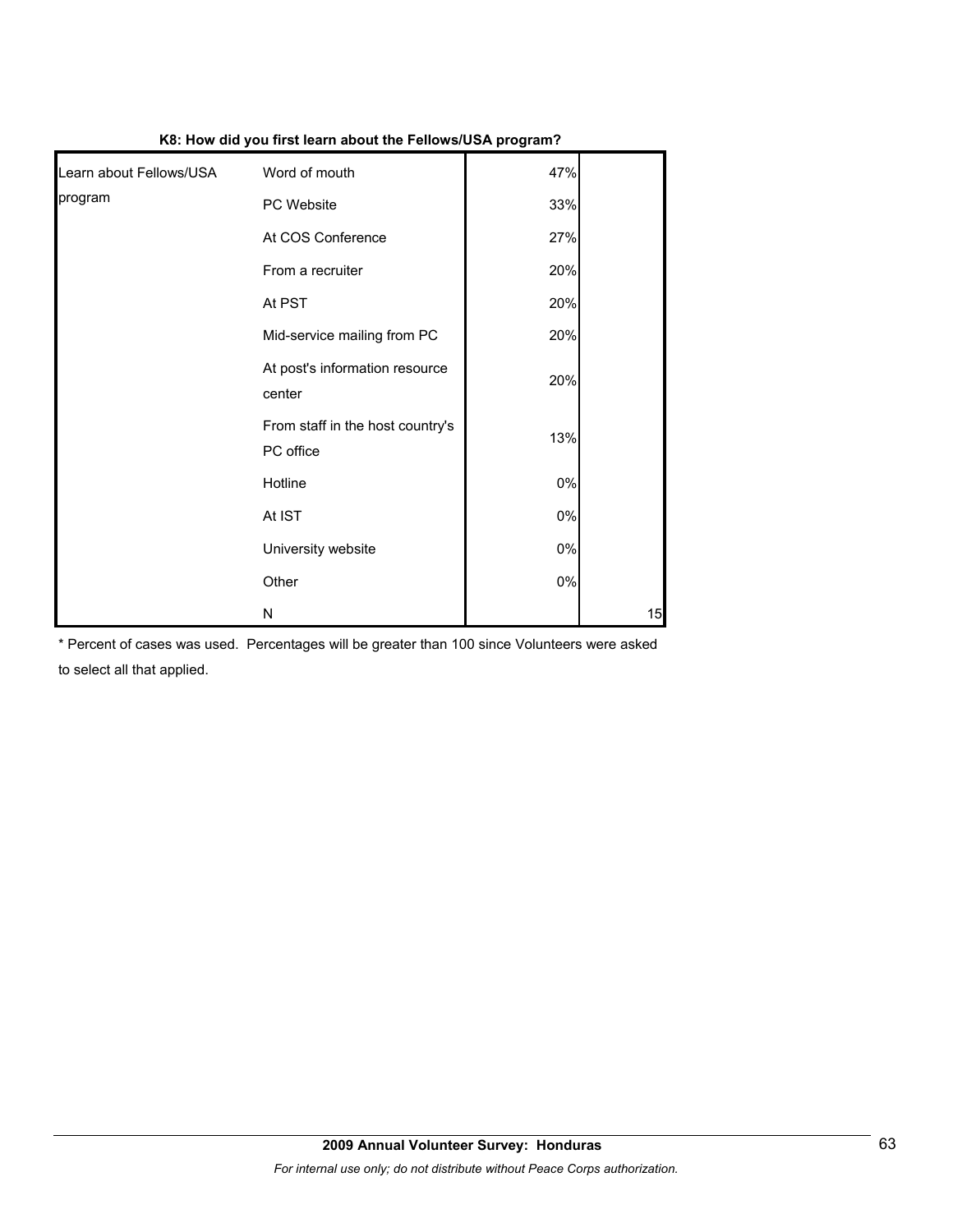**K8: How did you first learn about the Fellows/USA program?**

| | | | |
|---|---|---|---|
| Learn about Fellows/USA program | Word of mouth | 47% | |
| | PC Website | 33% | |
| | At COS Conference | 27% | |
| | From a recruiter | 20% | |
| | At PST | 20% | |
| | Mid-service mailing from PC | 20% | |
| | At post's information resource center | 20% | |
| | From staff in the host country's PC office | 13% | |
| | Hotline | 0% | |
| | At IST | 0% | |
| | University website | 0% | |
| | Other | 0% | |
| | N | | 15 |

* Percent of cases was used. Percentages will be greater than 100 since Volunteers were asked to select all that applied.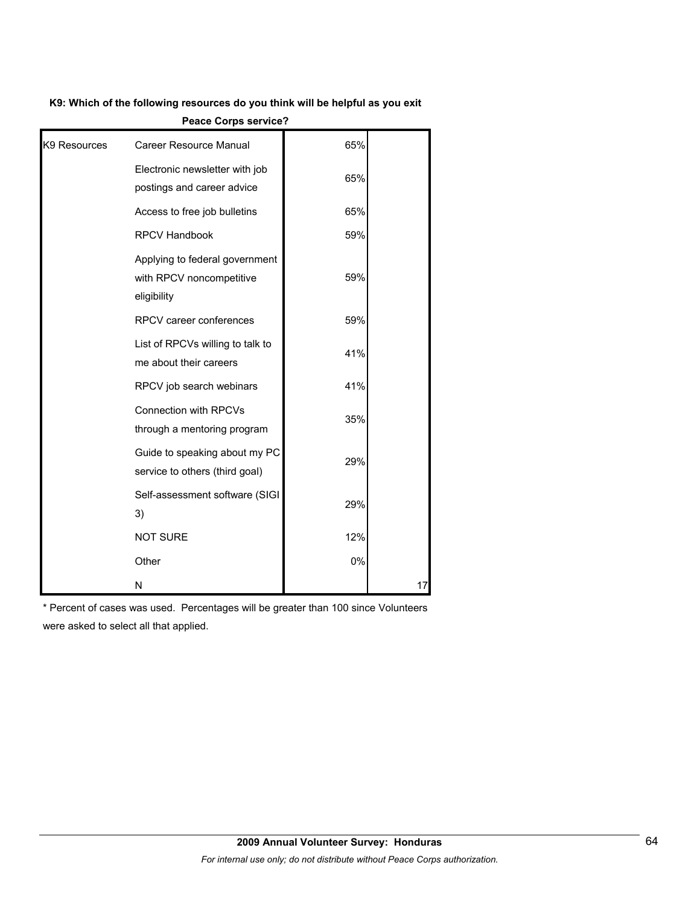**K9: Which of the following resources do you think will be helpful as you exit Peace Corps service?**

| | | | |
|---|---|---|---|
| K9 Resources | Career Resource Manual | 65% | |
| | Electronic newsletter with job postings and career advice | 65% | |
| | Access to free job bulletins | 65% | |
| | RPCV Handbook | 59% | |
| | Applying to federal government with RPCV noncompetitive eligibility | 59% | |
| | RPCV career conferences | 59% | |
| | List of RPCVs willing to talk to me about their careers | 41% | |
| | RPCV job search webinars | 41% | |
| | Connection with RPCVs through a mentoring program | 35% | |
| | Guide to speaking about my PC service to others (third goal) | 29% | |
| | Self-assessment software (SIGI 3) | 29% | |
| | NOT SURE | 12% | |
| | Other | 0% | |
| | N | | 17 |

* Percent of cases was used. Percentages will be greater than 100 since Volunteers were asked to select all that applied.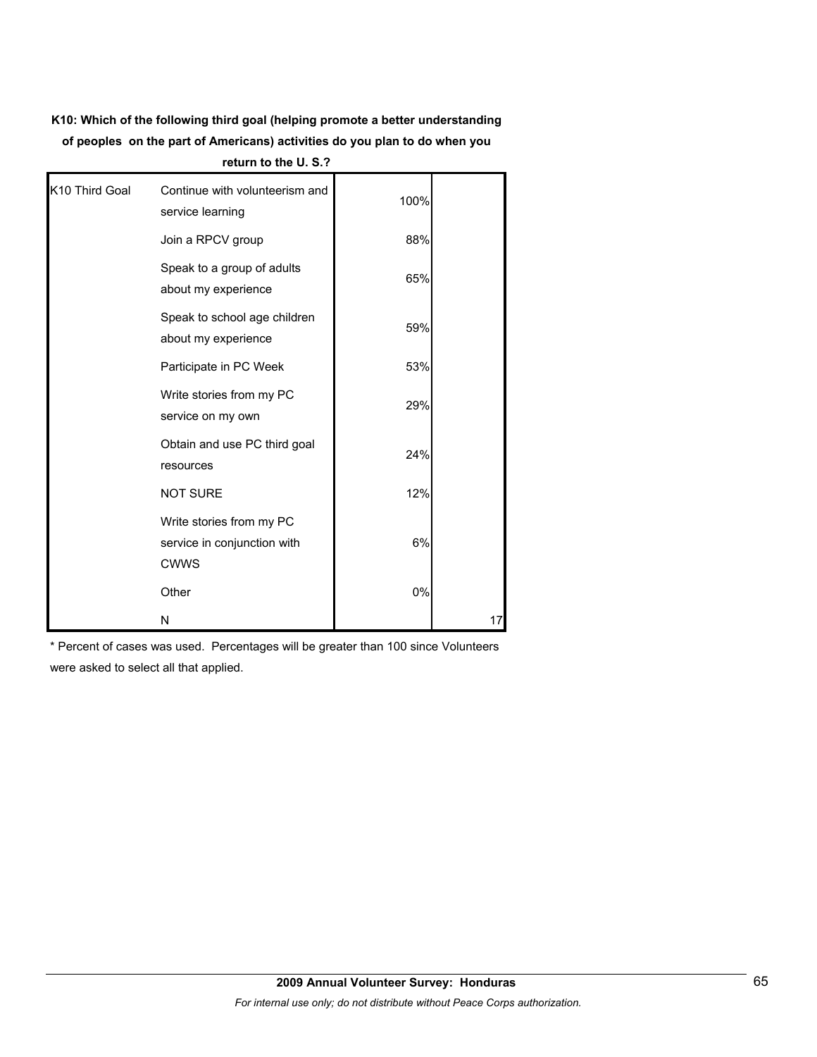**K10: Which of the following third goal (helping promote a better understanding of peoples on the part of Americans) activities do you plan to do when you return to the U. S.?**

| | | | |
|---|---|---|---|
| K10 Third Goal | Continue with volunteerism and service learning | 100% | |
| | Join a RPCV group | 88% | |
| | Speak to a group of adults about my experience | 65% | |
| | Speak to school age children about my experience | 59% | |
| | Participate in PC Week | 53% | |
| | Write stories from my PC service on my own | 29% | |
| | Obtain and use PC third goal resources | 24% | |
| | NOT SURE | 12% | |
| | Write stories from my PC service in conjunction with CWWS | 6% | |
| | Other | 0% | |
| | N | | 17 |

* Percent of cases was used. Percentages will be greater than 100 since Volunteers were asked to select all that applied.